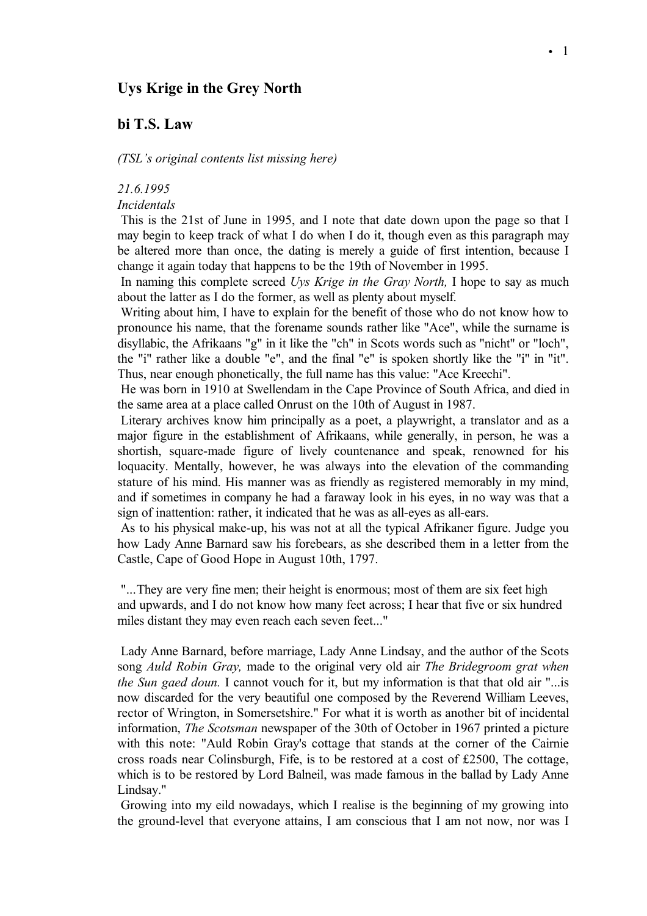## Uys Krige in the Grey North

## bi T.S. Law

*(TSL's original contents list missing here)*

*21.6.1995*
*Incidentals*

This is the 21st of June in 1995, and I note that date down upon the page so that I may begin to keep track of what I do when I do it, though even as this paragraph may be altered more than once, the dating is merely a guide of first intention, because I change it again today that happens to be the 19th of November in 1995.

In naming this complete screed *Uys Krige in the Gray North,* I hope to say as much about the latter as I do the former, as well as plenty about myself.

Writing about him, I have to explain for the benefit of those who do not know how to pronounce his name, that the forename sounds rather like "Ace", while the surname is disyllabic, the Afrikaans "g" in it like the "ch" in Scots words such as "nicht" or "loch", the "i" rather like a double "e", and the final "e" is spoken shortly like the "i" in "it". Thus, near enough phonetically, the full name has this value: "Ace Kreechi".

He was born in 1910 at Swellendam in the Cape Province of South Africa, and died in the same area at a place called Onrust on the 10th of August in 1987.

Literary archives know him principally as a poet, a playwright, a translator and as a major figure in the establishment of Afrikaans, while generally, in person, he was a shortish, square-made figure of lively countenance and speak, renowned for his loquacity. Mentally, however, he was always into the elevation of the commanding stature of his mind. His manner was as friendly as registered memorably in my mind, and if sometimes in company he had a faraway look in his eyes, in no way was that a sign of inattention: rather, it indicated that he was as all-eyes as all-ears.

As to his physical make-up, his was not at all the typical Afrikaner figure. Judge you how Lady Anne Barnard saw his forebears, as she described them in a letter from the Castle, Cape of Good Hope in August 10th, 1797.

> "...They are very fine men; their height is enormous; most of them are six feet high and upwards, and I do not know how many feet across; I hear that five or six hundred miles distant they may even reach each seven feet..."

Lady Anne Barnard, before marriage, Lady Anne Lindsay, and the author of the Scots song *Auld Robin Gray,* made to the original very old air *The Bridegroom grat when the Sun gaed doun.* I cannot vouch for it, but my information is that that old air "...is now discarded for the very beautiful one composed by the Reverend William Leeves, rector of Wrington, in Somersetshire." For what it is worth as another bit of incidental information, *The Scotsman* newspaper of the 30th of October in 1967 printed a picture with this note: "Auld Robin Gray's cottage that stands at the corner of the Cairnie cross roads near Colinsburgh, Fife, is to be restored at a cost of £2500, The cottage, which is to be restored by Lord Balneil, was made famous in the ballad by Lady Anne Lindsay."

Growing into my eild nowadays, which I realise is the beginning of my growing into the ground-level that everyone attains, I am conscious that I am not now, nor was I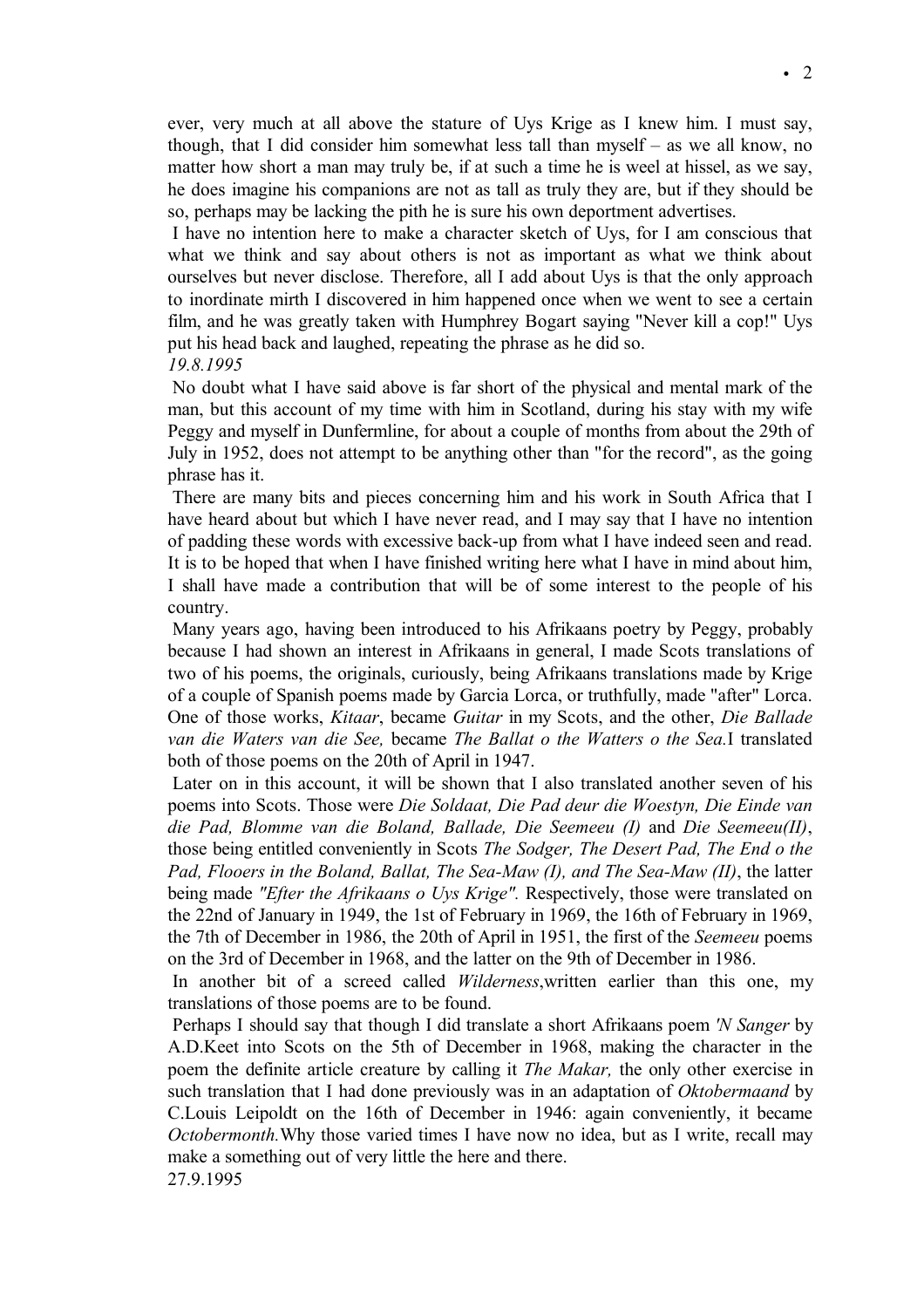ever, very much at all above the stature of Uys Krige as I knew him. I must say, though, that I did consider him somewhat less tall than myself – as we all know, no matter how short a man may truly be, if at such a time he is weel at hissel, as we say, he does imagine his companions are not as tall as truly they are, but if they should be so, perhaps may be lacking the pith he is sure his own deportment advertises.

I have no intention here to make a character sketch of Uys, for I am conscious that what we think and say about others is not as important as what we think about ourselves but never disclose. Therefore, all I add about Uys is that the only approach to inordinate mirth I discovered in him happened once when we went to see a certain film, and he was greatly taken with Humphrey Bogart saying "Never kill a cop!" Uys put his head back and laughed, repeating the phrase as he did so.

*19.8.1995*

No doubt what I have said above is far short of the physical and mental mark of the man, but this account of my time with him in Scotland, during his stay with my wife Peggy and myself in Dunfermline, for about a couple of months from about the 29th of July in 1952, does not attempt to be anything other than "for the record", as the going phrase has it.

There are many bits and pieces concerning him and his work in South Africa that I have heard about but which I have never read, and I may say that I have no intention of padding these words with excessive back-up from what I have indeed seen and read. It is to be hoped that when I have finished writing here what I have in mind about him, I shall have made a contribution that will be of some interest to the people of his country.

Many years ago, having been introduced to his Afrikaans poetry by Peggy, probably because I had shown an interest in Afrikaans in general, I made Scots translations of two of his poems, the originals, curiously, being Afrikaans translations made by Krige of a couple of Spanish poems made by Garcia Lorca, or truthfully, made "after" Lorca. One of those works, *Kitaar*, became *Guitar* in my Scots, and the other, *Die Ballade van die Waters van die See,* became *The Ballat o the Watters o the Sea.*I translated both of those poems on the 20th of April in 1947.

Later on in this account, it will be shown that I also translated another seven of his poems into Scots. Those were *Die Soldaat, Die Pad deur die Woestyn, Die Einde van die Pad, Blomme van die Boland, Ballade, Die Seemeeu (I)* and *Die Seemeeu(II)*, those being entitled conveniently in Scots *The Sodger, The Desert Pad, The End o the Pad, Flooers in the Boland, Ballat, The Sea-Maw (I), and The Sea-Maw (II)*, the latter being made *"Efter the Afrikaans o Uys Krige".* Respectively, those were translated on the 22nd of January in 1949, the 1st of February in 1969, the 16th of February in 1969, the 7th of December in 1986, the 20th of April in 1951, the first of the *Seemeeu* poems on the 3rd of December in 1968, and the latter on the 9th of December in 1986.

In another bit of a screed called *Wilderness*,written earlier than this one, my translations of those poems are to be found.

Perhaps I should say that though I did translate a short Afrikaans poem *'N Sanger* by A.D.Keet into Scots on the 5th of December in 1968, making the character in the poem the definite article creature by calling it *The Makar,* the only other exercise in such translation that I had done previously was in an adaptation of *Oktobermaand* by C.Louis Leipoldt on the 16th of December in 1946: again conveniently, it became *Octobermonth.*Why those varied times I have now no idea, but as I write, recall may make a something out of very little the here and there.

27.9.1995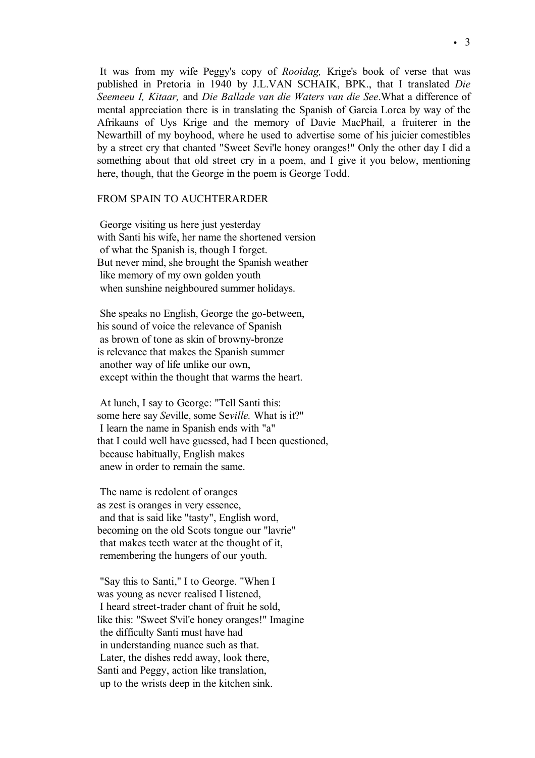It was from my wife Peggy's copy of *Rooidag,* Krige's book of verse that was published in Pretoria in 1940 by J.L.VAN SCHAIK, BPK., that I translated *Die Seemeeu I, Kitaar,* and *Die Ballade van die Waters van die See*.What a difference of mental appreciation there is in translating the Spanish of Garcia Lorca by way of the Afrikaans of Uys Krige and the memory of Davie MacPhail, a fruiterer in the Newarthill of my boyhood, where he used to advertise some of his juicier comestibles by a street cry that chanted "Sweet Sevi'le honey oranges!" Only the other day I did a something about that old street cry in a poem, and I give it you below, mentioning here, though, that the George in the poem is George Todd.

FROM SPAIN TO AUCHTERARDER

George visiting us here just yesterday
with Santi his wife, her name the shortened version
of what the Spanish is, though I forget.
But never mind, she brought the Spanish weather
like memory of my own golden youth
when sunshine neighboured summer holidays.

She speaks no English, George the go-between,
his sound of voice the relevance of Spanish
as brown of tone as skin of browny-bronze
is relevance that makes the Spanish summer
another way of life unlike our own,
except within the thought that warms the heart.

At lunch, I say to George: "Tell Santi this:
some here say *Se*ville, some Se*ville.* What is it?"
I learn the name in Spanish ends with "a"
that I could well have guessed, had I been questioned,
because habitually, English makes
anew in order to remain the same.

The name is redolent of oranges
as zest is oranges in very essence,
and that is said like "tasty", English word,
becoming on the old Scots tongue our "lavrie"
that makes teeth water at the thought of it,
remembering the hungers of our youth.

"Say this to Santi," I to George. "When I
was young as never realised I listened,
I heard street-trader chant of fruit he sold,
like this: "Sweet S'vil'e honey oranges!" Imagine
the difficulty Santi must have had
in understanding nuance such as that.
Later, the dishes redd away, look there,
Santi and Peggy, action like translation,
up to the wrists deep in the kitchen sink.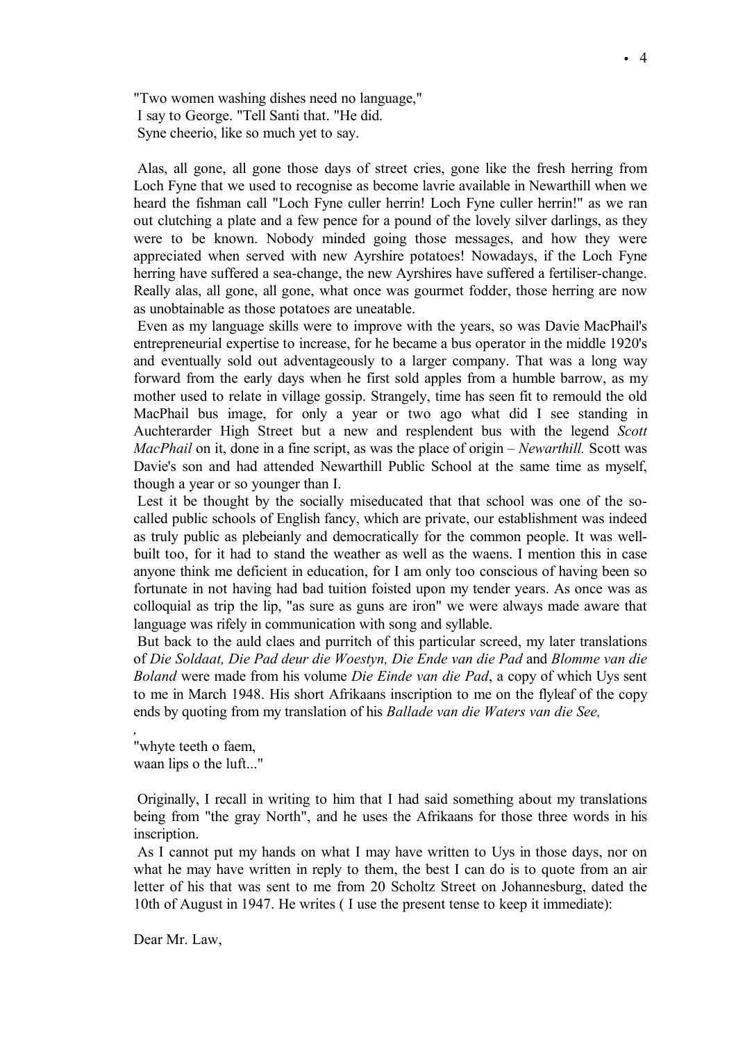"Two women washing dishes need no language,"
I say to George. "Tell Santi that. "He did.
Syne cheerio, like so much yet to say.

Alas, all gone, all gone those days of street cries, gone like the fresh herring from Loch Fyne that we used to recognise as become lavrie available in Newarthill when we heard the fishman call "Loch Fyne culler herrin! Loch Fyne culler herrin!" as we ran out clutching a plate and a few pence for a pound of the lovely silver darlings, as they were to be known. Nobody minded going those messages, and how they were appreciated when served with new Ayrshire potatoes! Nowadays, if the Loch Fyne herring have suffered a sea-change, the new Ayrshires have suffered a fertiliser-change. Really alas, all gone, all gone, what once was gourmet fodder, those herring are now as unobtainable as those potatoes are uneatable.

Even as my language skills were to improve with the years, so was Davie MacPhail's entrepreneurial expertise to increase, for he became a bus operator in the middle 1920's and eventually sold out adventageously to a larger company. That was a long way forward from the early days when he first sold apples from a humble barrow, as my mother used to relate in village gossip. Strangely, time has seen fit to remould the old MacPhail bus image, for only a year or two ago what did I see standing in Auchterarder High Street but a new and resplendent bus with the legend *Scott MacPhail* on it, done in a fine script, as was the place of origin – *Newarthill.* Scott was Davie's son and had attended Newarthill Public School at the same time as myself, though a year or so younger than I.

Lest it be thought by the socially miseducated that that school was one of the so-called public schools of English fancy, which are private, our establishment was indeed as truly public as plebeianly and democratically for the common people. It was well-built too, for it had to stand the weather as well as the waens. I mention this in case anyone think me deficient in education, for I am only too conscious of having been so fortunate in not having had bad tuition foisted upon my tender years. As once was as colloquial as trip the lip, "as sure as guns are iron" we were always made aware that language was rifely in communication with song and syllable.

But back to the auld claes and purritch of this particular screed, my later translations of *Die Soldaat, Die Pad deur die Woestyn, Die Ende van die Pad* and *Blomme van die Boland* were made from his volume *Die Einde van die Pad*, a copy of which Uys sent to me in March 1948. His short Afrikaans inscription to me on the flyleaf of the copy ends by quoting from my translation of his *Ballade van die Waters van die See,*

,
"whyte teeth o faem,
waan lips o the luft..."

Originally, I recall in writing to him that I had said something about my translations being from "the gray North", and he uses the Afrikaans for those three words in his inscription.

As I cannot put my hands on what I may have written to Uys in those days, nor on what he may have written in reply to them, the best I can do is to quote from an air letter of his that was sent to me from 20 Scholtz Street on Johannesburg, dated the 10th of August in 1947. He writes ( I use the present tense to keep it immediate):

Dear Mr. Law,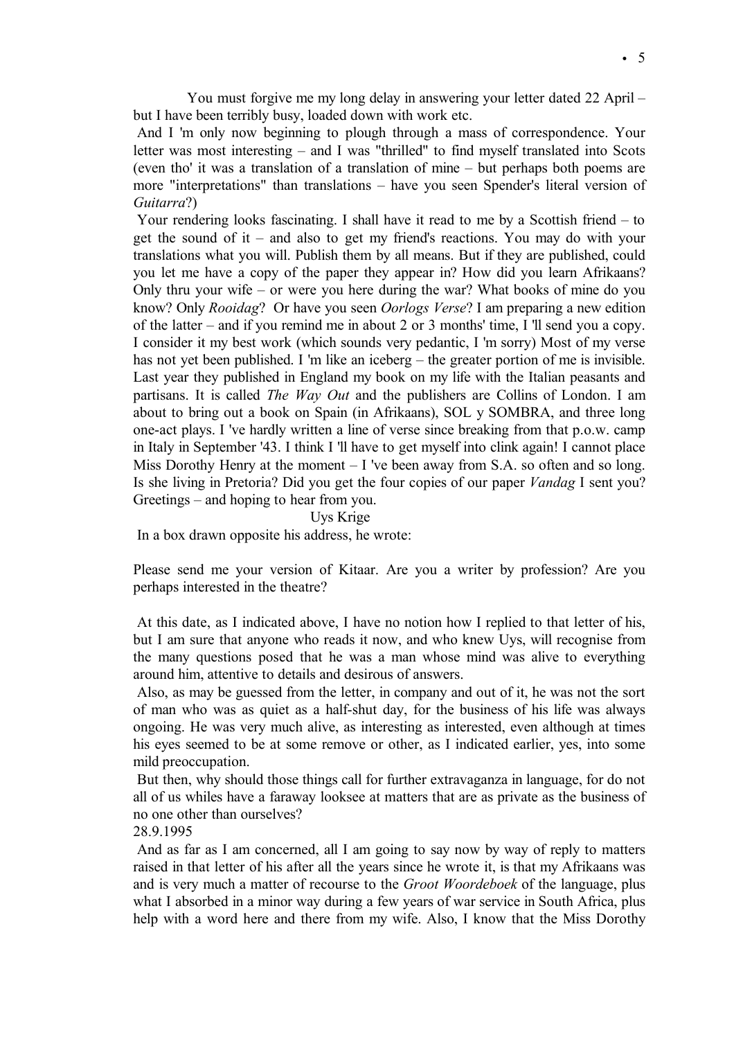You must forgive me my long delay in answering your letter dated 22 April – but I have been terribly busy, loaded down with work etc.

And I 'm only now beginning to plough through a mass of correspondence. Your letter was most interesting – and I was "thrilled" to find myself translated into Scots (even tho' it was a translation of a translation of mine – but perhaps both poems are more "interpretations" than translations – have you seen Spender's literal version of *Guitarra*?)

Your rendering looks fascinating. I shall have it read to me by a Scottish friend – to get the sound of it – and also to get my friend's reactions. You may do with your translations what you will. Publish them by all means. But if they are published, could you let me have a copy of the paper they appear in? How did you learn Afrikaans? Only thru your wife – or were you here during the war? What books of mine do you know? Only *Rooidag*? Or have you seen *Oorlogs Verse*? I am preparing a new edition of the latter – and if you remind me in about 2 or 3 months' time, I 'll send you a copy. I consider it my best work (which sounds very pedantic, I 'm sorry) Most of my verse has not yet been published. I 'm like an iceberg – the greater portion of me is invisible. Last year they published in England my book on my life with the Italian peasants and partisans. It is called *The Way Out* and the publishers are Collins of London. I am about to bring out a book on Spain (in Afrikaans), SOL y SOMBRA, and three long one-act plays. I 've hardly written a line of verse since breaking from that p.o.w. camp in Italy in September '43. I think I 'll have to get myself into clink again! I cannot place Miss Dorothy Henry at the moment – I 've been away from S.A. so often and so long. Is she living in Pretoria? Did you get the four copies of our paper *Vandag* I sent you? Greetings – and hoping to hear from you.

Uys Krige

In a box drawn opposite his address, he wrote:

Please send me your version of Kitaar. Are you a writer by profession? Are you perhaps interested in the theatre?

At this date, as I indicated above, I have no notion how I replied to that letter of his, but I am sure that anyone who reads it now, and who knew Uys, will recognise from the many questions posed that he was a man whose mind was alive to everything around him, attentive to details and desirous of answers.

Also, as may be guessed from the letter, in company and out of it, he was not the sort of man who was as quiet as a half-shut day, for the business of his life was always ongoing. He was very much alive, as interesting as interested, even although at times his eyes seemed to be at some remove or other, as I indicated earlier, yes, into some mild preoccupation.

But then, why should those things call for further extravaganza in language, for do not all of us whiles have a faraway looksee at matters that are as private as the business of no one other than ourselves?

28.9.1995

And as far as I am concerned, all I am going to say now by way of reply to matters raised in that letter of his after all the years since he wrote it, is that my Afrikaans was and is very much a matter of recourse to the *Groot Woordeboek* of the language, plus what I absorbed in a minor way during a few years of war service in South Africa, plus help with a word here and there from my wife. Also, I know that the Miss Dorothy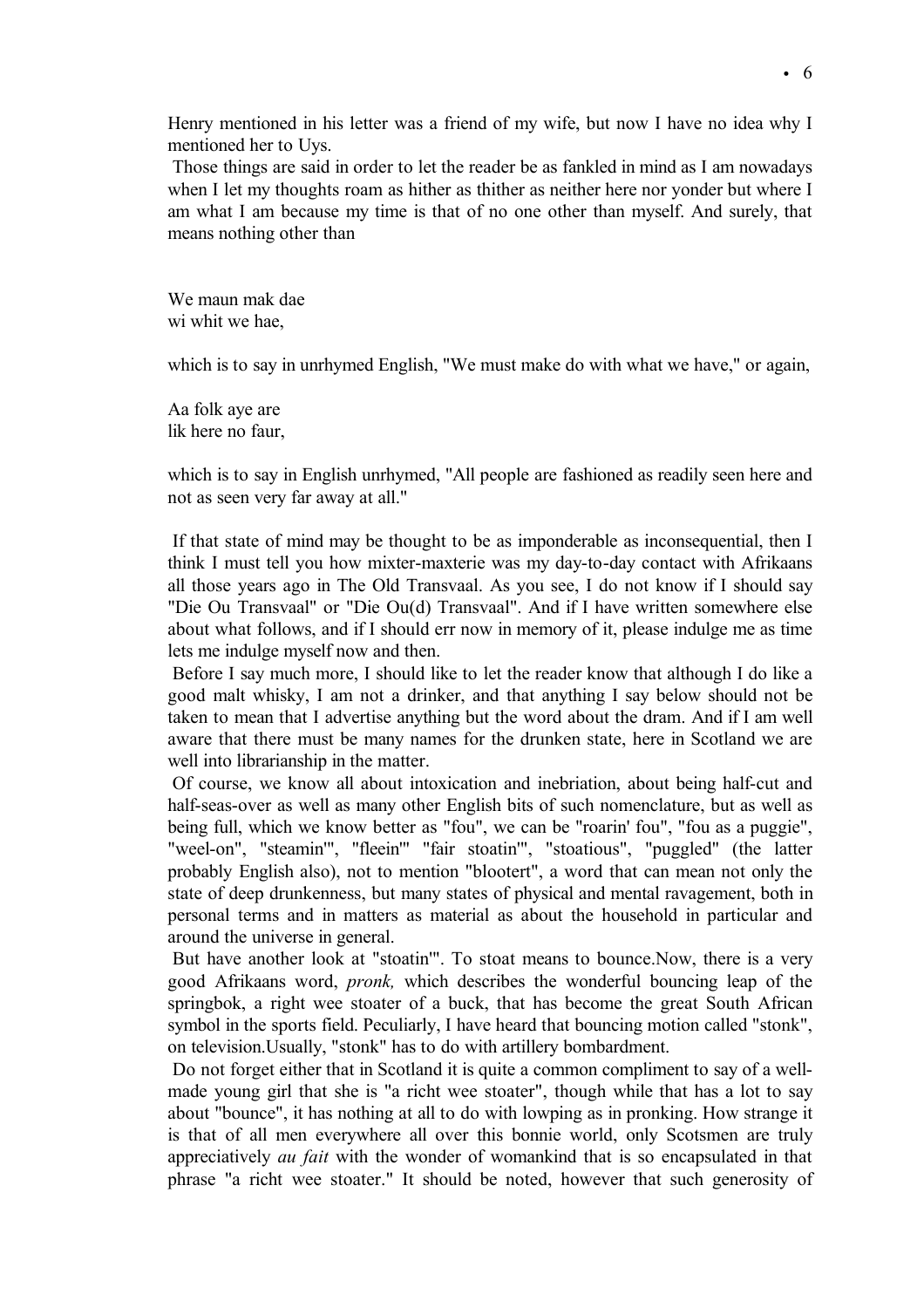Henry mentioned in his letter was a friend of my wife, but now I have no idea why I mentioned her to Uys.

Those things are said in order to let the reader be as fankled in mind as I am nowadays when I let my thoughts roam as hither as thither as neither here nor yonder but where I am what I am because my time is that of no one other than myself. And surely, that means nothing other than

We maun mak dae
wi whit we hae,

which is to say in unrhymed English, "We must make do with what we have," or again,

Aa folk aye are
lik here no faur,

which is to say in English unrhymed, "All people are fashioned as readily seen here and not as seen very far away at all."

If that state of mind may be thought to be as imponderable as inconsequential, then I think I must tell you how mixter-maxterie was my day-to-day contact with Afrikaans all those years ago in The Old Transvaal. As you see, I do not know if I should say "Die Ou Transvaal" or "Die Ou(d) Transvaal". And if I have written somewhere else about what follows, and if I should err now in memory of it, please indulge me as time lets me indulge myself now and then.

Before I say much more, I should like to let the reader know that although I do like a good malt whisky, I am not a drinker, and that anything I say below should not be taken to mean that I advertise anything but the word about the dram. And if I am well aware that there must be many names for the drunken state, here in Scotland we are well into librarianship in the matter.

Of course, we know all about intoxication and inebriation, about being half-cut and half-seas-over as well as many other English bits of such nomenclature, but as well as being full, which we know better as "fou", we can be "roarin' fou", "fou as a puggie", "weel-on", "steamin'", "fleein'" "fair stoatin'", "stoatious", "puggled" (the latter probably English also), not to mention "blootert", a word that can mean not only the state of deep drunkenness, but many states of physical and mental ravagement, both in personal terms and in matters as material as about the household in particular and around the universe in general.

But have another look at "stoatin'". To stoat means to bounce.Now, there is a very good Afrikaans word, *pronk,* which describes the wonderful bouncing leap of the springbok, a right wee stoater of a buck, that has become the great South African symbol in the sports field. Peculiarly, I have heard that bouncing motion called "stonk", on television.Usually, "stonk" has to do with artillery bombardment.

Do not forget either that in Scotland it is quite a common compliment to say of a well-made young girl that she is "a richt wee stoater", though while that has a lot to say about "bounce", it has nothing at all to do with lowping as in pronking. How strange it is that of all men everywhere all over this bonnie world, only Scotsmen are truly appreciatively *au fait* with the wonder of womankind that is so encapsulated in that phrase "a richt wee stoater." It should be noted, however that such generosity of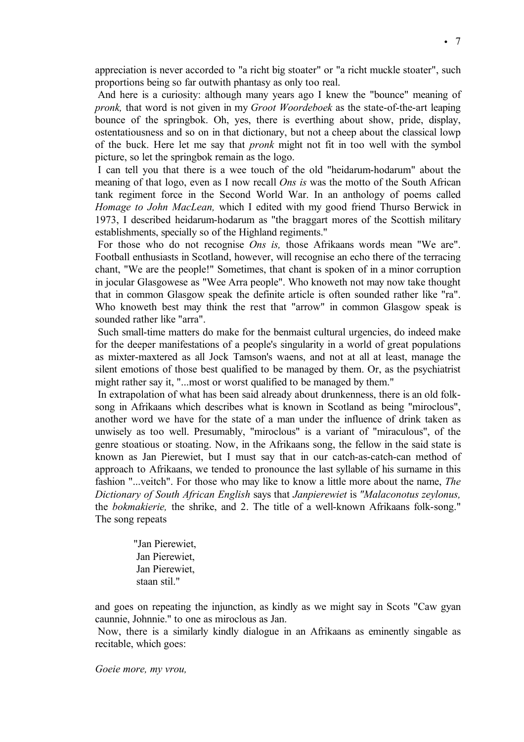appreciation is never accorded to "a richt big stoater" or "a richt muckle stoater", such proportions being so far outwith phantasy as only too real.

And here is a curiosity: although many years ago I knew the "bounce" meaning of *pronk,* that word is not given in my *Groot Woordeboek* as the state-of-the-art leaping bounce of the springbok. Oh, yes, there is everthing about show, pride, display, ostentatiousness and so on in that dictionary, but not a cheep about the classical lowp of the buck. Here let me say that *pronk* might not fit in too well with the symbol picture, so let the springbok remain as the logo.

I can tell you that there is a wee touch of the old "heidarum-hodarum" about the meaning of that logo, even as I now recall *Ons is* was the motto of the South African tank regiment force in the Second World War. In an anthology of poems called *Homage to John MacLean,* which I edited with my good friend Thurso Berwick in 1973, I described heidarum-hodarum as "the braggart mores of the Scottish military establishments, specially so of the Highland regiments."

For those who do not recognise *Ons is,* those Afrikaans words mean "We are". Football enthusiasts in Scotland, however, will recognise an echo there of the terracing chant, "We are the people!" Sometimes, that chant is spoken of in a minor corruption in jocular Glasgowese as "Wee Arra people". Who knoweth not may now take thought that in common Glasgow speak the definite article is often sounded rather like "ra". Who knoweth best may think the rest that "arrow" in common Glasgow speak is sounded rather like "arra".

Such small-time matters do make for the benmaist cultural urgencies, do indeed make for the deeper manifestations of a people's singularity in a world of great populations as mixter-maxtered as all Jock Tamson's waens, and not at all at least, manage the silent emotions of those best qualified to be managed by them. Or, as the psychiatrist might rather say it, "...most or worst qualified to be managed by them."

In extrapolation of what has been said already about drunkenness, there is an old folk-song in Afrikaans which describes what is known in Scotland as being "miroclous", another word we have for the state of a man under the influence of drink taken as unwisely as too well. Presumably, "miroclous" is a variant of "miraculous", of the genre stoatious or stoating. Now, in the Afrikaans song, the fellow in the said state is known as Jan Pierewiet, but I must say that in our catch-as-catch-can method of approach to Afrikaans, we tended to pronounce the last syllable of his surname in this fashion "...veitch". For those who may like to know a little more about the name, *The Dictionary of South African English* says that *Janpierewiet* is *"Malaconotus zeylonus,* the *bokmakierie,* the shrike, and 2. The title of a well-known Afrikaans folk-song." The song repeats

> "Jan Pierewiet,
> Jan Pierewiet,
> Jan Pierewiet,
> staan stil."

and goes on repeating the injunction, as kindly as we might say in Scots "Caw gyan caunnie, Johnnie." to one as miroclous as Jan.

Now, there is a similarly kindly dialogue in an Afrikaans as eminently singable as recitable, which goes:

*Goeie more, my vrou,*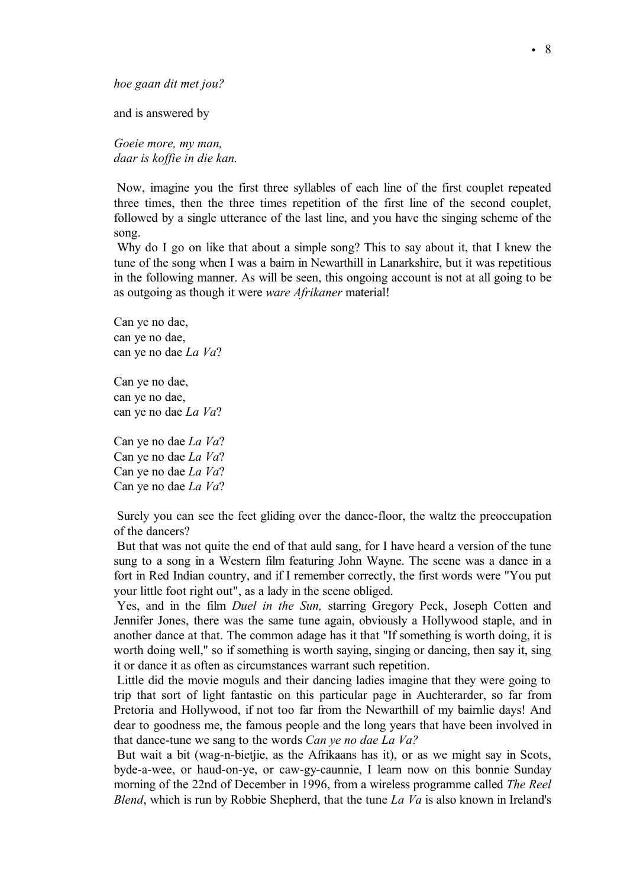*hoe gaan dit met jou?*

and is answered by

*Goeie more, my man,*
*daar is koffie in die kan.*

Now, imagine you the first three syllables of each line of the first couplet repeated three times, then the three times repetition of the first line of the second couplet, followed by a single utterance of the last line, and you have the singing scheme of the song.

Why do I go on like that about a simple song? This to say about it, that I knew the tune of the song when I was a bairn in Newarthill in Lanarkshire, but it was repetitious in the following manner. As will be seen, this ongoing account is not at all going to be as outgoing as though it were *ware Afrikaner* material!

Can ye no dae,
can ye no dae,
can ye no dae *La Va*?

Can ye no dae,
can ye no dae,
can ye no dae *La Va*?

Can ye no dae *La Va*?
Can ye no dae *La Va*?
Can ye no dae *La Va*?
Can ye no dae *La Va*?

Surely you can see the feet gliding over the dance-floor, the waltz the preoccupation of the dancers?

But that was not quite the end of that auld sang, for I have heard a version of the tune sung to a song in a Western film featuring John Wayne. The scene was a dance in a fort in Red Indian country, and if I remember correctly, the first words were "You put your little foot right out", as a lady in the scene obliged.

Yes, and in the film *Duel in the Sun,* starring Gregory Peck, Joseph Cotten and Jennifer Jones, there was the same tune again, obviously a Hollywood staple, and in another dance at that. The common adage has it that "If something is worth doing, it is worth doing well," so if something is worth saying, singing or dancing, then say it, sing it or dance it as often as circumstances warrant such repetition.

Little did the movie moguls and their dancing ladies imagine that they were going to trip that sort of light fantastic on this particular page in Auchterarder, so far from Pretoria and Hollywood, if not too far from the Newarthill of my bairnlie days! And dear to goodness me, the famous people and the long years that have been involved in that dance-tune we sang to the words *Can ye no dae La Va?*

But wait a bit (wag-n-bietjie, as the Afrikaans has it), or as we might say in Scots, byde-a-wee, or haud-on-ye, or caw-gy-caunnie, I learn now on this bonnie Sunday morning of the 22nd of December in 1996, from a wireless programme called *The Reel Blend*, which is run by Robbie Shepherd, that the tune *La Va* is also known in Ireland's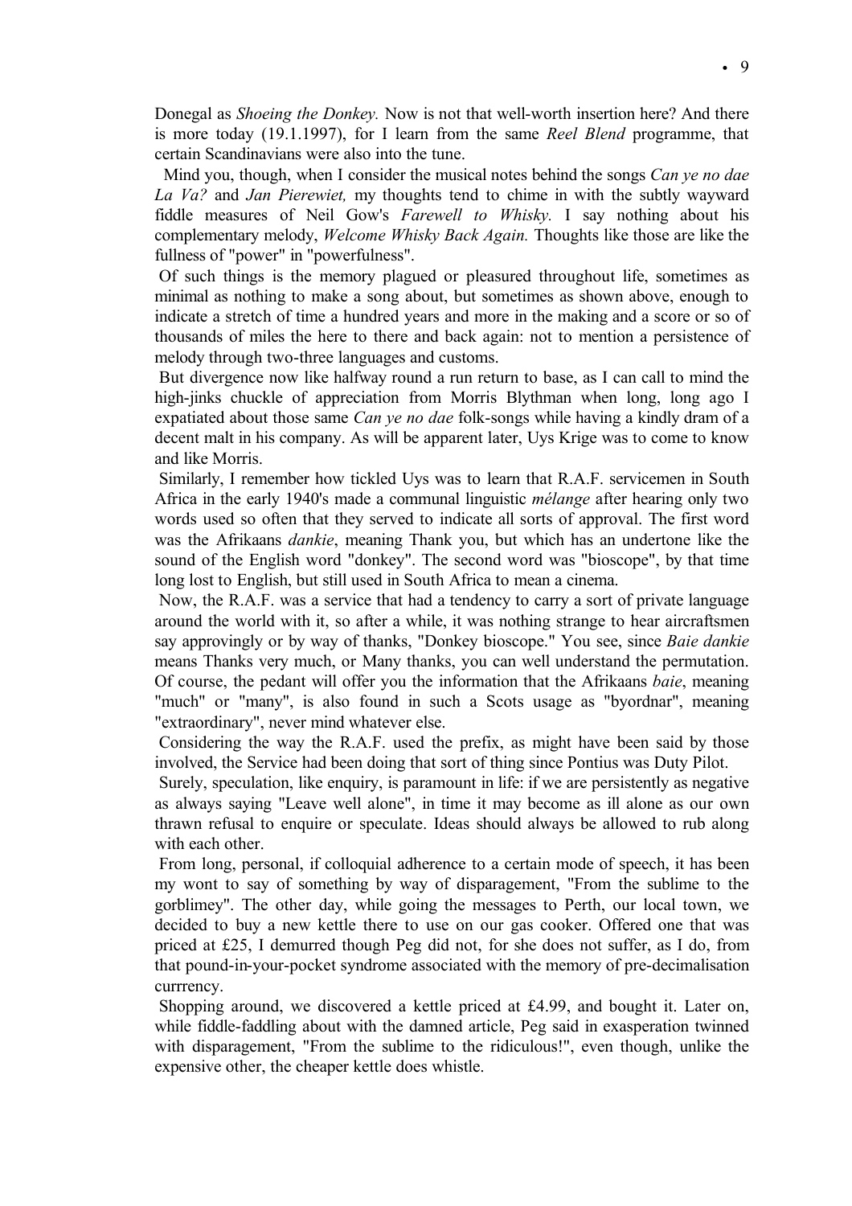Donegal as *Shoeing the Donkey.* Now is not that well-worth insertion here? And there is more today (19.1.1997), for I learn from the same *Reel Blend* programme, that certain Scandinavians were also into the tune.

Mind you, though, when I consider the musical notes behind the songs *Can ye no dae La Va?* and *Jan Pierewiet,* my thoughts tend to chime in with the subtly wayward fiddle measures of Neil Gow's *Farewell to Whisky.* I say nothing about his complementary melody, *Welcome Whisky Back Again.* Thoughts like those are like the fullness of "power" in "powerfulness".

Of such things is the memory plagued or pleasured throughout life, sometimes as minimal as nothing to make a song about, but sometimes as shown above, enough to indicate a stretch of time a hundred years and more in the making and a score or so of thousands of miles the here to there and back again: not to mention a persistence of melody through two-three languages and customs.

But divergence now like halfway round a run return to base, as I can call to mind the high-jinks chuckle of appreciation from Morris Blythman when long, long ago I expatiated about those same *Can ye no dae* folk-songs while having a kindly dram of a decent malt in his company. As will be apparent later, Uys Krige was to come to know and like Morris.

Similarly, I remember how tickled Uys was to learn that R.A.F. servicemen in South Africa in the early 1940's made a communal linguistic *mélange* after hearing only two words used so often that they served to indicate all sorts of approval. The first word was the Afrikaans *dankie*, meaning Thank you, but which has an undertone like the sound of the English word "donkey". The second word was "bioscope", by that time long lost to English, but still used in South Africa to mean a cinema.

Now, the R.A.F. was a service that had a tendency to carry a sort of private language around the world with it, so after a while, it was nothing strange to hear aircraftsmen say approvingly or by way of thanks, "Donkey bioscope." You see, since *Baie dankie* means Thanks very much, or Many thanks, you can well understand the permutation. Of course, the pedant will offer you the information that the Afrikaans *baie*, meaning "much" or "many", is also found in such a Scots usage as "byordnar", meaning "extraordinary", never mind whatever else.

Considering the way the R.A.F. used the prefix, as might have been said by those involved, the Service had been doing that sort of thing since Pontius was Duty Pilot.

Surely, speculation, like enquiry, is paramount in life: if we are persistently as negative as always saying "Leave well alone", in time it may become as ill alone as our own thrawn refusal to enquire or speculate. Ideas should always be allowed to rub along with each other.

From long, personal, if colloquial adherence to a certain mode of speech, it has been my wont to say of something by way of disparagement, "From the sublime to the gorblimey". The other day, while going the messages to Perth, our local town, we decided to buy a new kettle there to use on our gas cooker. Offered one that was priced at £25, I demurred though Peg did not, for she does not suffer, as I do, from that pound-in-your-pocket syndrome associated with the memory of pre-decimalisation currrency.

Shopping around, we discovered a kettle priced at £4.99, and bought it. Later on, while fiddle-faddling about with the damned article, Peg said in exasperation twinned with disparagement, "From the sublime to the ridiculous!", even though, unlike the expensive other, the cheaper kettle does whistle.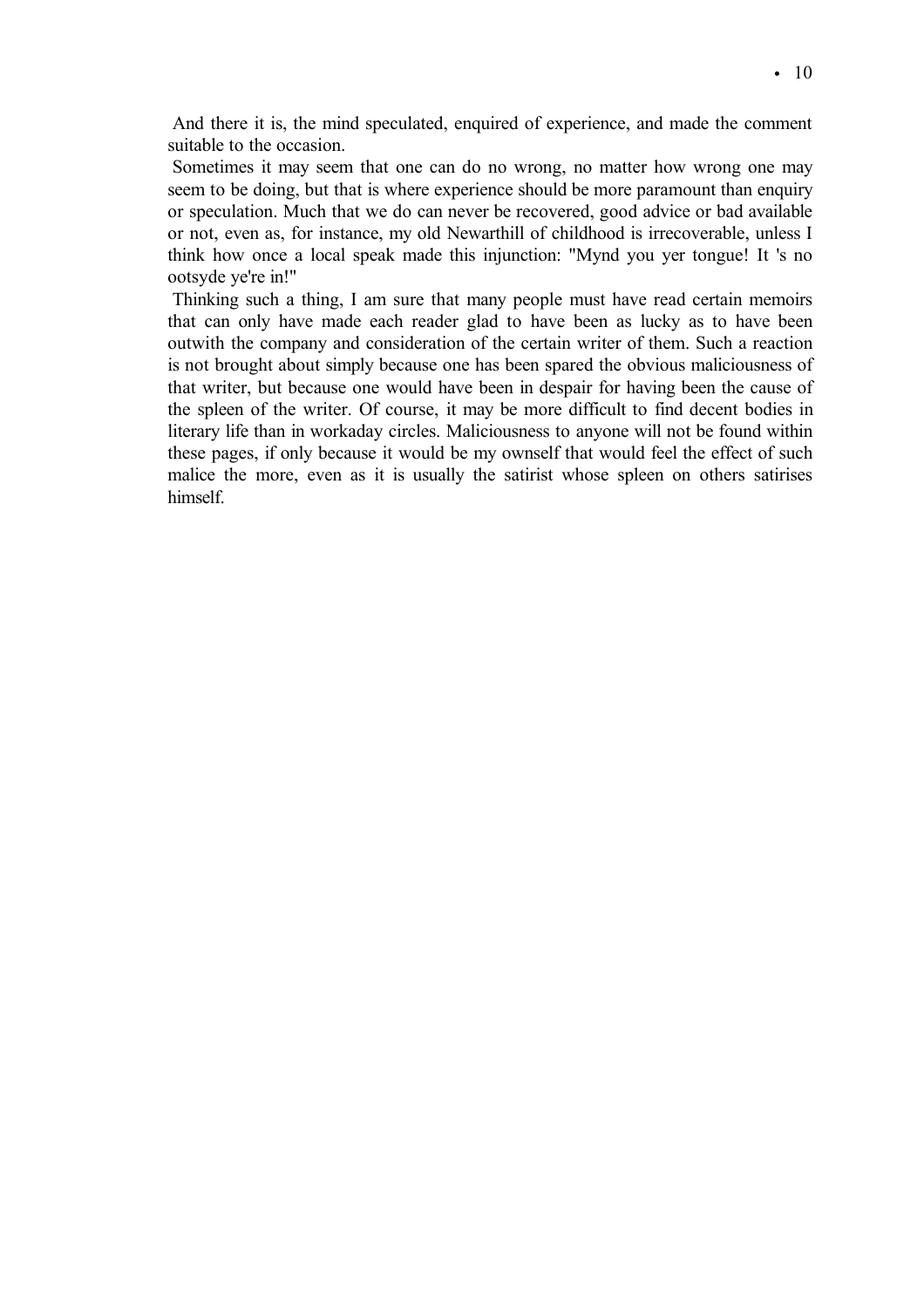And there it is, the mind speculated, enquired of experience, and made the comment suitable to the occasion.

Sometimes it may seem that one can do no wrong, no matter how wrong one may seem to be doing, but that is where experience should be more paramount than enquiry or speculation. Much that we do can never be recovered, good advice or bad available or not, even as, for instance, my old Newarthill of childhood is irrecoverable, unless I think how once a local speak made this injunction: "Mynd you yer tongue! It 's no ootsyde ye're in!"

Thinking such a thing, I am sure that many people must have read certain memoirs that can only have made each reader glad to have been as lucky as to have been outwith the company and consideration of the certain writer of them. Such a reaction is not brought about simply because one has been spared the obvious maliciousness of that writer, but because one would have been in despair for having been the cause of the spleen of the writer. Of course, it may be more difficult to find decent bodies in literary life than in workaday circles. Maliciousness to anyone will not be found within these pages, if only because it would be my ownself that would feel the effect of such malice the more, even as it is usually the satirist whose spleen on others satirises himself.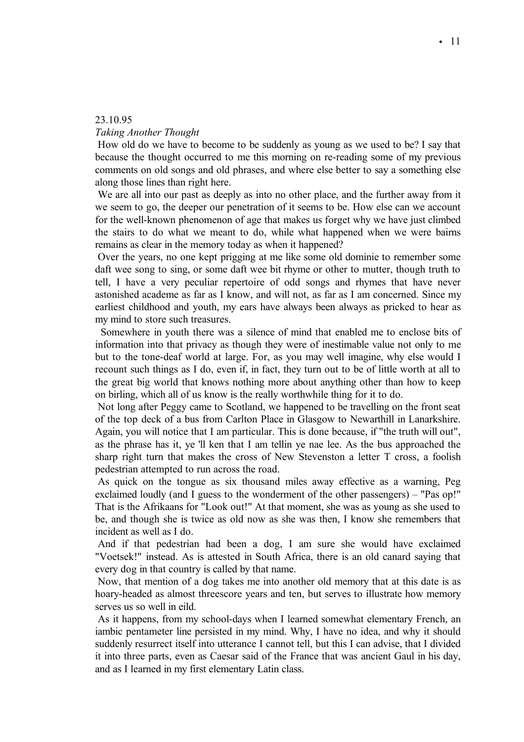23.10.95

*Taking Another Thought*

How old do we have to become to be suddenly as young as we used to be? I say that because the thought occurred to me this morning on re-reading some of my previous comments on old songs and old phrases, and where else better to say a something else along those lines than right here.

We are all into our past as deeply as into no other place, and the further away from it we seem to go, the deeper our penetration of it seems to be. How else can we account for the well-known phenomenon of age that makes us forget why we have just climbed the stairs to do what we meant to do, while what happened when we were bairns remains as clear in the memory today as when it happened?

Over the years, no one kept prigging at me like some old dominie to remember some daft wee song to sing, or some daft wee bit rhyme or other to mutter, though truth to tell, I have a very peculiar repertoire of odd songs and rhymes that have never astonished academe as far as I know, and will not, as far as I am concerned. Since my earliest childhood and youth, my ears have always been always as pricked to hear as my mind to store such treasures.

Somewhere in youth there was a silence of mind that enabled me to enclose bits of information into that privacy as though they were of inestimable value not only to me but to the tone-deaf world at large. For, as you may well imagine, why else would I recount such things as I do, even if, in fact, they turn out to be of little worth at all to the great big world that knows nothing more about anything other than how to keep on birling, which all of us know is the really worthwhile thing for it to do.

Not long after Peggy came to Scotland, we happened to be travelling on the front seat of the top deck of a bus from Carlton Place in Glasgow to Newarthill in Lanarkshire. Again, you will notice that I am particular. This is done because, if "the truth will out", as the phrase has it, ye 'll ken that I am tellin ye nae lee. As the bus approached the sharp right turn that makes the cross of New Stevenston a letter T cross, a foolish pedestrian attempted to run across the road.

As quick on the tongue as six thousand miles away effective as a warning, Peg exclaimed loudly (and I guess to the wonderment of the other passengers) – "Pas op!" That is the Afrikaans for "Look out!" At that moment, she was as young as she used to be, and though she is twice as old now as she was then, I know she remembers that incident as well as I do.

And if that pedestrian had been a dog, I am sure she would have exclaimed "Voetsek!" instead. As is attested in South Africa, there is an old canard saying that every dog in that country is called by that name.

Now, that mention of a dog takes me into another old memory that at this date is as hoary-headed as almost threescore years and ten, but serves to illustrate how memory serves us so well in eild.

As it happens, from my school-days when I learned somewhat elementary French, an iambic pentameter line persisted in my mind. Why, I have no idea, and why it should suddenly resurrect itself into utterance I cannot tell, but this I can advise, that I divided it into three parts, even as Caesar said of the France that was ancient Gaul in his day, and as I learned in my first elementary Latin class.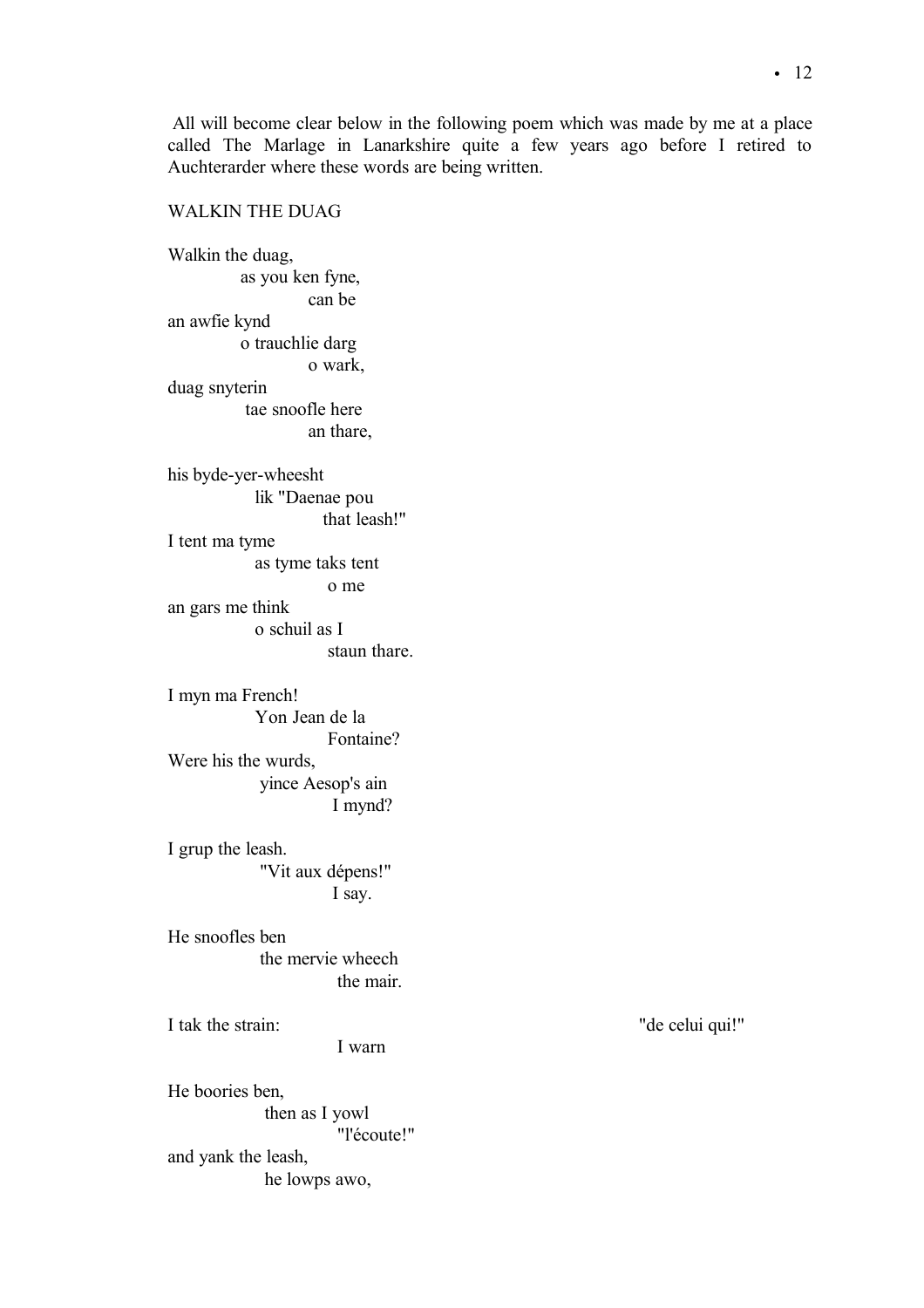All will become clear below in the following poem which was made by me at a place called The Marlage in Lanarkshire quite a few years ago before I retired to Auchterarder where these words are being written.

WALKIN THE DUAG

Walkin the duag,
as you ken fyne,
can be
an awfie kynd
o trauchlie darg
o wark,
duag snyterin
tae snoofle here
an thare,

his byde-yer-wheesht
lik "Daenae pou
that leash!"
I tent ma tyme
as tyme taks tent
o me
an gars me think
o schuil as I
staun thare.

I myn ma French!
Yon Jean de la
Fontaine?
Were his the wurds,
yince Aesop's ain
I mynd?

I grup the leash.
"Vit aux dépens!"
I say.

He snoofles ben
the mervie wheech
the mair.

I tak the strain: "de celui qui!"
I warn

He boories ben,
then as I yowl
"l'écoute!"
and yank the leash,
he lowps awo,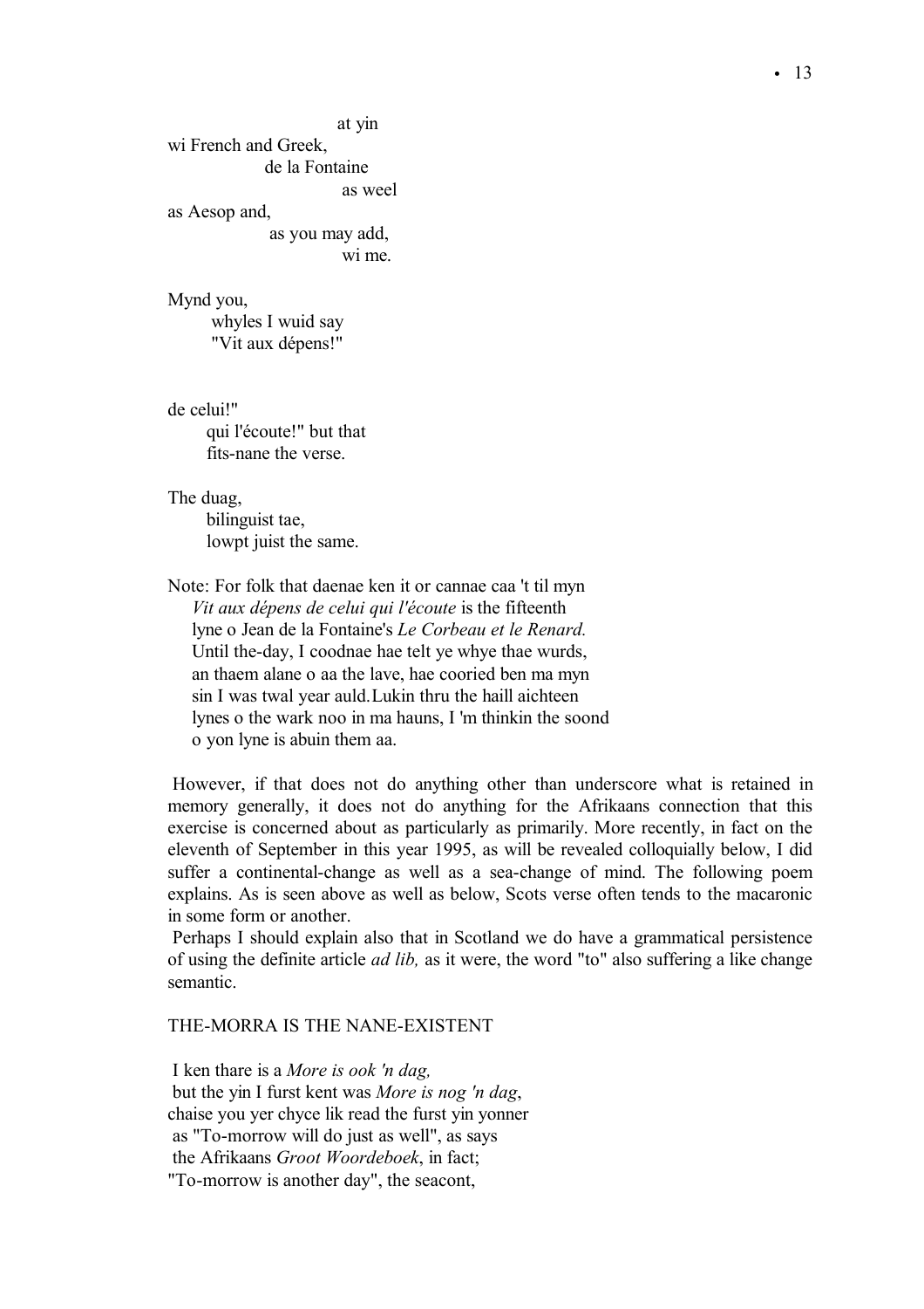at yin
wi French and Greek,
de la Fontaine
as weel
as Aesop and,
as you may add,
wi me.

Mynd you,
whyles I wuid say
"Vit aux dépens!"

de celui!"
qui l'écoute!" but that
fits-nane the verse.

The duag,
bilinguist tae,
lowpt juist the same.

Note: For folk that daenae ken it or cannae caa 't til myn *Vit aux dépens de celui qui l'écoute* is the fifteenth lyne o Jean de la Fontaine's *Le Corbeau et le Renard.* Until the-day, I coodnae hae telt ye whye thae wurds, an thaem alane o aa the lave, hae cooried ben ma myn sin I was twal year auld. Lukin thru the haill aichteen lynes o the wark noo in ma hauns, I 'm thinkin the soond o yon lyne is abuin them aa.

However, if that does not do anything other than underscore what is retained in memory generally, it does not do anything for the Afrikaans connection that this exercise is concerned about as particularly as primarily. More recently, in fact on the eleventh of September in this year 1995, as will be revealed colloquially below, I did suffer a continental-change as well as a sea-change of mind. The following poem explains. As is seen above as well as below, Scots verse often tends to the macaronic in some form or another.

Perhaps I should explain also that in Scotland we do have a grammatical persistence of using the definite article *ad lib,* as it were, the word "to" also suffering a like change semantic.

THE-MORRA IS THE NANE-EXISTENT

I ken thare is a *More is ook 'n dag,*
but the yin I furst kent was *More is nog 'n dag*,
chaise you yer chyce lik read the furst yin yonner
as "To-morrow will do just as well", as says
the Afrikaans *Groot Woordeboek*, in fact;
"To-morrow is another day", the seacont,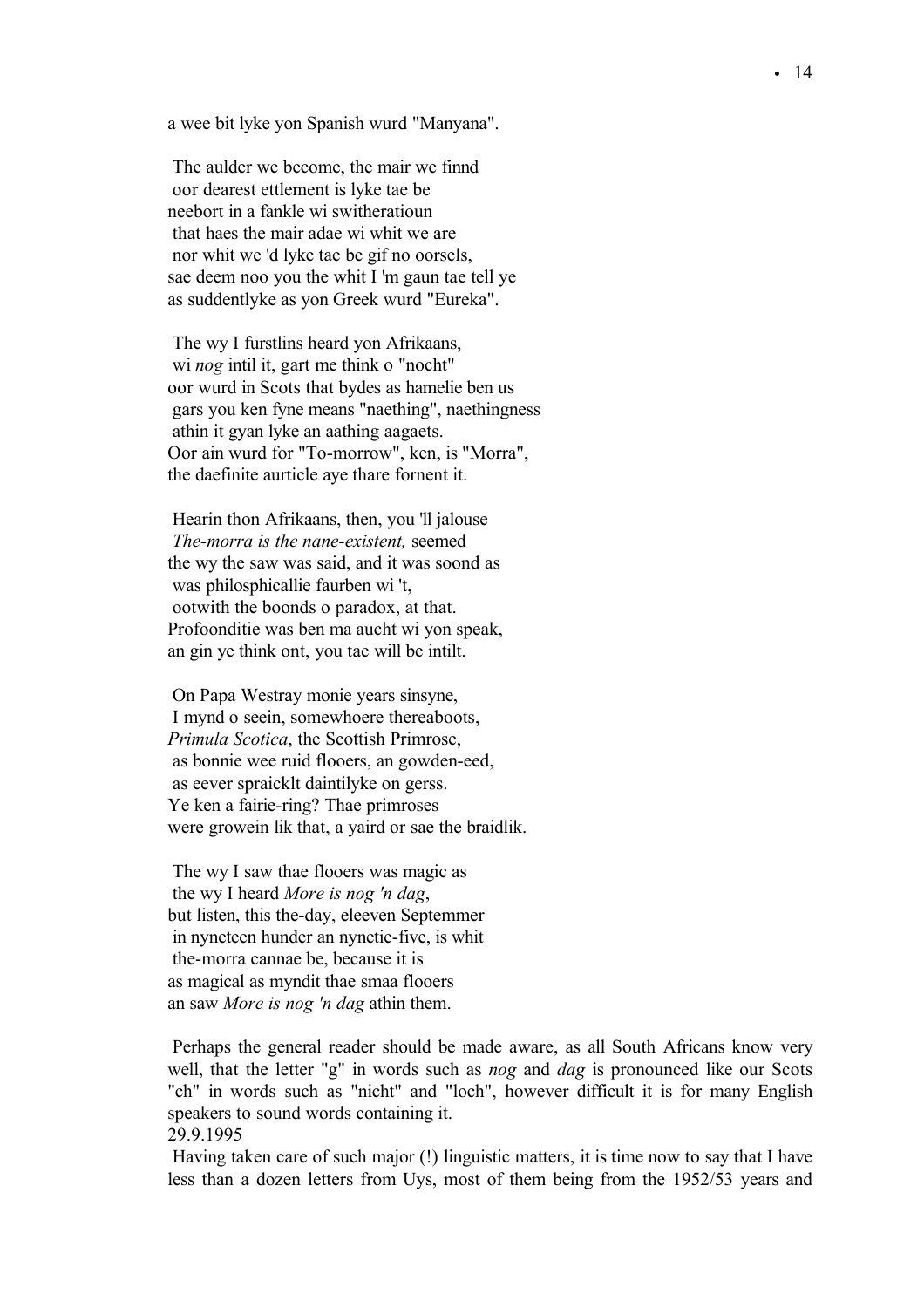a wee bit lyke yon Spanish wurd "Manyana".

The aulder we become, the mair we finnd  
oor dearest ettlement is lyke tae be  
neebort in a fankle wi switheratioun  
that haes the mair adae wi whit we are  
nor whit we 'd lyke tae be gif no oorsels,  
sae deem noo you the whit I 'm gaun tae tell ye  
as suddentlyke as yon Greek wurd "Eureka".

The wy I furstlins heard yon Afrikaans,  
wi *nog* intil it, gart me think o "nocht"  
oor wurd in Scots that bydes as hamelie ben us  
gars you ken fyne means "naething", naethingness  
athin it gyan lyke an aathing aagaets.  
Oor ain wurd for "To-morrow", ken, is "Morra",  
the daefinite aurticle aye thare fornent it.

Hearin thon Afrikaans, then, you 'll jalouse  
*The-morra is the nane-existent,* seemed  
the wy the saw was said, and it was soond as  
was philosphicallie faurben wi 't,  
ootwith the boonds o paradox, at that.  
Profoonditie was ben ma aucht wi yon speak,  
an gin ye think ont, you tae will be intilt.

On Papa Westray monie years sinsyne,  
I mynd o seein, somewhoere thereaboots,  
*Primula Scotica*, the Scottish Primrose,  
as bonnie wee ruid flooers, an gowden-eed,  
as eever spraicklt daintilyke on gerss.  
Ye ken a fairie-ring? Thae primroses  
were growein lik that, a yaird or sae the braidlik.

The wy I saw thae flooers was magic as  
the wy I heard *More is nog 'n dag*,  
but listen, this the-day, eleeven Septemmer  
in nyneteen hunder an nynetie-five, is whit  
the-morra cannae be, because it is  
as magical as myndit thae smaa flooers  
an saw *More is nog 'n dag* athin them.

Perhaps the general reader should be made aware, as all South Africans know very well, that the letter "g" in words such as *nog* and *dag* is pronounced like our Scots "ch" in words such as "nicht" and "loch", however difficult it is for many English speakers to sound words containing it.  
29.9.1995

Having taken care of such major (!) linguistic matters, it is time now to say that I have less than a dozen letters from Uys, most of them being from the 1952/53 years and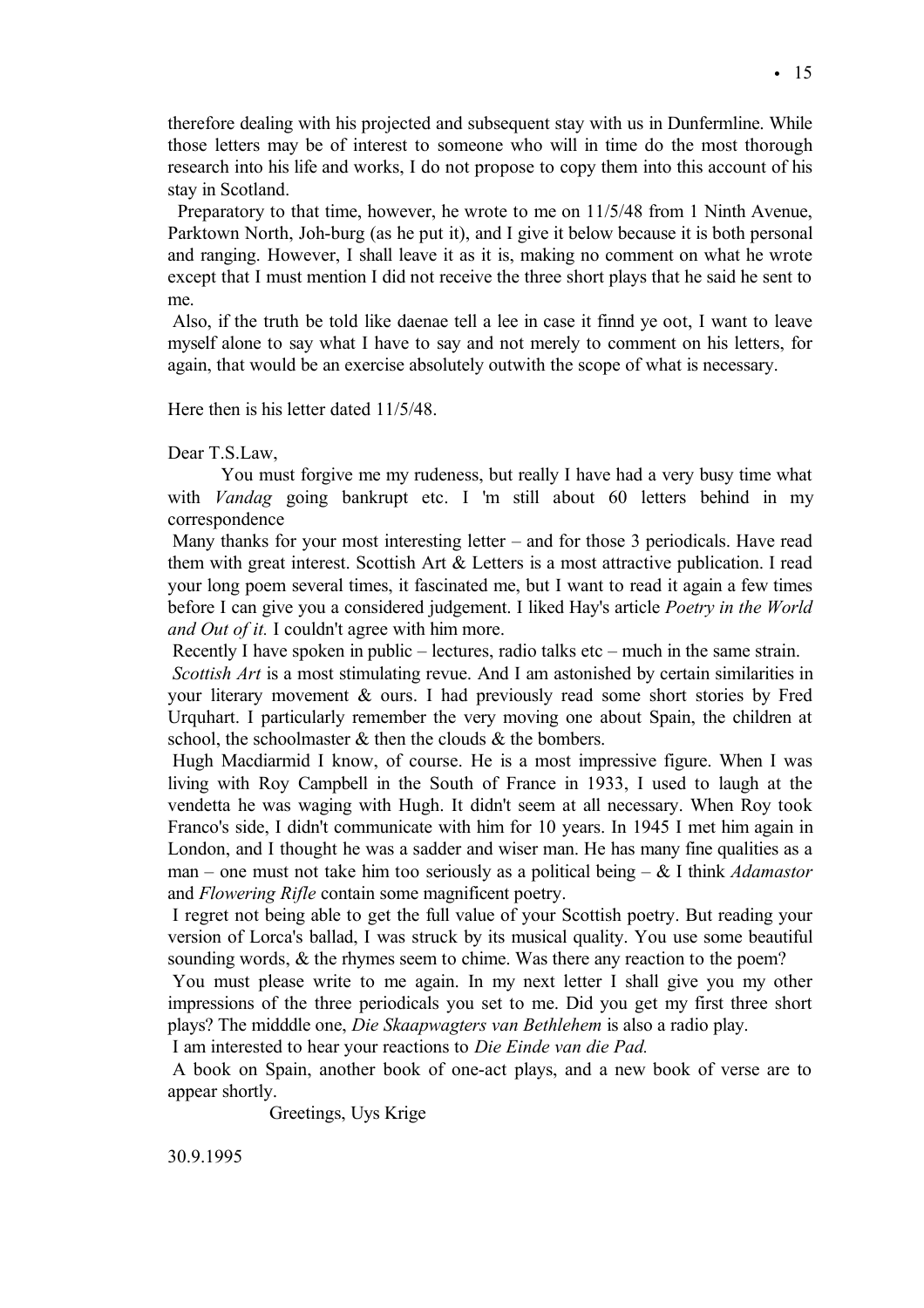therefore dealing with his projected and subsequent stay with us in Dunfermline. While those letters may be of interest to someone who will in time do the most thorough research into his life and works, I do not propose to copy them into this account of his stay in Scotland.

Preparatory to that time, however, he wrote to me on 11/5/48 from 1 Ninth Avenue, Parktown North, Joh-burg (as he put it), and I give it below because it is both personal and ranging. However, I shall leave it as it is, making no comment on what he wrote except that I must mention I did not receive the three short plays that he said he sent to me.

Also, if the truth be told like daenae tell a lee in case it finnd ye oot, I want to leave myself alone to say what I have to say and not merely to comment on his letters, for again, that would be an exercise absolutely outwith the scope of what is necessary.

Here then is his letter dated 11/5/48.

Dear T.S.Law,

You must forgive me my rudeness, but really I have had a very busy time what with *Vandag* going bankrupt etc. I 'm still about 60 letters behind in my correspondence

Many thanks for your most interesting letter – and for those 3 periodicals. Have read them with great interest. Scottish Art & Letters is a most attractive publication. I read your long poem several times, it fascinated me, but I want to read it again a few times before I can give you a considered judgement. I liked Hay's article *Poetry in the World and Out of it.* I couldn't agree with him more.

Recently I have spoken in public – lectures, radio talks etc – much in the same strain.

*Scottish Art* is a most stimulating revue. And I am astonished by certain similarities in your literary movement & ours. I had previously read some short stories by Fred Urquhart. I particularly remember the very moving one about Spain, the children at school, the schoolmaster & then the clouds & the bombers.

Hugh Macdiarmid I know, of course. He is a most impressive figure. When I was living with Roy Campbell in the South of France in 1933, I used to laugh at the vendetta he was waging with Hugh. It didn't seem at all necessary. When Roy took Franco's side, I didn't communicate with him for 10 years. In 1945 I met him again in London, and I thought he was a sadder and wiser man. He has many fine qualities as a man – one must not take him too seriously as a political being – & I think *Adamastor* and *Flowering Rifle* contain some magnificent poetry.

I regret not being able to get the full value of your Scottish poetry. But reading your version of Lorca's ballad, I was struck by its musical quality. You use some beautiful sounding words, & the rhymes seem to chime. Was there any reaction to the poem?

You must please write to me again. In my next letter I shall give you my other impressions of the three periodicals you set to me. Did you get my first three short plays? The midddle one, *Die Skaapwagters van Bethlehem* is also a radio play.

I am interested to hear your reactions to *Die Einde van die Pad.*

A book on Spain, another book of one-act plays, and a new book of verse are to appear shortly.

Greetings, Uys Krige

30.9.1995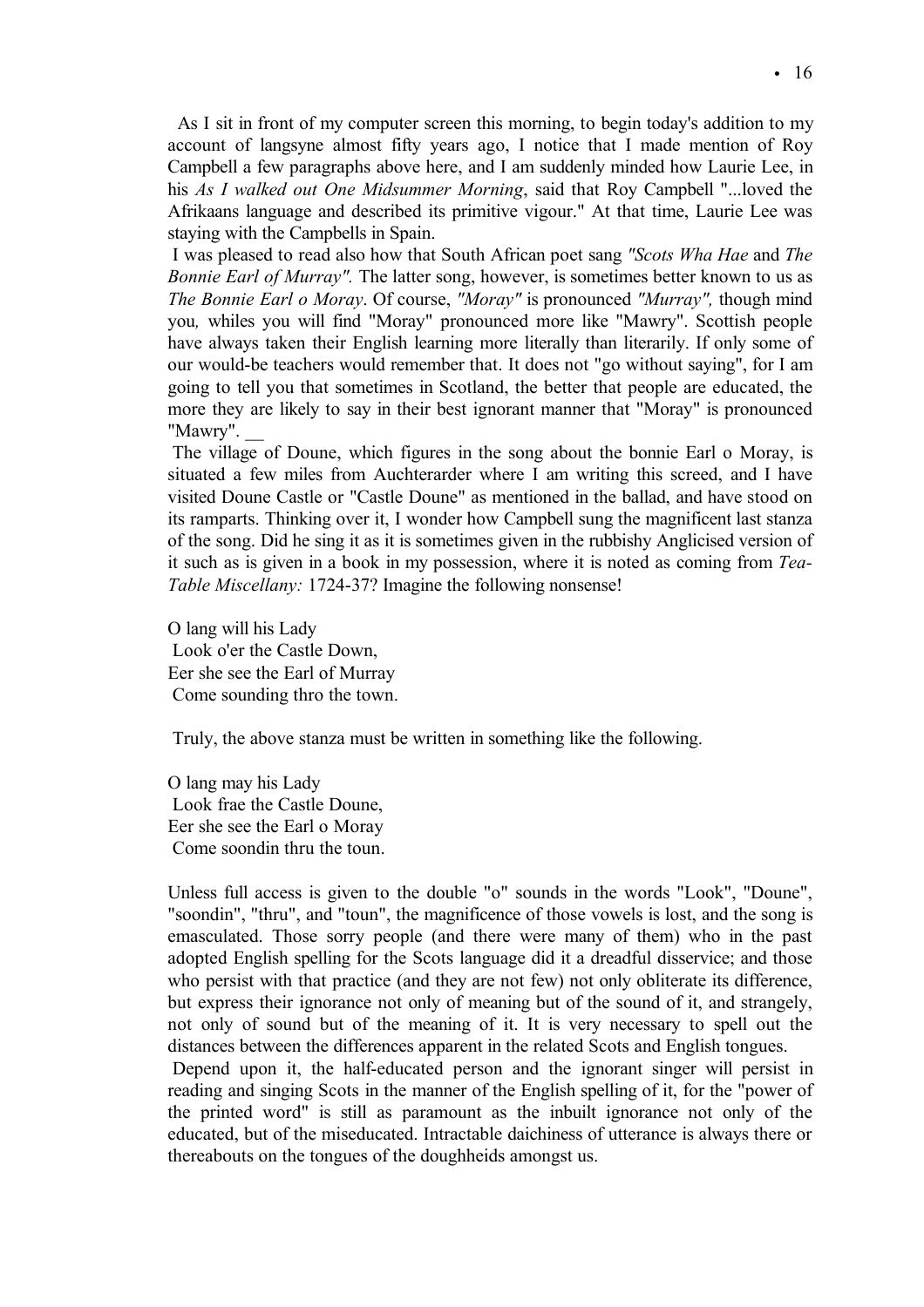As I sit in front of my computer screen this morning, to begin today's addition to my account of langsyne almost fifty years ago, I notice that I made mention of Roy Campbell a few paragraphs above here, and I am suddenly minded how Laurie Lee, in his *As I walked out One Midsummer Morning*, said that Roy Campbell "...loved the Afrikaans language and described its primitive vigour." At that time, Laurie Lee was staying with the Campbells in Spain.

I was pleased to read also how that South African poet sang *"Scots Wha Hae* and *The Bonnie Earl of Murray".* The latter song, however, is sometimes better known to us as *The Bonnie Earl o Moray*. Of course, *"Moray"* is pronounced *"Murray",* though mind you*,* whiles you will find "Moray" pronounced more like "Mawry". Scottish people have always taken their English learning more literally than literarily. If only some of our would-be teachers would remember that. It does not "go without saying", for I am going to tell you that sometimes in Scotland, the better that people are educated, the more they are likely to say in their best ignorant manner that "Moray" is pronounced "Mawry". __

The village of Doune, which figures in the song about the bonnie Earl o Moray, is situated a few miles from Auchterarder where I am writing this screed, and I have visited Doune Castle or "Castle Doune" as mentioned in the ballad, and have stood on its ramparts. Thinking over it, I wonder how Campbell sung the magnificent last stanza of the song. Did he sing it as it is sometimes given in the rubbishy Anglicised version of it such as is given in a book in my possession, where it is noted as coming from *Tea-Table Miscellany:* 1724-37? Imagine the following nonsense!

O lang will his Lady
 Look o'er the Castle Down,
Eer she see the Earl of Murray
 Come sounding thro the town.

Truly, the above stanza must be written in something like the following.

O lang may his Lady
 Look frae the Castle Doune,
Eer she see the Earl o Moray
 Come soondin thru the toun.

Unless full access is given to the double "o" sounds in the words "Look", "Doune", "soondin", "thru", and "toun", the magnificence of those vowels is lost, and the song is emasculated. Those sorry people (and there were many of them) who in the past adopted English spelling for the Scots language did it a dreadful disservice; and those who persist with that practice (and they are not few) not only obliterate its difference, but express their ignorance not only of meaning but of the sound of it, and strangely, not only of sound but of the meaning of it. It is very necessary to spell out the distances between the differences apparent in the related Scots and English tongues.

Depend upon it, the half-educated person and the ignorant singer will persist in reading and singing Scots in the manner of the English spelling of it, for the "power of the printed word" is still as paramount as the inbuilt ignorance not only of the educated, but of the miseducated. Intractable daichiness of utterance is always there or thereabouts on the tongues of the doughheids amongst us.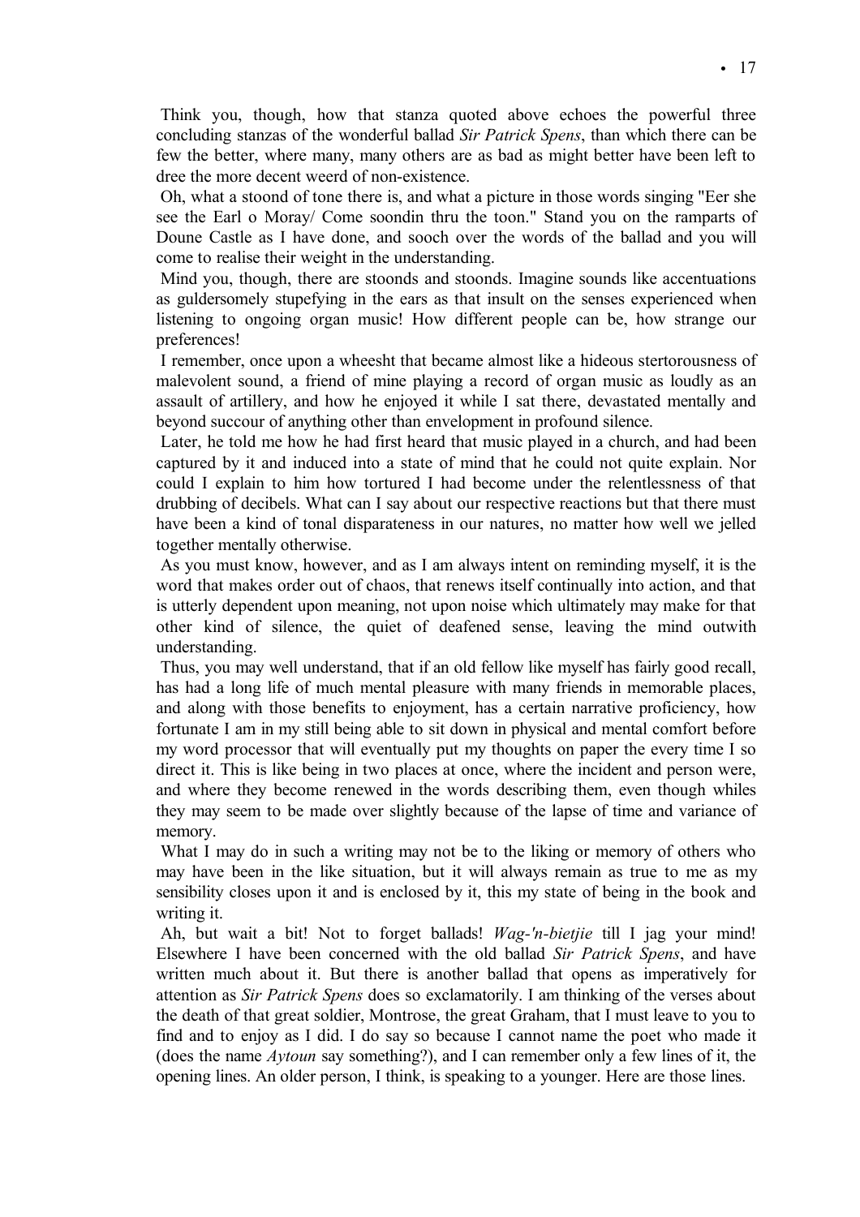Think you, though, how that stanza quoted above echoes the powerful three concluding stanzas of the wonderful ballad *Sir Patrick Spens*, than which there can be few the better, where many, many others are as bad as might better have been left to dree the more decent weerd of non-existence.

Oh, what a stoond of tone there is, and what a picture in those words singing "Eer she see the Earl o Moray/ Come soondin thru the toon." Stand you on the ramparts of Doune Castle as I have done, and sooch over the words of the ballad and you will come to realise their weight in the understanding.

Mind you, though, there are stoonds and stoonds. Imagine sounds like accentuations as guldersomely stupefying in the ears as that insult on the senses experienced when listening to ongoing organ music! How different people can be, how strange our preferences!

I remember, once upon a wheesht that became almost like a hideous stertorousness of malevolent sound, a friend of mine playing a record of organ music as loudly as an assault of artillery, and how he enjoyed it while I sat there, devastated mentally and beyond succour of anything other than envelopment in profound silence.

Later, he told me how he had first heard that music played in a church, and had been captured by it and induced into a state of mind that he could not quite explain. Nor could I explain to him how tortured I had become under the relentlessness of that drubbing of decibels. What can I say about our respective reactions but that there must have been a kind of tonal disparateness in our natures, no matter how well we jelled together mentally otherwise.

As you must know, however, and as I am always intent on reminding myself, it is the word that makes order out of chaos, that renews itself continually into action, and that is utterly dependent upon meaning, not upon noise which ultimately may make for that other kind of silence, the quiet of deafened sense, leaving the mind outwith understanding.

Thus, you may well understand, that if an old fellow like myself has fairly good recall, has had a long life of much mental pleasure with many friends in memorable places, and along with those benefits to enjoyment, has a certain narrative proficiency, how fortunate I am in my still being able to sit down in physical and mental comfort before my word processor that will eventually put my thoughts on paper the every time I so direct it. This is like being in two places at once, where the incident and person were, and where they become renewed in the words describing them, even though whiles they may seem to be made over slightly because of the lapse of time and variance of memory.

What I may do in such a writing may not be to the liking or memory of others who may have been in the like situation, but it will always remain as true to me as my sensibility closes upon it and is enclosed by it, this my state of being in the book and writing it.

Ah, but wait a bit! Not to forget ballads! *Wag-'n-bietjie* till I jag your mind! Elsewhere I have been concerned with the old ballad *Sir Patrick Spens*, and have written much about it. But there is another ballad that opens as imperatively for attention as *Sir Patrick Spens* does so exclamatorily. I am thinking of the verses about the death of that great soldier, Montrose, the great Graham, that I must leave to you to find and to enjoy as I did. I do say so because I cannot name the poet who made it (does the name *Aytoun* say something?), and I can remember only a few lines of it, the opening lines. An older person, I think, is speaking to a younger. Here are those lines.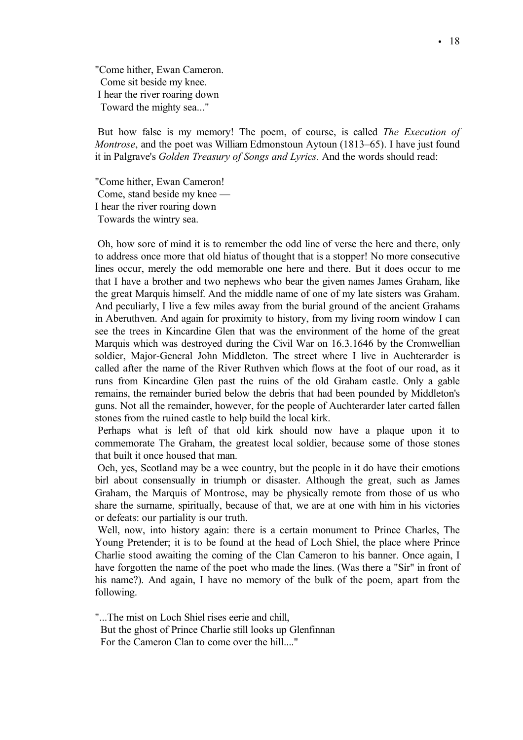"Come hither, Ewan Cameron.
 Come sit beside my knee.
 I hear the river roaring down
 Toward the mighty sea..."

But how false is my memory! The poem, of course, is called *The Execution of Montrose*, and the poet was William Edmonstoun Aytoun (1813–65). I have just found it in Palgrave's *Golden Treasury of Songs and Lyrics.* And the words should read:

"Come hither, Ewan Cameron!
 Come, stand beside my knee —
I hear the river roaring down
 Towards the wintry sea.

Oh, how sore of mind it is to remember the odd line of verse the here and there, only to address once more that old hiatus of thought that is a stopper! No more consecutive lines occur, merely the odd memorable one here and there. But it does occur to me that I have a brother and two nephews who bear the given names James Graham, like the great Marquis himself. And the middle name of one of my late sisters was Graham. And peculiarly, I live a few miles away from the burial ground of the ancient Grahams in Aberuthven. And again for proximity to history, from my living room window I can see the trees in Kincardine Glen that was the environment of the home of the great Marquis which was destroyed during the Civil War on 16.3.1646 by the Cromwellian soldier, Major-General John Middleton. The street where I live in Auchterarder is called after the name of the River Ruthven which flows at the foot of our road, as it runs from Kincardine Glen past the ruins of the old Graham castle. Only a gable remains, the remainder buried below the debris that had been pounded by Middleton's guns. Not all the remainder, however, for the people of Auchterarder later carted fallen stones from the ruined castle to help build the local kirk.

Perhaps what is left of that old kirk should now have a plaque upon it to commemorate The Graham, the greatest local soldier, because some of those stones that built it once housed that man.

Och, yes, Scotland may be a wee country, but the people in it do have their emotions birl about consensually in triumph or disaster. Although the great, such as James Graham, the Marquis of Montrose, may be physically remote from those of us who share the surname, spiritually, because of that, we are at one with him in his victories or defeats: our partiality is our truth.

Well, now, into history again: there is a certain monument to Prince Charles, The Young Pretender; it is to be found at the head of Loch Shiel, the place where Prince Charlie stood awaiting the coming of the Clan Cameron to his banner. Once again, I have forgotten the name of the poet who made the lines. (Was there a "Sir" in front of his name?). And again, I have no memory of the bulk of the poem, apart from the following.

"...The mist on Loch Shiel rises eerie and chill,
 But the ghost of Prince Charlie still looks up Glenfinnan
 For the Cameron Clan to come over the hill...."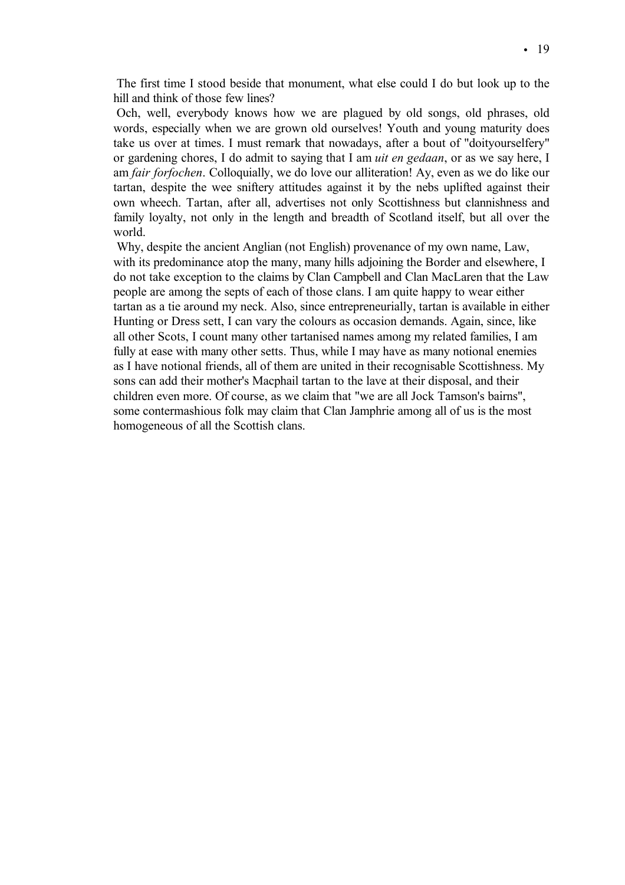The first time I stood beside that monument, what else could I do but look up to the hill and think of those few lines?

Och, well, everybody knows how we are plagued by old songs, old phrases, old words, especially when we are grown old ourselves! Youth and young maturity does take us over at times. I must remark that nowadays, after a bout of "doityourselfery" or gardening chores, I do admit to saying that I am *uit en gedaan*, or as we say here, I am *fair forfochen*. Colloquially, we do love our alliteration! Ay, even as we do like our tartan, despite the wee sniftery attitudes against it by the nebs uplifted against their own wheech. Tartan, after all, advertises not only Scottishness but clannishness and family loyalty, not only in the length and breadth of Scotland itself, but all over the world.

Why, despite the ancient Anglian (not English) provenance of my own name, Law, with its predominance atop the many, many hills adjoining the Border and elsewhere, I do not take exception to the claims by Clan Campbell and Clan MacLaren that the Law people are among the septs of each of those clans. I am quite happy to wear either tartan as a tie around my neck. Also, since entrepreneurially, tartan is available in either Hunting or Dress sett, I can vary the colours as occasion demands. Again, since, like all other Scots, I count many other tartanised names among my related families, I am fully at ease with many other setts. Thus, while I may have as many notional enemies as I have notional friends, all of them are united in their recognisable Scottishness. My sons can add their mother's Macphail tartan to the lave at their disposal, and their children even more. Of course, as we claim that "we are all Jock Tamson's bairns", some contermashious folk may claim that Clan Jamphrie among all of us is the most homogeneous of all the Scottish clans.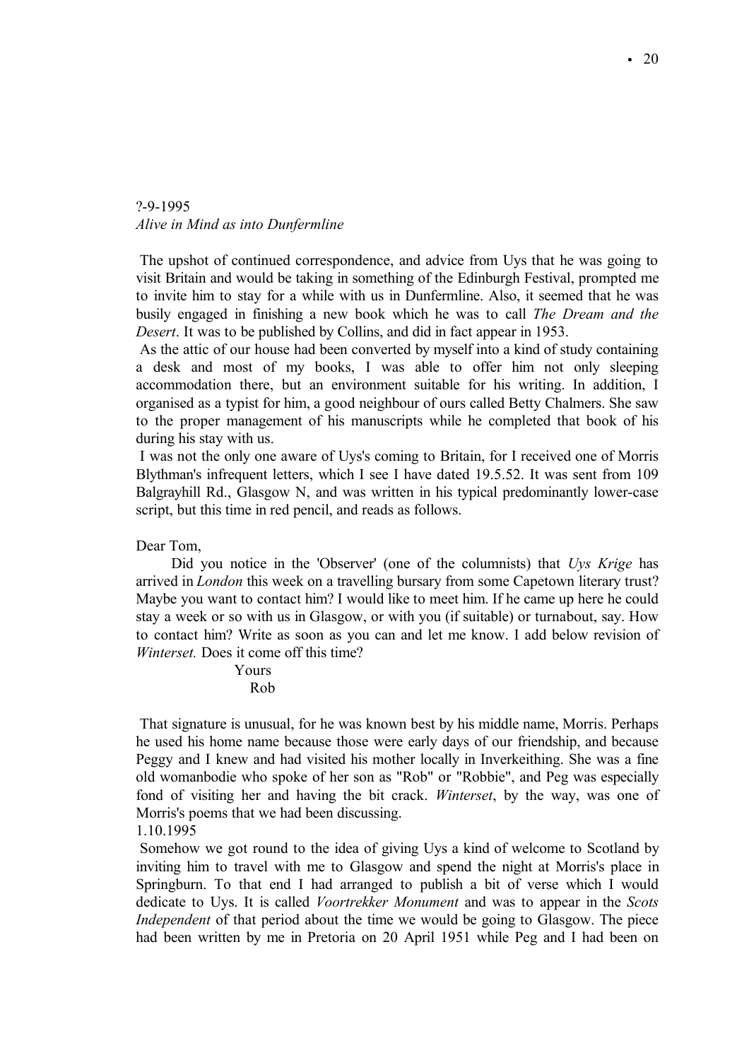?-9-1995

*Alive in Mind as into Dunfermline*

The upshot of continued correspondence, and advice from Uys that he was going to visit Britain and would be taking in something of the Edinburgh Festival, prompted me to invite him to stay for a while with us in Dunfermline. Also, it seemed that he was busily engaged in finishing a new book which he was to call *The Dream and the Desert*. It was to be published by Collins, and did in fact appear in 1953.

As the attic of our house had been converted by myself into a kind of study containing a desk and most of my books, I was able to offer him not only sleeping accommodation there, but an environment suitable for his writing. In addition, I organised as a typist for him, a good neighbour of ours called Betty Chalmers. She saw to the proper management of his manuscripts while he completed that book of his during his stay with us.

I was not the only one aware of Uys's coming to Britain, for I received one of Morris Blythman's infrequent letters, which I see I have dated 19.5.52. It was sent from 109 Balgrayhill Rd., Glasgow N, and was written in his typical predominantly lower-case script, but this time in red pencil, and reads as follows.

Dear Tom,

Did you notice in the 'Observer' (one of the columnists) that *Uys Krige* has arrived in *London* this week on a travelling bursary from some Capetown literary trust? Maybe you want to contact him? I would like to meet him. If he came up here he could stay a week or so with us in Glasgow, or with you (if suitable) or turnabout, say. How to contact him? Write as soon as you can and let me know. I add below revision of *Winterset.* Does it come off this time?

Yours
Rob

That signature is unusual, for he was known best by his middle name, Morris. Perhaps he used his home name because those were early days of our friendship, and because Peggy and I knew and had visited his mother locally in Inverkeithing. She was a fine old womanbodie who spoke of her son as "Rob" or "Robbie", and Peg was especially fond of visiting her and having the bit crack. *Winterset*, by the way, was one of Morris's poems that we had been discussing.

1.10.1995

Somehow we got round to the idea of giving Uys a kind of welcome to Scotland by inviting him to travel with me to Glasgow and spend the night at Morris's place in Springburn. To that end I had arranged to publish a bit of verse which I would dedicate to Uys. It is called *Voortrekker Monument* and was to appear in the *Scots Independent* of that period about the time we would be going to Glasgow. The piece had been written by me in Pretoria on 20 April 1951 while Peg and I had been on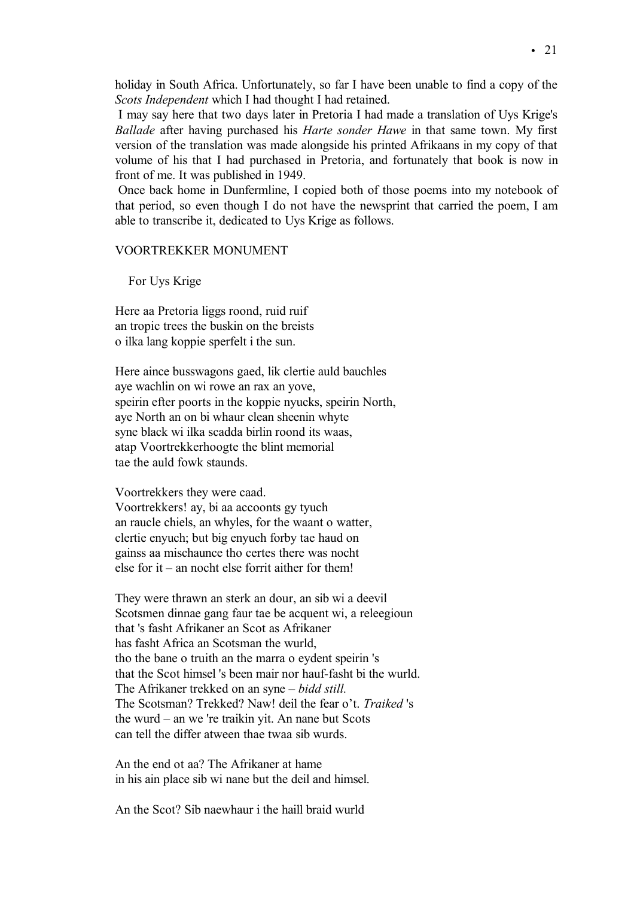holiday in South Africa. Unfortunately, so far I have been unable to find a copy of the *Scots Independent* which I had thought I had retained.

I may say here that two days later in Pretoria I had made a translation of Uys Krige's *Ballade* after having purchased his *Harte sonder Hawe* in that same town. My first version of the translation was made alongside his printed Afrikaans in my copy of that volume of his that I had purchased in Pretoria, and fortunately that book is now in front of me. It was published in 1949.

Once back home in Dunfermline, I copied both of those poems into my notebook of that period, so even though I do not have the newsprint that carried the poem, I am able to transcribe it, dedicated to Uys Krige as follows.

VOORTREKKER MONUMENT

For Uys Krige

Here aa Pretoria liggs roond, ruid ruif
an tropic trees the buskin on the breists
o ilka lang koppie sperfelt i the sun.

Here aince busswagons gaed, lik clertie auld bauchles
aye wachlin on wi rowe an rax an yove,
speirin efter poorts in the koppie nyucks, speirin North,
aye North an on bi whaur clean sheenin whyte
syne black wi ilka scadda birlin roond its waas,
atap Voortrekkerhoogte the blint memorial
tae the auld fowk staunds.

Voortrekkers they were caad.
Voortrekkers! ay, bi aa accoonts gy tyuch
an raucle chiels, an whyles, for the waant o watter,
clertie enyuch; but big enyuch forby tae haud on
gainss aa mischaunce tho certes there was nocht
else for it – an nocht else forrit aither for them!

They were thrawn an sterk an dour, an sib wi a deevil
Scotsmen dinnae gang faur tae be acquent wi, a releegioun
that 's fasht Afrikaner an Scot as Afrikaner
has fasht Africa an Scotsman the wurld,
tho the bane o truith an the marra o eydent speirin 's
that the Scot himsel 's been mair nor hauf-fasht bi the wurld.
The Afrikaner trekked on an syne – *bidd still.*
The Scotsman? Trekked? Naw! deil the fear o't. *Traiked* 's
the wurd – an we 're traikin yit. An nane but Scots
can tell the differ atween thae twaa sib wurds.

An the end ot aa? The Afrikaner at hame
in his ain place sib wi nane but the deil and himsel.

An the Scot? Sib naewhaur i the haill braid wurld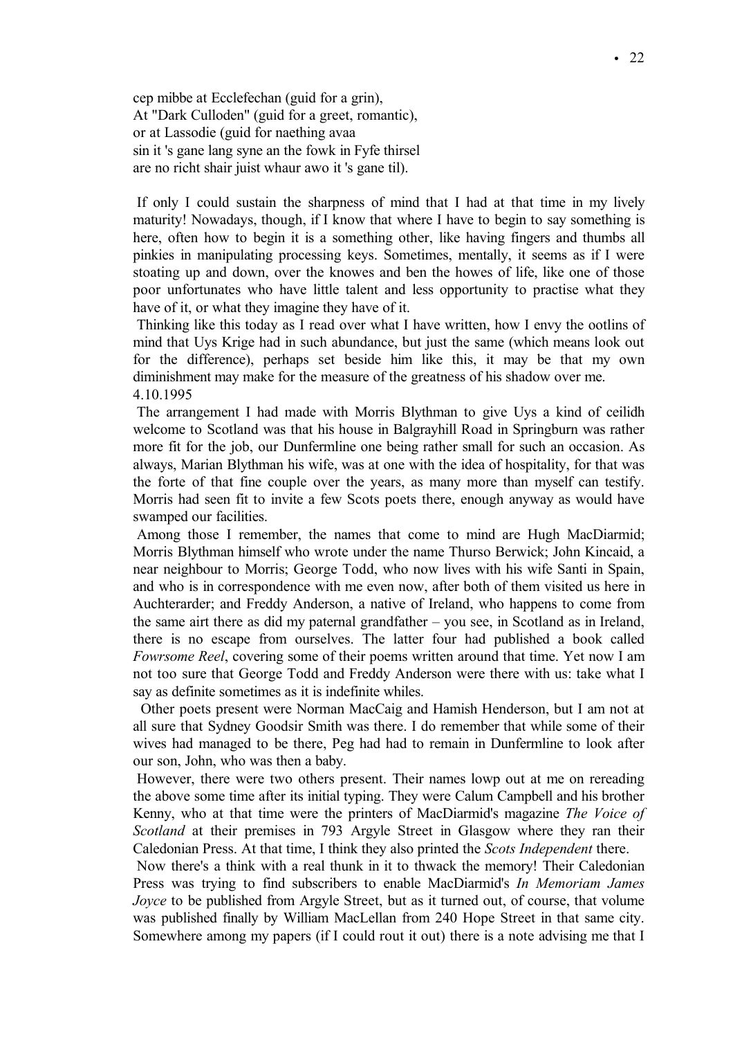cep mibbe at Ecclefechan (guid for a grin),  
At "Dark Culloden" (guid for a greet, romantic),  
or at Lassodie (guid for naething avaa  
sin it 's gane lang syne an the fowk in Fyfe thirsel  
are no richt shair juist whaur awo it 's gane til).

If only I could sustain the sharpness of mind that I had at that time in my lively maturity! Nowadays, though, if I know that where I have to begin to say something is here, often how to begin it is a something other, like having fingers and thumbs all pinkies in manipulating processing keys. Sometimes, mentally, it seems as if I were stoating up and down, over the knowes and ben the howes of life, like one of those poor unfortunates who have little talent and less opportunity to practise what they have of it, or what they imagine they have of it.

Thinking like this today as I read over what I have written, how I envy the ootlins of mind that Uys Krige had in such abundance, but just the same (which means look out for the difference), perhaps set beside him like this, it may be that my own diminishment may make for the measure of the greatness of his shadow over me.

4.10.1995

The arrangement I had made with Morris Blythman to give Uys a kind of ceilidh welcome to Scotland was that his house in Balgrayhill Road in Springburn was rather more fit for the job, our Dunfermline one being rather small for such an occasion. As always, Marian Blythman his wife, was at one with the idea of hospitality, for that was the forte of that fine couple over the years, as many more than myself can testify. Morris had seen fit to invite a few Scots poets there, enough anyway as would have swamped our facilities.

Among those I remember, the names that come to mind are Hugh MacDiarmid; Morris Blythman himself who wrote under the name Thurso Berwick; John Kincaid, a near neighbour to Morris; George Todd, who now lives with his wife Santi in Spain, and who is in correspondence with me even now, after both of them visited us here in Auchterarder; and Freddy Anderson, a native of Ireland, who happens to come from the same airt there as did my paternal grandfather – you see, in Scotland as in Ireland, there is no escape from ourselves. The latter four had published a book called *Fowrsome Reel*, covering some of their poems written around that time. Yet now I am not too sure that George Todd and Freddy Anderson were there with us: take what I say as definite sometimes as it is indefinite whiles.

Other poets present were Norman MacCaig and Hamish Henderson, but I am not at all sure that Sydney Goodsir Smith was there. I do remember that while some of their wives had managed to be there, Peg had had to remain in Dunfermline to look after our son, John, who was then a baby.

However, there were two others present. Their names lowp out at me on rereading the above some time after its initial typing. They were Calum Campbell and his brother Kenny, who at that time were the printers of MacDiarmid's magazine *The Voice of Scotland* at their premises in 793 Argyle Street in Glasgow where they ran their Caledonian Press. At that time, I think they also printed the *Scots Independent* there.

Now there's a think with a real thunk in it to thwack the memory! Their Caledonian Press was trying to find subscribers to enable MacDiarmid's *In Memoriam James Joyce* to be published from Argyle Street, but as it turned out, of course, that volume was published finally by William MacLellan from 240 Hope Street in that same city. Somewhere among my papers (if I could rout it out) there is a note advising me that I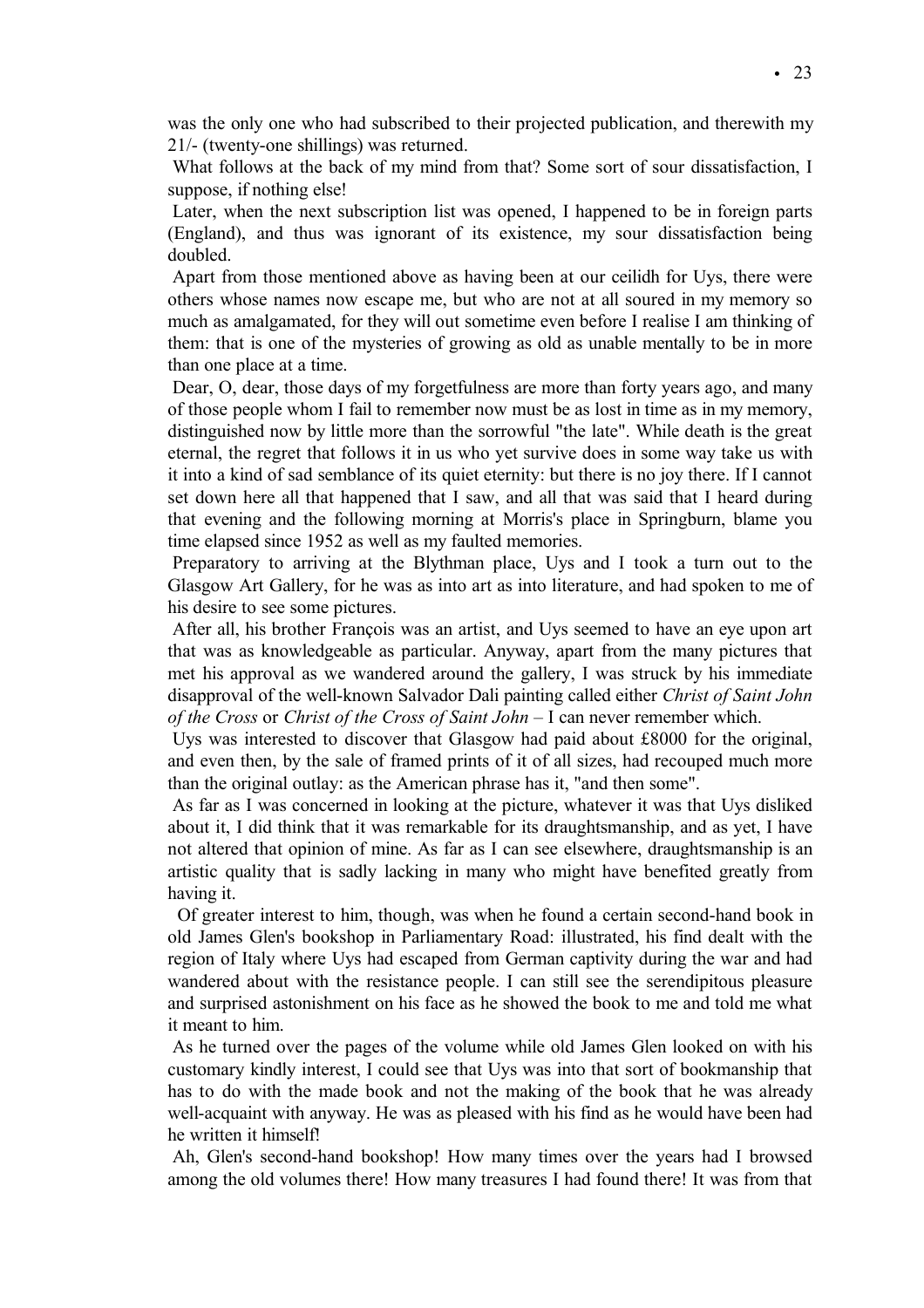was the only one who had subscribed to their projected publication, and therewith my 21/- (twenty-one shillings) was returned.

What follows at the back of my mind from that? Some sort of sour dissatisfaction, I suppose, if nothing else!

Later, when the next subscription list was opened, I happened to be in foreign parts (England), and thus was ignorant of its existence, my sour dissatisfaction being doubled.

Apart from those mentioned above as having been at our ceilidh for Uys, there were others whose names now escape me, but who are not at all soured in my memory so much as amalgamated, for they will out sometime even before I realise I am thinking of them: that is one of the mysteries of growing as old as unable mentally to be in more than one place at a time.

Dear, O, dear, those days of my forgetfulness are more than forty years ago, and many of those people whom I fail to remember now must be as lost in time as in my memory, distinguished now by little more than the sorrowful "the late". While death is the great eternal, the regret that follows it in us who yet survive does in some way take us with it into a kind of sad semblance of its quiet eternity: but there is no joy there. If I cannot set down here all that happened that I saw, and all that was said that I heard during that evening and the following morning at Morris's place in Springburn, blame you time elapsed since 1952 as well as my faulted memories.

Preparatory to arriving at the Blythman place, Uys and I took a turn out to the Glasgow Art Gallery, for he was as into art as into literature, and had spoken to me of his desire to see some pictures.

After all, his brother François was an artist, and Uys seemed to have an eye upon art that was as knowledgeable as particular. Anyway, apart from the many pictures that met his approval as we wandered around the gallery, I was struck by his immediate disapproval of the well-known Salvador Dali painting called either *Christ of Saint John of the Cross* or *Christ of the Cross of Saint John* – I can never remember which.

Uys was interested to discover that Glasgow had paid about £8000 for the original, and even then, by the sale of framed prints of it of all sizes, had recouped much more than the original outlay: as the American phrase has it, "and then some".

As far as I was concerned in looking at the picture, whatever it was that Uys disliked about it, I did think that it was remarkable for its draughtsmanship, and as yet, I have not altered that opinion of mine. As far as I can see elsewhere, draughtsmanship is an artistic quality that is sadly lacking in many who might have benefited greatly from having it.

Of greater interest to him, though, was when he found a certain second-hand book in old James Glen's bookshop in Parliamentary Road: illustrated, his find dealt with the region of Italy where Uys had escaped from German captivity during the war and had wandered about with the resistance people. I can still see the serendipitous pleasure and surprised astonishment on his face as he showed the book to me and told me what it meant to him.

As he turned over the pages of the volume while old James Glen looked on with his customary kindly interest, I could see that Uys was into that sort of bookmanship that has to do with the made book and not the making of the book that he was already well-acquaint with anyway. He was as pleased with his find as he would have been had he written it himself!

Ah, Glen's second-hand bookshop! How many times over the years had I browsed among the old volumes there! How many treasures I had found there! It was from that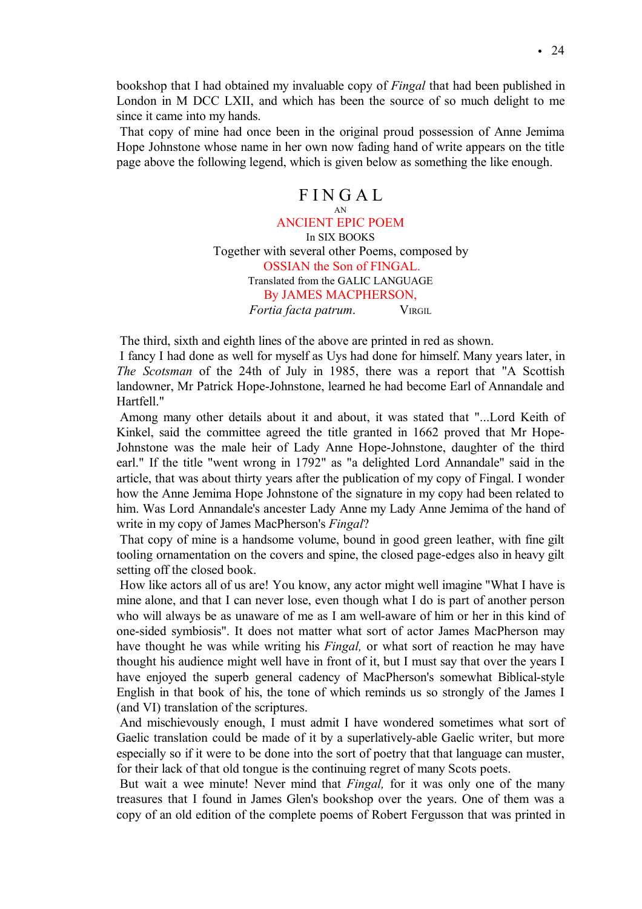bookshop that I had obtained my invaluable copy of *Fingal* that had been published in London in M DCC LXII, and which has been the source of so much delight to me since it came into my hands.

That copy of mine had once been in the original proud possession of Anne Jemima Hope Johnstone whose name in her own now fading hand of write appears on the title page above the following legend, which is given below as something the like enough.

<div align="center">

F I N G A L

AN

ANCIENT EPIC POEM

In SIX BOOKS

Together with several other Poems, composed by

OSSIAN the Son of FINGAL.

Translated from the GALIC LANGUAGE

By JAMES MACPHERSON,

*Fortia facta patrum*. VIRGIL

</div>

The third, sixth and eighth lines of the above are printed in red as shown.

I fancy I had done as well for myself as Uys had done for himself. Many years later, in *The Scotsman* of the 24th of July in 1985, there was a report that "A Scottish landowner, Mr Patrick Hope-Johnstone, learned he had become Earl of Annandale and Hartfell."

Among many other details about it and about, it was stated that "...Lord Keith of Kinkel, said the committee agreed the title granted in 1662 proved that Mr Hope-Johnstone was the male heir of Lady Anne Hope-Johnstone, daughter of the third earl." If the title "went wrong in 1792" as "a delighted Lord Annandale" said in the article, that was about thirty years after the publication of my copy of Fingal. I wonder how the Anne Jemima Hope Johnstone of the signature in my copy had been related to him. Was Lord Annandale's ancester Lady Anne my Lady Anne Jemima of the hand of write in my copy of James MacPherson's *Fingal*?

That copy of mine is a handsome volume, bound in good green leather, with fine gilt tooling ornamentation on the covers and spine, the closed page-edges also in heavy gilt setting off the closed book.

How like actors all of us are! You know, any actor might well imagine "What I have is mine alone, and that I can never lose, even though what I do is part of another person who will always be as unaware of me as I am well-aware of him or her in this kind of one-sided symbiosis". It does not matter what sort of actor James MacPherson may have thought he was while writing his *Fingal,* or what sort of reaction he may have thought his audience might well have in front of it, but I must say that over the years I have enjoyed the superb general cadency of MacPherson's somewhat Biblical-style English in that book of his, the tone of which reminds us so strongly of the James I (and VI) translation of the scriptures.

And mischievously enough, I must admit I have wondered sometimes what sort of Gaelic translation could be made of it by a superlatively-able Gaelic writer, but more especially so if it were to be done into the sort of poetry that that language can muster, for their lack of that old tongue is the continuing regret of many Scots poets.

But wait a wee minute! Never mind that *Fingal,* for it was only one of the many treasures that I found in James Glen's bookshop over the years. One of them was a copy of an old edition of the complete poems of Robert Fergusson that was printed in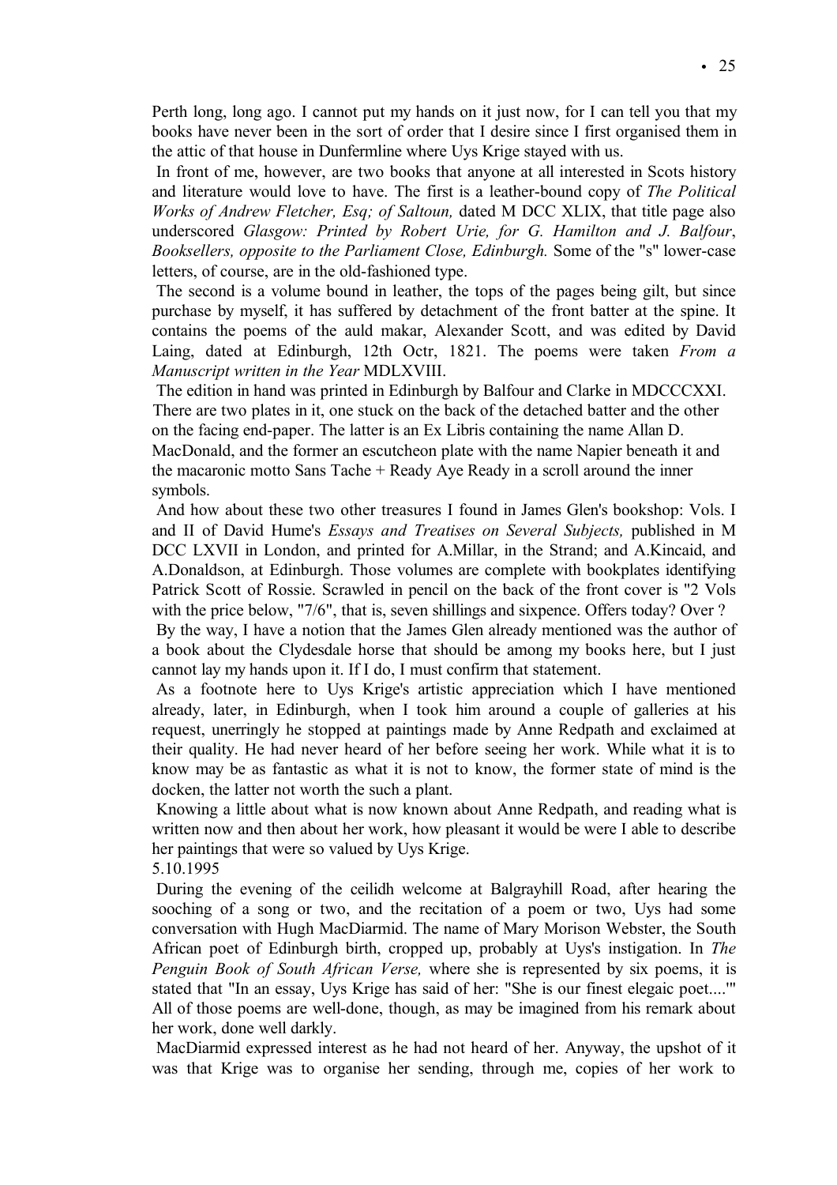Perth long, long ago. I cannot put my hands on it just now, for I can tell you that my books have never been in the sort of order that I desire since I first organised them in the attic of that house in Dunfermline where Uys Krige stayed with us.

In front of me, however, are two books that anyone at all interested in Scots history and literature would love to have. The first is a leather-bound copy of *The Political Works of Andrew Fletcher, Esq; of Saltoun,* dated M DCC XLIX, that title page also underscored *Glasgow: Printed by Robert Urie, for G. Hamilton and J. Balfour*, *Booksellers, opposite to the Parliament Close, Edinburgh.* Some of the "s" lower-case letters, of course, are in the old-fashioned type.

The second is a volume bound in leather, the tops of the pages being gilt, but since purchase by myself, it has suffered by detachment of the front batter at the spine. It contains the poems of the auld makar, Alexander Scott, and was edited by David Laing, dated at Edinburgh, 12th Octr, 1821. The poems were taken *From a Manuscript written in the Year* MDLXVIII.

The edition in hand was printed in Edinburgh by Balfour and Clarke in MDCCCXXI. There are two plates in it, one stuck on the back of the detached batter and the other on the facing end-paper. The latter is an Ex Libris containing the name Allan D. MacDonald, and the former an escutcheon plate with the name Napier beneath it and the macaronic motto Sans Tache + Ready Aye Ready in a scroll around the inner symbols.

And how about these two other treasures I found in James Glen's bookshop: Vols. I and II of David Hume's *Essays and Treatises on Several Subjects,* published in M DCC LXVII in London, and printed for A.Millar, in the Strand; and A.Kincaid, and A.Donaldson, at Edinburgh. Those volumes are complete with bookplates identifying Patrick Scott of Rossie. Scrawled in pencil on the back of the front cover is "2 Vols with the price below, "7/6", that is, seven shillings and sixpence. Offers today? Over ?

By the way, I have a notion that the James Glen already mentioned was the author of a book about the Clydesdale horse that should be among my books here, but I just cannot lay my hands upon it. If I do, I must confirm that statement.

As a footnote here to Uys Krige's artistic appreciation which I have mentioned already, later, in Edinburgh, when I took him around a couple of galleries at his request, unerringly he stopped at paintings made by Anne Redpath and exclaimed at their quality. He had never heard of her before seeing her work. While what it is to know may be as fantastic as what it is not to know, the former state of mind is the docken, the latter not worth the such a plant.

Knowing a little about what is now known about Anne Redpath, and reading what is written now and then about her work, how pleasant it would be were I able to describe her paintings that were so valued by Uys Krige.

5.10.1995

During the evening of the ceilidh welcome at Balgrayhill Road, after hearing the sooching of a song or two, and the recitation of a poem or two, Uys had some conversation with Hugh MacDiarmid. The name of Mary Morison Webster, the South African poet of Edinburgh birth, cropped up, probably at Uys's instigation. In *The Penguin Book of South African Verse,* where she is represented by six poems, it is stated that "In an essay, Uys Krige has said of her: "She is our finest elegaic poet....'" All of those poems are well-done, though, as may be imagined from his remark about her work, done well darkly.

MacDiarmid expressed interest as he had not heard of her. Anyway, the upshot of it was that Krige was to organise her sending, through me, copies of her work to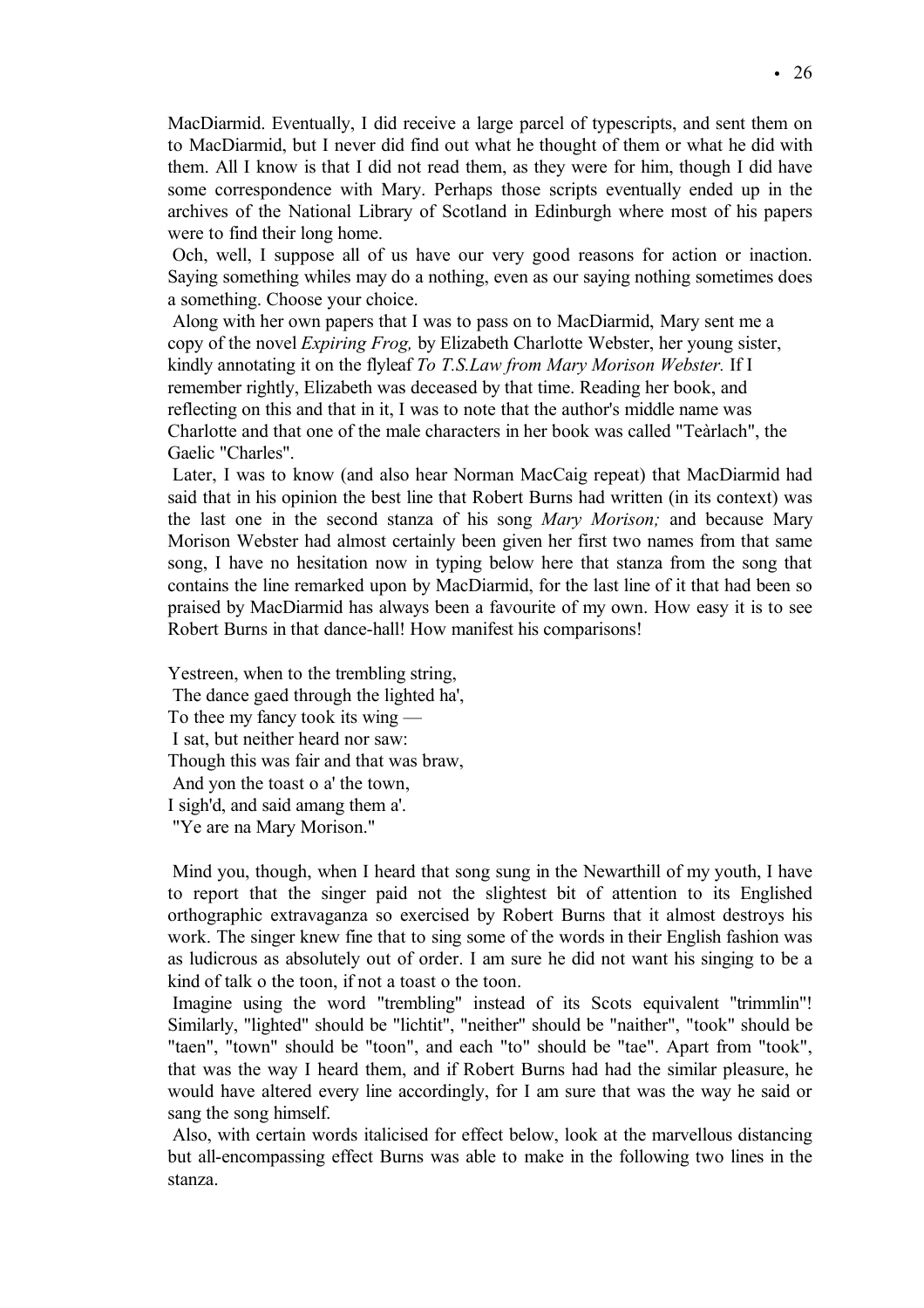MacDiarmid. Eventually, I did receive a large parcel of typescripts, and sent them on to MacDiarmid, but I never did find out what he thought of them or what he did with them. All I know is that I did not read them, as they were for him, though I did have some correspondence with Mary. Perhaps those scripts eventually ended up in the archives of the National Library of Scotland in Edinburgh where most of his papers were to find their long home.

Och, well, I suppose all of us have our very good reasons for action or inaction. Saying something whiles may do a nothing, even as our saying nothing sometimes does a something. Choose your choice.

Along with her own papers that I was to pass on to MacDiarmid, Mary sent me a copy of the novel *Expiring Frog,* by Elizabeth Charlotte Webster, her young sister, kindly annotating it on the flyleaf *To T.S.Law from Mary Morison Webster.* If I remember rightly, Elizabeth was deceased by that time. Reading her book, and reflecting on this and that in it, I was to note that the author's middle name was Charlotte and that one of the male characters in her book was called "Teàrlach", the Gaelic "Charles".

Later, I was to know (and also hear Norman MacCaig repeat) that MacDiarmid had said that in his opinion the best line that Robert Burns had written (in its context) was the last one in the second stanza of his song *Mary Morison;* and because Mary Morison Webster had almost certainly been given her first two names from that same song, I have no hesitation now in typing below here that stanza from the song that contains the line remarked upon by MacDiarmid, for the last line of it that had been so praised by MacDiarmid has always been a favourite of my own. How easy it is to see Robert Burns in that dance-hall! How manifest his comparisons!

Yestreen, when to the trembling string,  
The dance gaed through the lighted ha',  
To thee my fancy took its wing —  
I sat, but neither heard nor saw:  
Though this was fair and that was braw,  
And yon the toast o a' the town,  
I sigh'd, and said amang them a'.  
"Ye are na Mary Morison."

Mind you, though, when I heard that song sung in the Newarthill of my youth, I have to report that the singer paid not the slightest bit of attention to its Englished orthographic extravaganza so exercised by Robert Burns that it almost destroys his work. The singer knew fine that to sing some of the words in their English fashion was as ludicrous as absolutely out of order. I am sure he did not want his singing to be a kind of talk o the toon, if not a toast o the toon.

Imagine using the word "trembling" instead of its Scots equivalent "trimmlin"! Similarly, "lighted" should be "lichtit", "neither" should be "naither", "took" should be "taen", "town" should be "toon", and each "to" should be "tae". Apart from "took", that was the way I heard them, and if Robert Burns had had the similar pleasure, he would have altered every line accordingly, for I am sure that was the way he said or sang the song himself.

Also, with certain words italicised for effect below, look at the marvellous distancing but all-encompassing effect Burns was able to make in the following two lines in the stanza.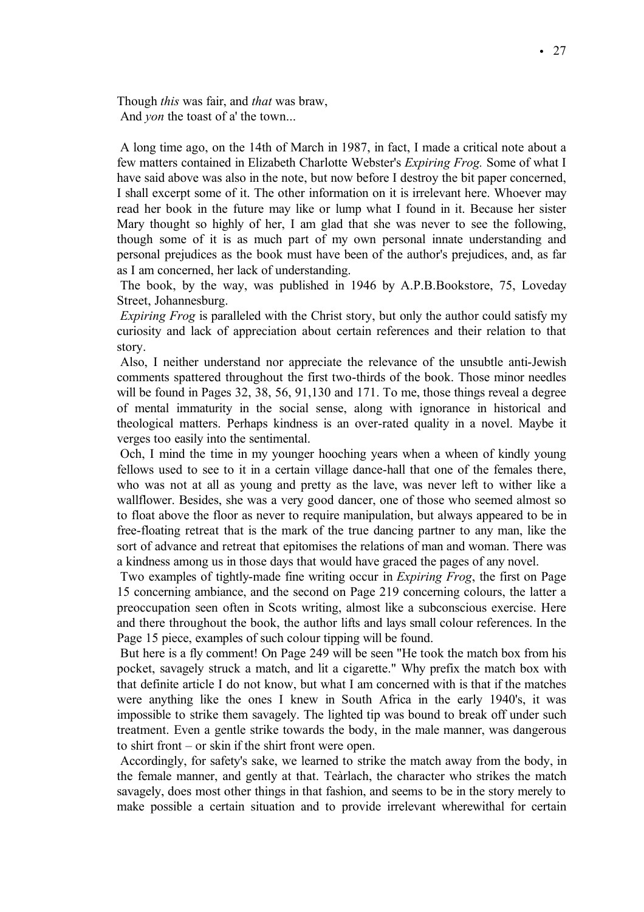Though *this* was fair, and *that* was braw,
And *yon* the toast of a' the town...

A long time ago, on the 14th of March in 1987, in fact, I made a critical note about a few matters contained in Elizabeth Charlotte Webster's *Expiring Frog.* Some of what I have said above was also in the note, but now before I destroy the bit paper concerned, I shall excerpt some of it. The other information on it is irrelevant here. Whoever may read her book in the future may like or lump what I found in it. Because her sister Mary thought so highly of her, I am glad that she was never to see the following, though some of it is as much part of my own personal innate understanding and personal prejudices as the book must have been of the author's prejudices, and, as far as I am concerned, her lack of understanding.

The book, by the way, was published in 1946 by A.P.B.Bookstore, 75, Loveday Street, Johannesburg.

*Expiring Frog* is paralleled with the Christ story, but only the author could satisfy my curiosity and lack of appreciation about certain references and their relation to that story.

Also, I neither understand nor appreciate the relevance of the unsubtle anti-Jewish comments spattered throughout the first two-thirds of the book. Those minor needles will be found in Pages 32, 38, 56, 91,130 and 171. To me, those things reveal a degree of mental immaturity in the social sense, along with ignorance in historical and theological matters. Perhaps kindness is an over-rated quality in a novel. Maybe it verges too easily into the sentimental.

Och, I mind the time in my younger hooching years when a wheen of kindly young fellows used to see to it in a certain village dance-hall that one of the females there, who was not at all as young and pretty as the lave, was never left to wither like a wallflower. Besides, she was a very good dancer, one of those who seemed almost so to float above the floor as never to require manipulation, but always appeared to be in free-floating retreat that is the mark of the true dancing partner to any man, like the sort of advance and retreat that epitomises the relations of man and woman. There was a kindness among us in those days that would have graced the pages of any novel.

Two examples of tightly-made fine writing occur in *Expiring Frog*, the first on Page 15 concerning ambiance, and the second on Page 219 concerning colours, the latter a preoccupation seen often in Scots writing, almost like a subconscious exercise. Here and there throughout the book, the author lifts and lays small colour references. In the Page 15 piece, examples of such colour tipping will be found.

But here is a fly comment! On Page 249 will be seen "He took the match box from his pocket, savagely struck a match, and lit a cigarette." Why prefix the match box with that definite article I do not know, but what I am concerned with is that if the matches were anything like the ones I knew in South Africa in the early 1940's, it was impossible to strike them savagely. The lighted tip was bound to break off under such treatment. Even a gentle strike towards the body, in the male manner, was dangerous to shirt front – or skin if the shirt front were open.

Accordingly, for safety's sake, we learned to strike the match away from the body, in the female manner, and gently at that. Teàrlach, the character who strikes the match savagely, does most other things in that fashion, and seems to be in the story merely to make possible a certain situation and to provide irrelevant wherewithal for certain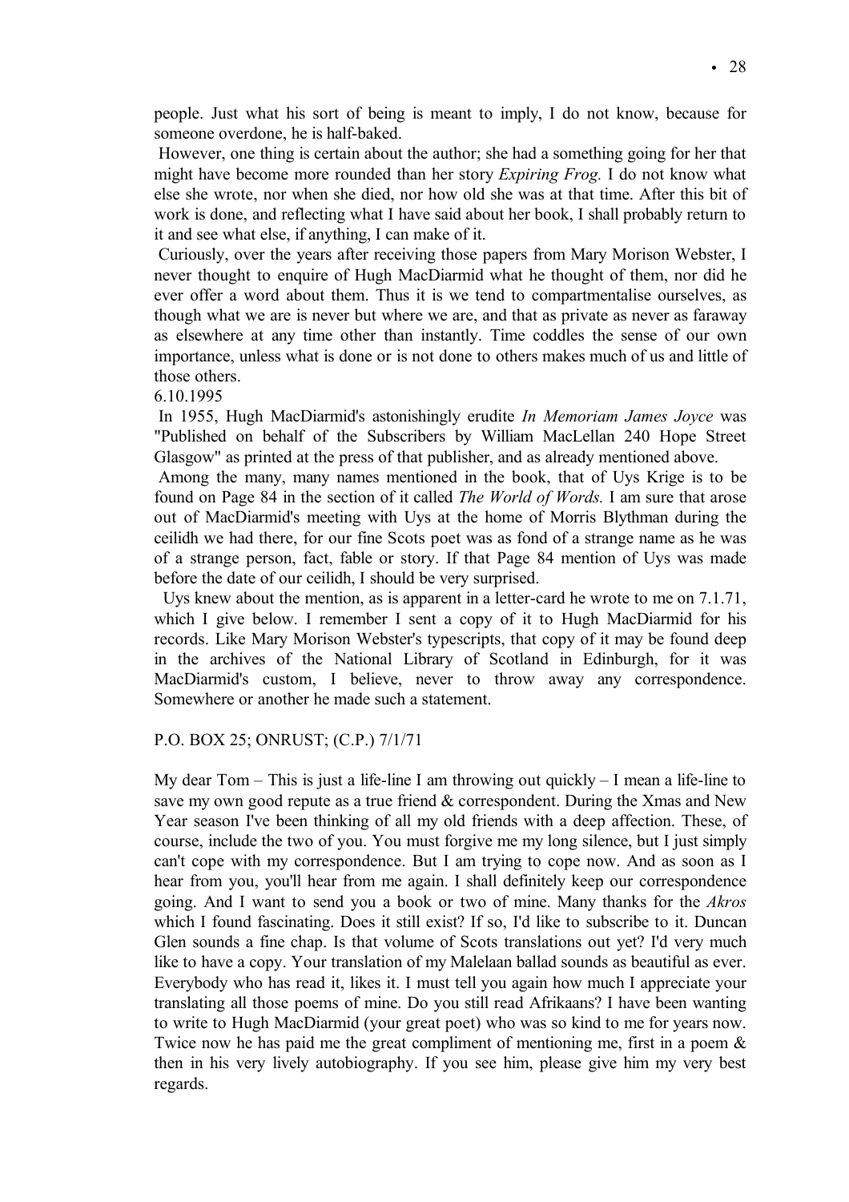people. Just what his sort of being is meant to imply, I do not know, because for someone overdone, he is half-baked.

However, one thing is certain about the author; she had a something going for her that might have become more rounded than her story *Expiring Frog.* I do not know what else she wrote, nor when she died, nor how old she was at that time. After this bit of work is done, and reflecting what I have said about her book, I shall probably return to it and see what else, if anything, I can make of it.

Curiously, over the years after receiving those papers from Mary Morison Webster, I never thought to enquire of Hugh MacDiarmid what he thought of them, nor did he ever offer a word about them. Thus it is we tend to compartmentalise ourselves, as though what we are is never but where we are, and that as private as never as faraway as elsewhere at any time other than instantly. Time coddles the sense of our own importance, unless what is done or is not done to others makes much of us and little of those others.

6.10.1995

In 1955, Hugh MacDiarmid's astonishingly erudite *In Memoriam James Joyce* was "Published on behalf of the Subscribers by William MacLellan 240 Hope Street Glasgow" as printed at the press of that publisher, and as already mentioned above.

Among the many, many names mentioned in the book, that of Uys Krige is to be found on Page 84 in the section of it called *The World of Words.* I am sure that arose out of MacDiarmid's meeting with Uys at the home of Morris Blythman during the ceilidh we had there, for our fine Scots poet was as fond of a strange name as he was of a strange person, fact, fable or story. If that Page 84 mention of Uys was made before the date of our ceilidh, I should be very surprised.

Uys knew about the mention, as is apparent in a letter-card he wrote to me on 7.1.71, which I give below. I remember I sent a copy of it to Hugh MacDiarmid for his records. Like Mary Morison Webster's typescripts, that copy of it may be found deep in the archives of the National Library of Scotland in Edinburgh, for it was MacDiarmid's custom, I believe, never to throw away any correspondence. Somewhere or another he made such a statement.

P.O. BOX 25; ONRUST; (C.P.) 7/1/71

My dear Tom – This is just a life-line I am throwing out quickly – I mean a life-line to save my own good repute as a true friend & correspondent. During the Xmas and New Year season I've been thinking of all my old friends with a deep affection. These, of course, include the two of you. You must forgive me my long silence, but I just simply can't cope with my correspondence. But I am trying to cope now. And as soon as I hear from you, you'll hear from me again. I shall definitely keep our correspondence going. And I want to send you a book or two of mine. Many thanks for the *Akros* which I found fascinating. Does it still exist? If so, I'd like to subscribe to it. Duncan Glen sounds a fine chap. Is that volume of Scots translations out yet? I'd very much like to have a copy. Your translation of my Malelaan ballad sounds as beautiful as ever. Everybody who has read it, likes it. I must tell you again how much I appreciate your translating all those poems of mine. Do you still read Afrikaans? I have been wanting to write to Hugh MacDiarmid (your great poet) who was so kind to me for years now. Twice now he has paid me the great compliment of mentioning me, first in a poem & then in his very lively autobiography. If you see him, please give him my very best regards.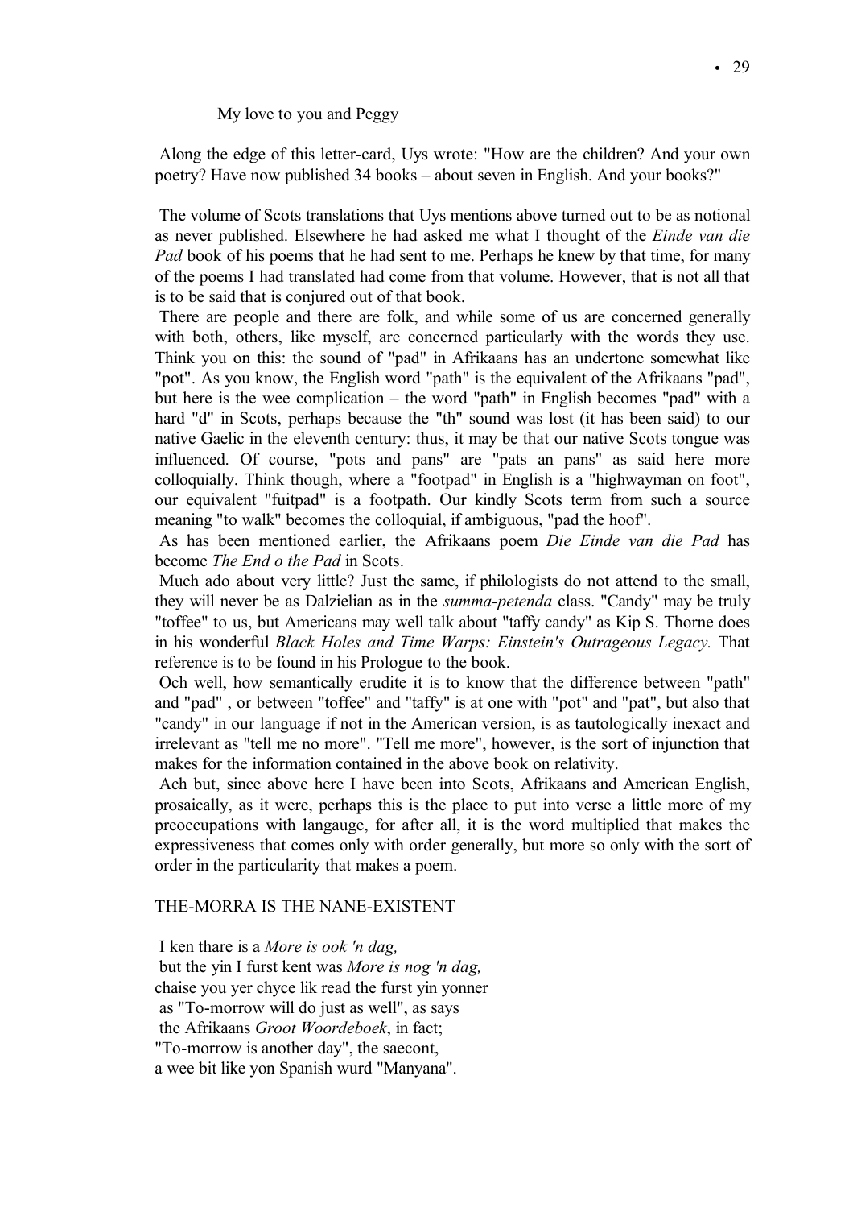My love to you and Peggy

Along the edge of this letter-card, Uys wrote: "How are the children? And your own poetry? Have now published 34 books – about seven in English. And your books?"

The volume of Scots translations that Uys mentions above turned out to be as notional as never published. Elsewhere he had asked me what I thought of the *Einde van die Pad* book of his poems that he had sent to me. Perhaps he knew by that time, for many of the poems I had translated had come from that volume. However, that is not all that is to be said that is conjured out of that book.

There are people and there are folk, and while some of us are concerned generally with both, others, like myself, are concerned particularly with the words they use. Think you on this: the sound of "pad" in Afrikaans has an undertone somewhat like "pot". As you know, the English word "path" is the equivalent of the Afrikaans "pad", but here is the wee complication – the word "path" in English becomes "pad" with a hard "d" in Scots, perhaps because the "th" sound was lost (it has been said) to our native Gaelic in the eleventh century: thus, it may be that our native Scots tongue was influenced. Of course, "pots and pans" are "pats an pans" as said here more colloquially. Think though, where a "footpad" in English is a "highwayman on foot", our equivalent "fuitpad" is a footpath. Our kindly Scots term from such a source meaning "to walk" becomes the colloquial, if ambiguous, "pad the hoof".

As has been mentioned earlier, the Afrikaans poem *Die Einde van die Pad* has become *The End o the Pad* in Scots.

Much ado about very little? Just the same, if philologists do not attend to the small, they will never be as Dalzielian as in the *summa-petenda* class. "Candy" may be truly "toffee" to us, but Americans may well talk about "taffy candy" as Kip S. Thorne does in his wonderful *Black Holes and Time Warps: Einstein's Outrageous Legacy.* That reference is to be found in his Prologue to the book.

Och well, how semantically erudite it is to know that the difference between "path" and "pad" , or between "toffee" and "taffy" is at one with "pot" and "pat", but also that "candy" in our language if not in the American version, is as tautologically inexact and irrelevant as "tell me no more". "Tell me more", however, is the sort of injunction that makes for the information contained in the above book on relativity.

Ach but, since above here I have been into Scots, Afrikaans and American English, prosaically, as it were, perhaps this is the place to put into verse a little more of my preoccupations with langauge, for after all, it is the word multiplied that makes the expressiveness that comes only with order generally, but more so only with the sort of order in the particularity that makes a poem.

THE-MORRA IS THE NANE-EXISTENT

I ken thare is a *More is ook 'n dag,*  
but the yin I furst kent was *More is nog 'n dag,*  
chaise you yer chyce lik read the furst yin yonner  
as "To-morrow will do just as well", as says  
the Afrikaans *Groot Woordeboek*, in fact;  
"To-morrow is another day", the saecont,  
a wee bit like yon Spanish wurd "Manyana".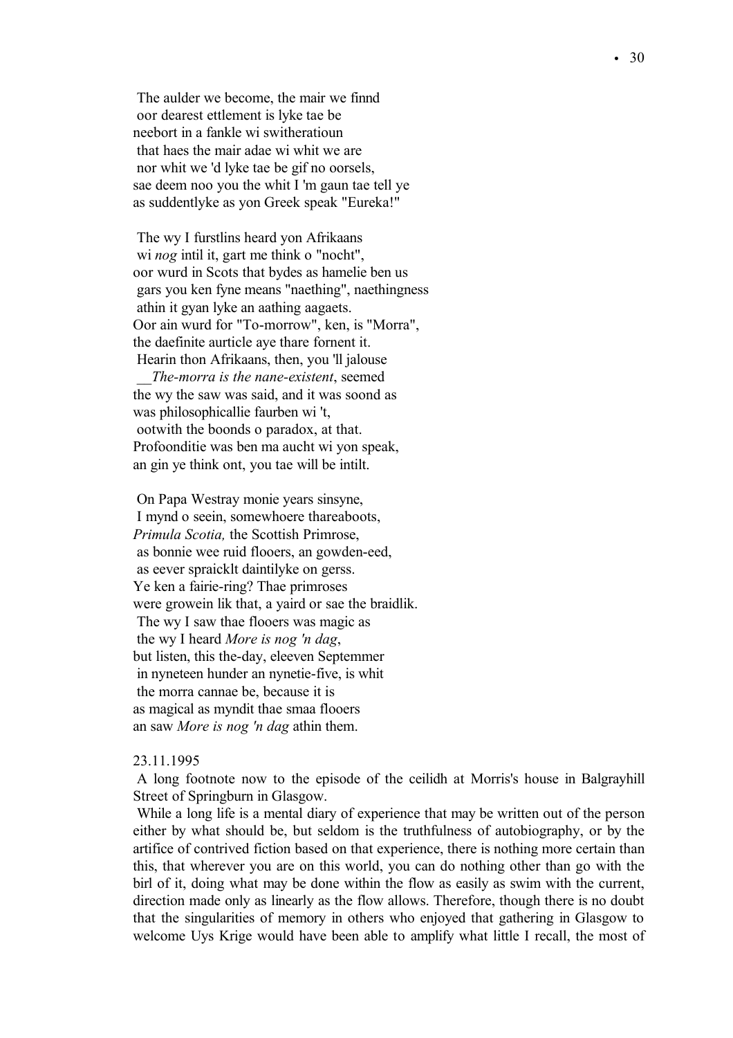The aulder we become, the mair we finnd
 oor dearest ettlement is lyke tae be
neebort in a fankle wi switheratioun
 that haes the mair adae wi whit we are
 nor whit we 'd lyke tae be gif no oorsels,
sae deem noo you the whit I 'm gaun tae tell ye
as suddentlyke as yon Greek speak "Eureka!"

 The wy I furstlins heard yon Afrikaans
 wi *nog* intil it, gart me think o "nocht",
oor wurd in Scots that bydes as hamelie ben us
 gars you ken fyne means "naething", naethingness
 athin it gyan lyke an aathing aagaets.
Oor ain wurd for "To-morrow", ken, is "Morra",
the daefinite aurticle aye thare fornent it.
 Hearin thon Afrikaans, then, you 'll jalouse
 __*The-morra is the nane-existent*, seemed
the wy the saw was said, and it was soond as
was philosophicallie faurben wi 't,
 ootwith the boonds o paradox, at that.
Profoonditie was ben ma aucht wi yon speak,
an gin ye think ont, you tae will be intilt.

 On Papa Westray monie years sinsyne,
 I mynd o seein, somewhoere thareaboots,
*Primula Scotia,* the Scottish Primrose,
 as bonnie wee ruid flooers, an gowden-eed,
 as eever spraicklt daintilyke on gerss.
Ye ken a fairie-ring? Thae primroses
were growein lik that, a yaird or sae the braidlik.
 The wy I saw thae flooers was magic as
 the wy I heard *More is nog 'n dag*,
but listen, this the-day, eleeven Septemmer
 in nyneteen hunder an nynetie-five, is whit
 the morra cannae be, because it is
as magical as myndit thae smaa flooers
an saw *More is nog 'n dag* athin them.

23.11.1995

A long footnote now to the episode of the ceilidh at Morris's house in Balgrayhill Street of Springburn in Glasgow.

While a long life is a mental diary of experience that may be written out of the person either by what should be, but seldom is the truthfulness of autobiography, or by the artifice of contrived fiction based on that experience, there is nothing more certain than this, that wherever you are on this world, you can do nothing other than go with the birl of it, doing what may be done within the flow as easily as swim with the current, direction made only as linearly as the flow allows. Therefore, though there is no doubt that the singularities of memory in others who enjoyed that gathering in Glasgow to welcome Uys Krige would have been able to amplify what little I recall, the most of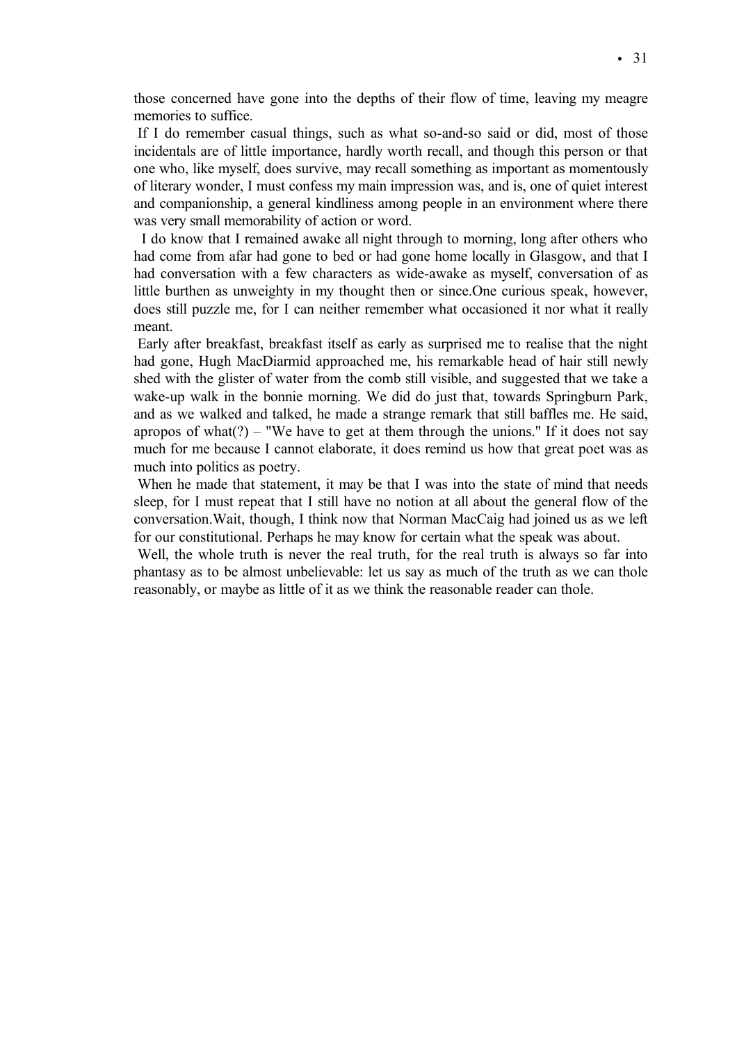those concerned have gone into the depths of their flow of time, leaving my meagre memories to suffice.

If I do remember casual things, such as what so-and-so said or did, most of those incidentals are of little importance, hardly worth recall, and though this person or that one who, like myself, does survive, may recall something as important as momentously of literary wonder, I must confess my main impression was, and is, one of quiet interest and companionship, a general kindliness among people in an environment where there was very small memorability of action or word.

I do know that I remained awake all night through to morning, long after others who had come from afar had gone to bed or had gone home locally in Glasgow, and that I had conversation with a few characters as wide-awake as myself, conversation of as little burthen as unweighty in my thought then or since.One curious speak, however, does still puzzle me, for I can neither remember what occasioned it nor what it really meant.

Early after breakfast, breakfast itself as early as surprised me to realise that the night had gone, Hugh MacDiarmid approached me, his remarkable head of hair still newly shed with the glister of water from the comb still visible, and suggested that we take a wake-up walk in the bonnie morning. We did do just that, towards Springburn Park, and as we walked and talked, he made a strange remark that still baffles me. He said, apropos of what(?) – "We have to get at them through the unions." If it does not say much for me because I cannot elaborate, it does remind us how that great poet was as much into politics as poetry.

When he made that statement, it may be that I was into the state of mind that needs sleep, for I must repeat that I still have no notion at all about the general flow of the conversation.Wait, though, I think now that Norman MacCaig had joined us as we left for our constitutional. Perhaps he may know for certain what the speak was about.

Well, the whole truth is never the real truth, for the real truth is always so far into phantasy as to be almost unbelievable: let us say as much of the truth as we can thole reasonably, or maybe as little of it as we think the reasonable reader can thole.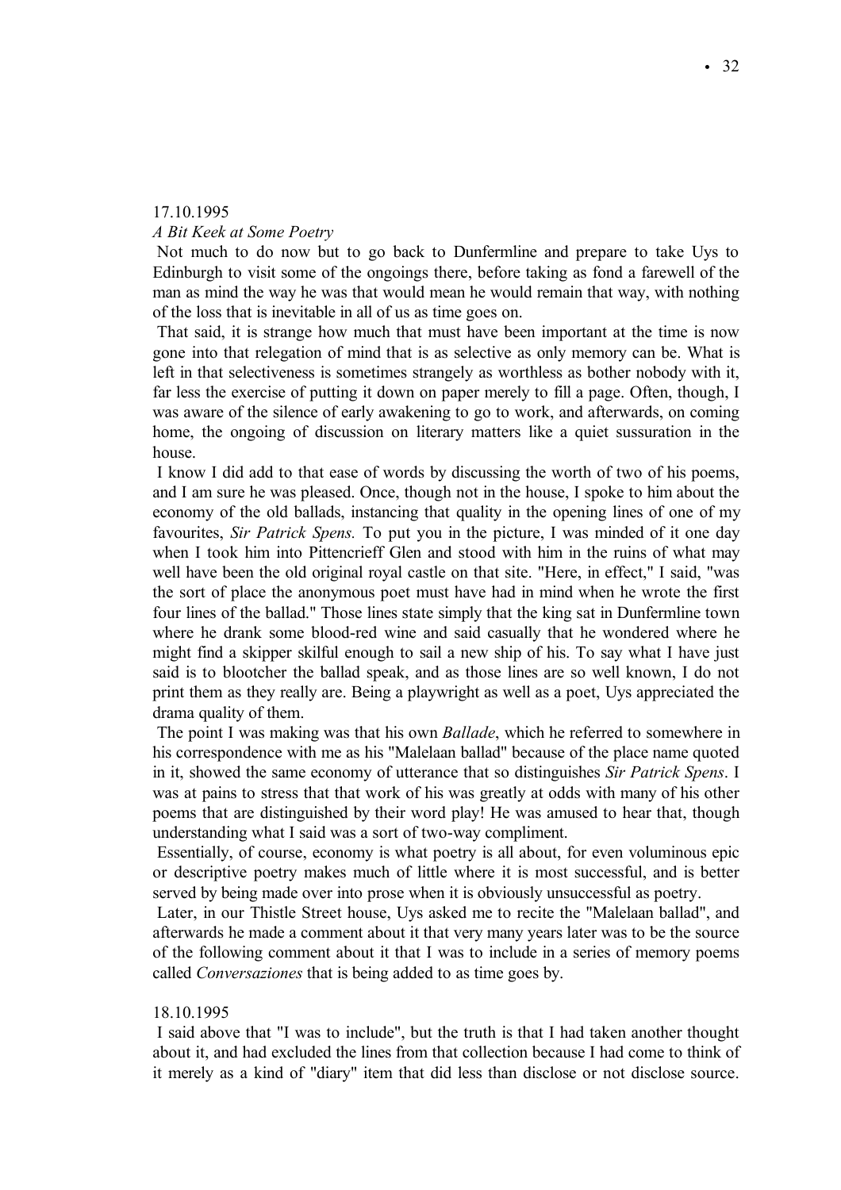17.10.1995

*A Bit Keek at Some Poetry*

Not much to do now but to go back to Dunfermline and prepare to take Uys to Edinburgh to visit some of the ongoings there, before taking as fond a farewell of the man as mind the way he was that would mean he would remain that way, with nothing of the loss that is inevitable in all of us as time goes on.

That said, it is strange how much that must have been important at the time is now gone into that relegation of mind that is as selective as only memory can be. What is left in that selectiveness is sometimes strangely as worthless as bother nobody with it, far less the exercise of putting it down on paper merely to fill a page. Often, though, I was aware of the silence of early awakening to go to work, and afterwards, on coming home, the ongoing of discussion on literary matters like a quiet sussuration in the house.

I know I did add to that ease of words by discussing the worth of two of his poems, and I am sure he was pleased. Once, though not in the house, I spoke to him about the economy of the old ballads, instancing that quality in the opening lines of one of my favourites, *Sir Patrick Spens.* To put you in the picture, I was minded of it one day when I took him into Pittencrieff Glen and stood with him in the ruins of what may well have been the old original royal castle on that site. "Here, in effect," I said, "was the sort of place the anonymous poet must have had in mind when he wrote the first four lines of the ballad." Those lines state simply that the king sat in Dunfermline town where he drank some blood-red wine and said casually that he wondered where he might find a skipper skilful enough to sail a new ship of his. To say what I have just said is to blootcher the ballad speak, and as those lines are so well known, I do not print them as they really are. Being a playwright as well as a poet, Uys appreciated the drama quality of them.

The point I was making was that his own *Ballade*, which he referred to somewhere in his correspondence with me as his "Malelaan ballad" because of the place name quoted in it, showed the same economy of utterance that so distinguishes *Sir Patrick Spens*. I was at pains to stress that that work of his was greatly at odds with many of his other poems that are distinguished by their word play! He was amused to hear that, though understanding what I said was a sort of two-way compliment.

Essentially, of course, economy is what poetry is all about, for even voluminous epic or descriptive poetry makes much of little where it is most successful, and is better served by being made over into prose when it is obviously unsuccessful as poetry.

Later, in our Thistle Street house, Uys asked me to recite the "Malelaan ballad", and afterwards he made a comment about it that very many years later was to be the source of the following comment about it that I was to include in a series of memory poems called *Conversaziones* that is being added to as time goes by.

18.10.1995

I said above that "I was to include", but the truth is that I had taken another thought about it, and had excluded the lines from that collection because I had come to think of it merely as a kind of "diary" item that did less than disclose or not disclose source.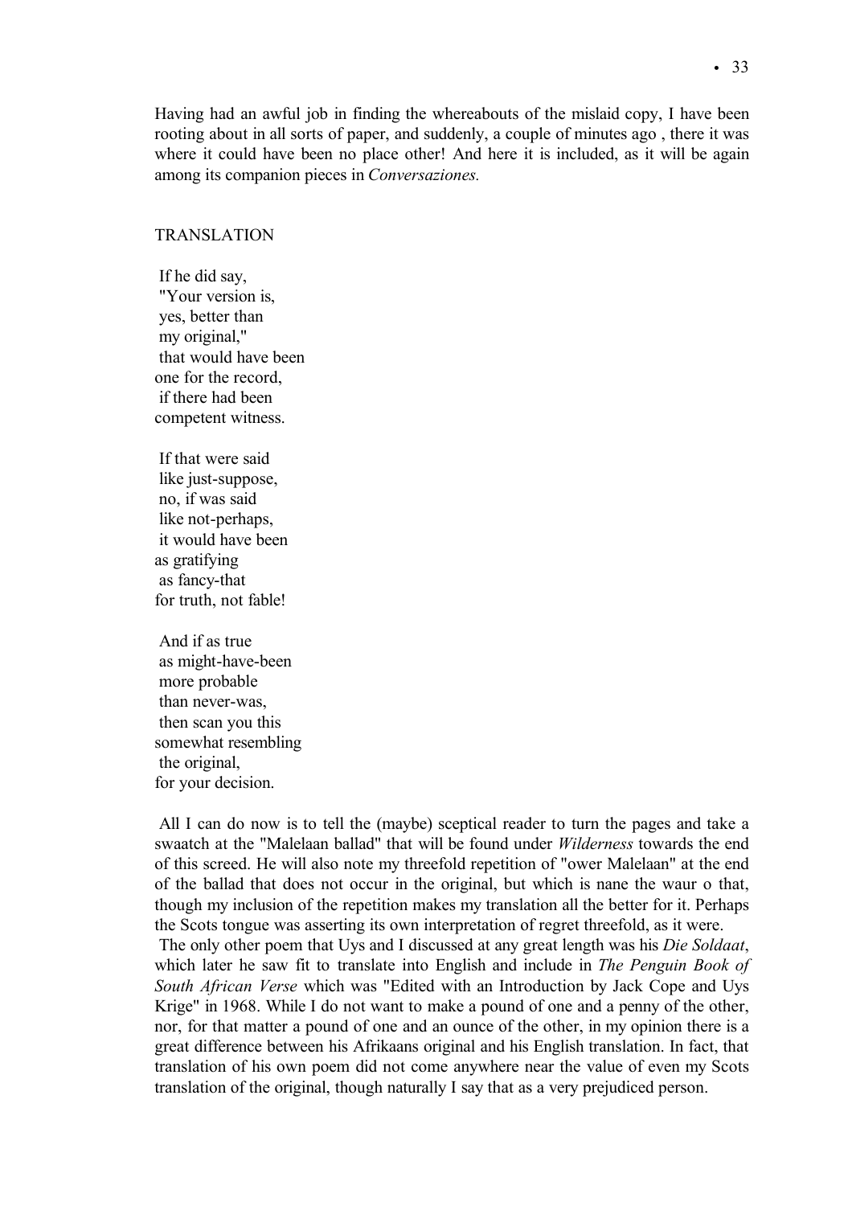Having had an awful job in finding the whereabouts of the mislaid copy, I have been rooting about in all sorts of paper, and suddenly, a couple of minutes ago , there it was where it could have been no place other! And here it is included, as it will be again among its companion pieces in *Conversaziones.*

TRANSLATION

If he did say,  
"Your version is,  
yes, better than  
my original,"  
that would have been  
one for the record,  
if there had been  
competent witness.

If that were said  
like just-suppose,  
no, if was said  
like not-perhaps,  
it would have been  
as gratifying  
as fancy-that  
for truth, not fable!

And if as true  
as might-have-been  
more probable  
than never-was,  
then scan you this  
somewhat resembling  
the original,  
for your decision.

All I can do now is to tell the (maybe) sceptical reader to turn the pages and take a swaatch at the "Malelaan ballad" that will be found under *Wilderness* towards the end of this screed. He will also note my threefold repetition of "ower Malelaan" at the end of the ballad that does not occur in the original, but which is nane the waur o that, though my inclusion of the repetition makes my translation all the better for it. Perhaps the Scots tongue was asserting its own interpretation of regret threefold, as it were.

The only other poem that Uys and I discussed at any great length was his *Die Soldaat*, which later he saw fit to translate into English and include in *The Penguin Book of South African Verse* which was "Edited with an Introduction by Jack Cope and Uys Krige" in 1968. While I do not want to make a pound of one and a penny of the other, nor, for that matter a pound of one and an ounce of the other, in my opinion there is a great difference between his Afrikaans original and his English translation. In fact, that translation of his own poem did not come anywhere near the value of even my Scots translation of the original, though naturally I say that as a very prejudiced person.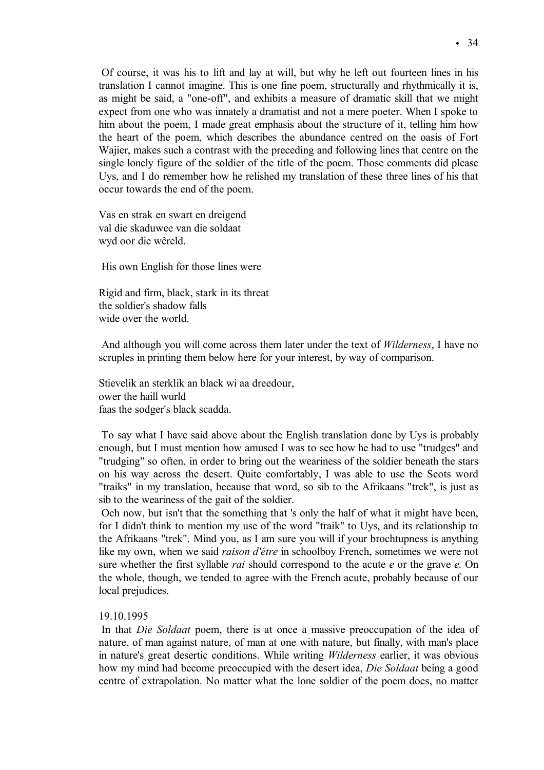Of course, it was his to lift and lay at will, but why he left out fourteen lines in his translation I cannot imagine. This is one fine poem, structurally and rhythmically it is, as might be said, a "one-off", and exhibits a measure of dramatic skill that we might expect from one who was innately a dramatist and not a mere poeter. When I spoke to him about the poem, I made great emphasis about the structure of it, telling him how the heart of the poem, which describes the abundance centred on the oasis of Fort Wajier, makes such a contrast with the preceding and following lines that centre on the single lonely figure of the soldier of the title of the poem. Those comments did please Uys, and I do remember how he relished my translation of these three lines of his that occur towards the end of the poem.

Vas en strak en swart en dreigend  
val die skaduwee van die soldaat  
wyd oor die wêreld.

His own English for those lines were

Rigid and firm, black, stark in its threat  
the soldier's shadow falls  
wide over the world.

And although you will come across them later under the text of *Wilderness*, I have no scruples in printing them below here for your interest, by way of comparison.

Stievelik an sterklik an black wi aa dreedour,  
ower the haill wurld  
faas the sodger's black scadda.

To say what I have said above about the English translation done by Uys is probably enough, but I must mention how amused I was to see how he had to use "trudges" and "trudging" so often, in order to bring out the weariness of the soldier beneath the stars on his way across the desert. Quite comfortably, I was able to use the Scots word "traiks" in my translation, because that word, so sib to the Afrikaans "trek", is just as sib to the weariness of the gait of the soldier.

Och now, but isn't that the something that 's only the half of what it might have been, for I didn't think to mention my use of the word "traik" to Uys, and its relationship to the Afrikaans "trek". Mind you, as I am sure you will if your brochtupness is anything like my own, when we said *raison d'être* in schoolboy French, sometimes we were not sure whether the first syllable *rai* should correspond to the acute *e* or the grave *e.* On the whole, though, we tended to agree with the French acute, probably because of our local prejudices.

19.10.1995

In that *Die Soldaat* poem, there is at once a massive preoccupation of the idea of nature, of man against nature, of man at one with nature, but finally, with man's place in nature's great desertic conditions. While writing *Wilderness* earlier, it was obvious how my mind had become preoccupied with the desert idea, *Die Soldaat* being a good centre of extrapolation. No matter what the lone soldier of the poem does, no matter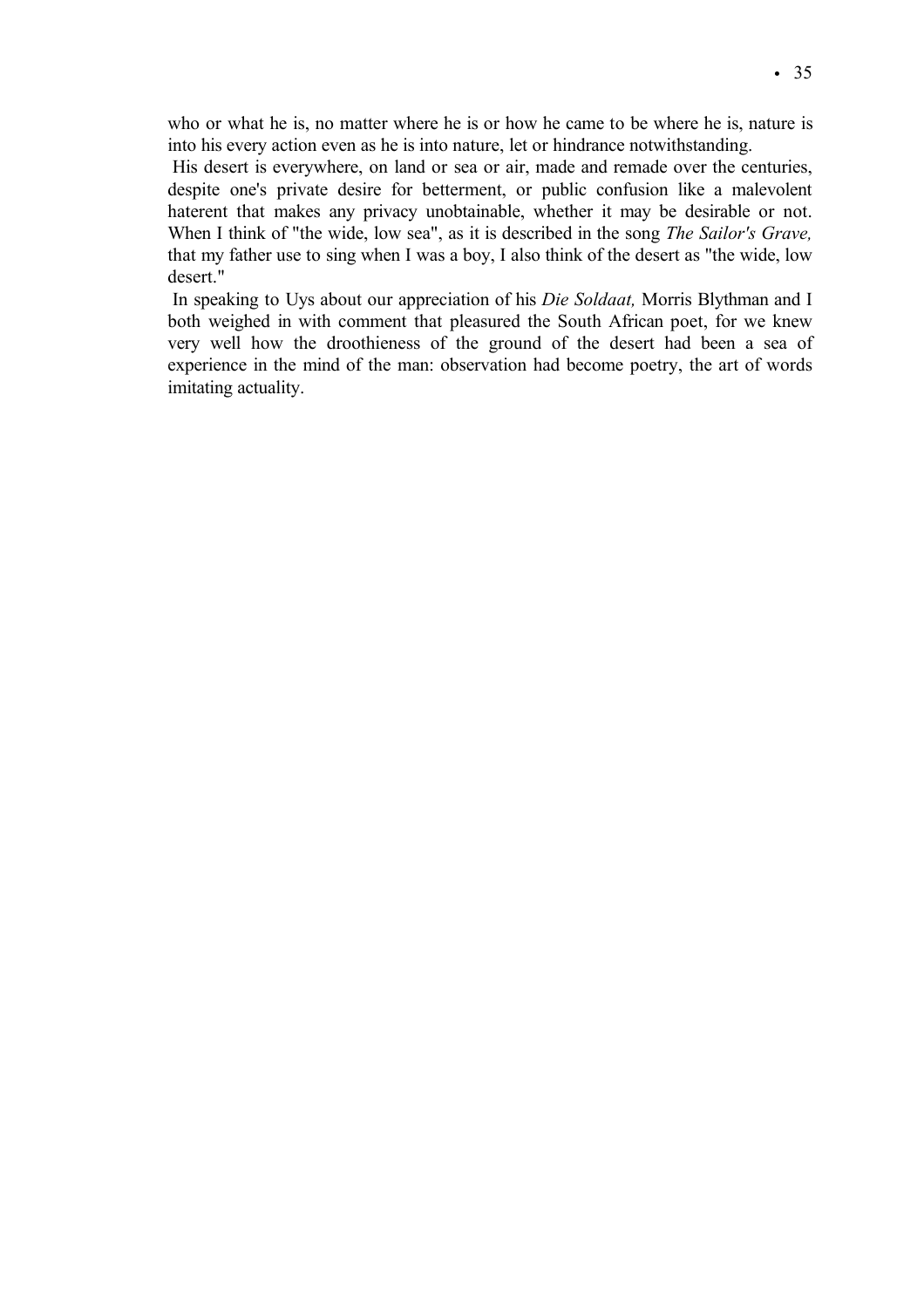who or what he is, no matter where he is or how he came to be where he is, nature is into his every action even as he is into nature, let or hindrance notwithstanding.

His desert is everywhere, on land or sea or air, made and remade over the centuries, despite one's private desire for betterment, or public confusion like a malevolent haterent that makes any privacy unobtainable, whether it may be desirable or not. When I think of "the wide, low sea", as it is described in the song *The Sailor's Grave,* that my father use to sing when I was a boy, I also think of the desert as "the wide, low desert."

In speaking to Uys about our appreciation of his *Die Soldaat,* Morris Blythman and I both weighed in with comment that pleasured the South African poet, for we knew very well how the droothieness of the ground of the desert had been a sea of experience in the mind of the man: observation had become poetry, the art of words imitating actuality.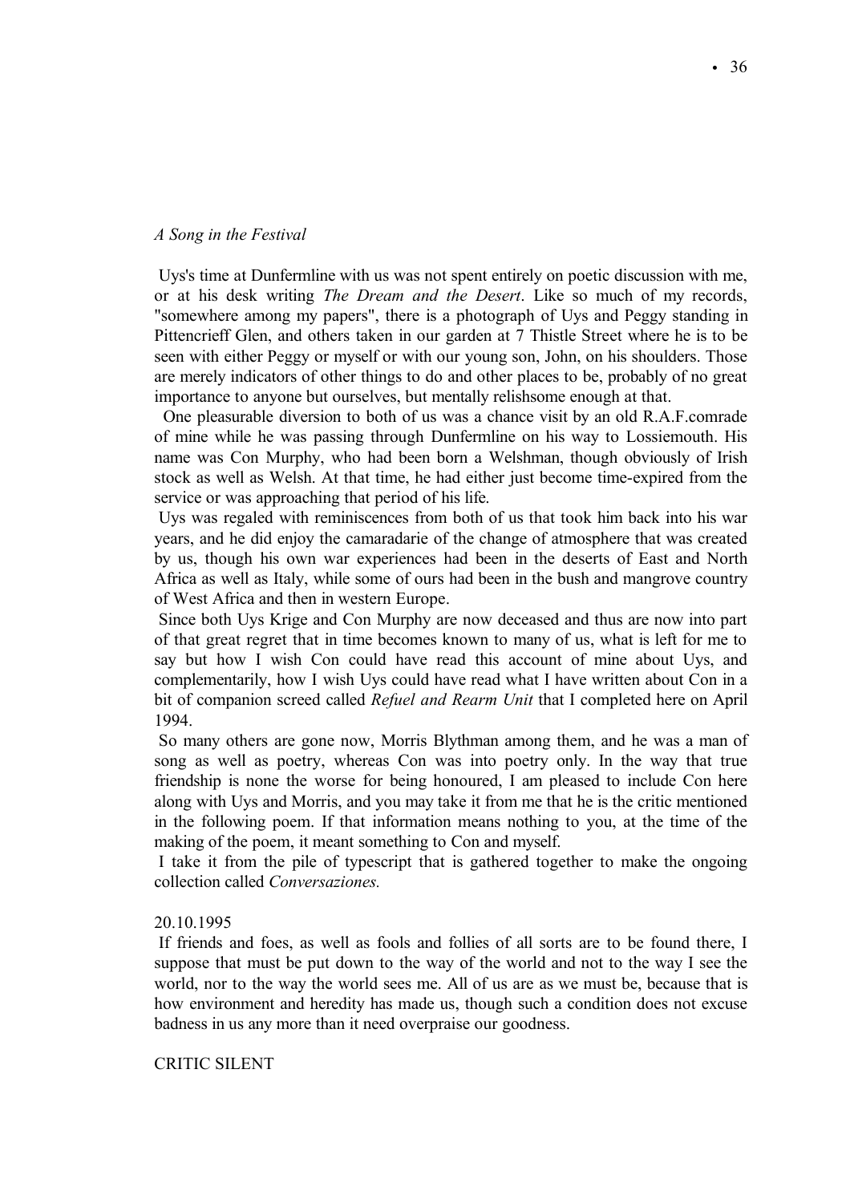*A Song in the Festival*

Uys's time at Dunfermline with us was not spent entirely on poetic discussion with me, or at his desk writing *The Dream and the Desert*. Like so much of my records, "somewhere among my papers", there is a photograph of Uys and Peggy standing in Pittencrieff Glen, and others taken in our garden at 7 Thistle Street where he is to be seen with either Peggy or myself or with our young son, John, on his shoulders. Those are merely indicators of other things to do and other places to be, probably of no great importance to anyone but ourselves, but mentally relishsome enough at that.

One pleasurable diversion to both of us was a chance visit by an old R.A.F.comrade of mine while he was passing through Dunfermline on his way to Lossiemouth. His name was Con Murphy, who had been born a Welshman, though obviously of Irish stock as well as Welsh. At that time, he had either just become time-expired from the service or was approaching that period of his life.

Uys was regaled with reminiscences from both of us that took him back into his war years, and he did enjoy the camaradarie of the change of atmosphere that was created by us, though his own war experiences had been in the deserts of East and North Africa as well as Italy, while some of ours had been in the bush and mangrove country of West Africa and then in western Europe.

Since both Uys Krige and Con Murphy are now deceased and thus are now into part of that great regret that in time becomes known to many of us, what is left for me to say but how I wish Con could have read this account of mine about Uys, and complementarily, how I wish Uys could have read what I have written about Con in a bit of companion screed called *Refuel and Rearm Unit* that I completed here on April 1994.

So many others are gone now, Morris Blythman among them, and he was a man of song as well as poetry, whereas Con was into poetry only. In the way that true friendship is none the worse for being honoured, I am pleased to include Con here along with Uys and Morris, and you may take it from me that he is the critic mentioned in the following poem. If that information means nothing to you, at the time of the making of the poem, it meant something to Con and myself.

I take it from the pile of typescript that is gathered together to make the ongoing collection called *Conversaziones.*

20.10.1995

If friends and foes, as well as fools and follies of all sorts are to be found there, I suppose that must be put down to the way of the world and not to the way I see the world, nor to the way the world sees me. All of us are as we must be, because that is how environment and heredity has made us, though such a condition does not excuse badness in us any more than it need overpraise our goodness.

CRITIC SILENT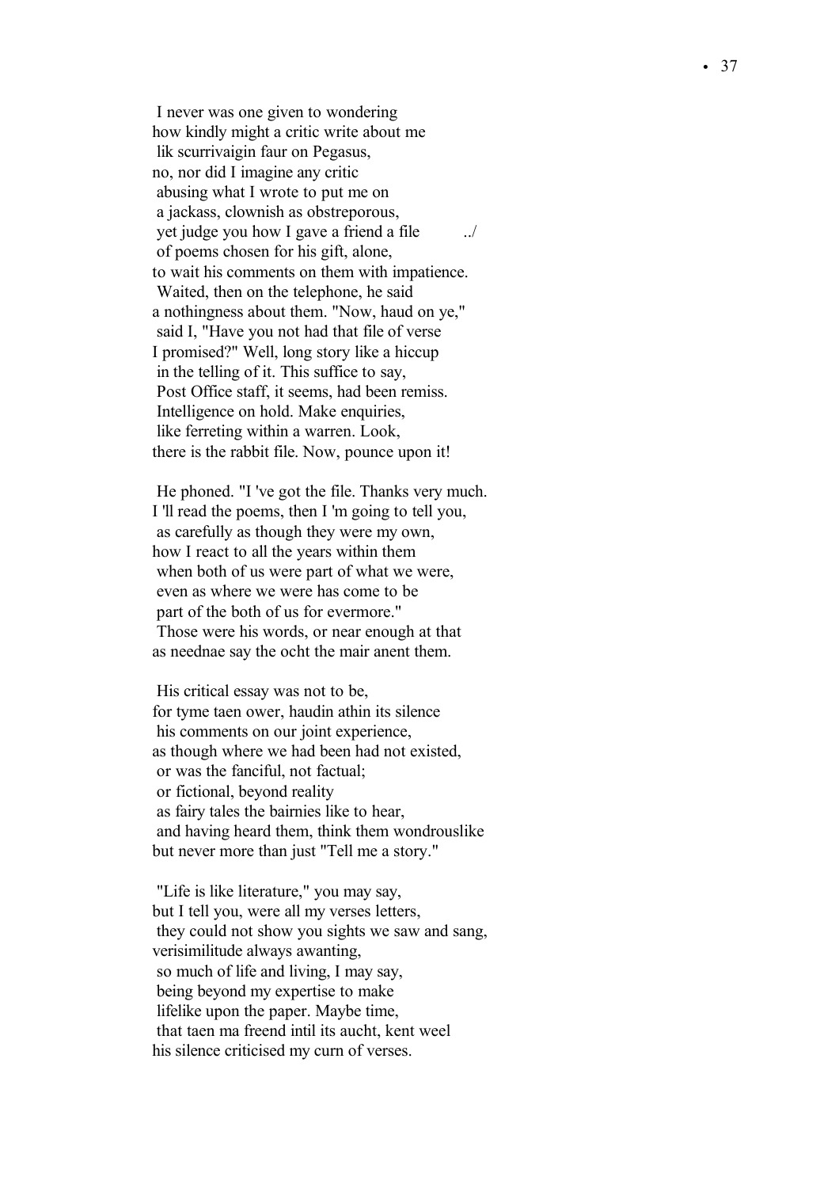I never was one given to wondering  
how kindly might a critic write about me  
lik scurrivaigin faur on Pegasus,  
no, nor did I imagine any critic  
abusing what I wrote to put me on  
a jackass, clownish as obstreporous,  
yet judge you how I gave a friend a file ../  
of poems chosen for his gift, alone,  
to wait his comments on them with impatience.  
Waited, then on the telephone, he said  
a nothingness about them. "Now, haud on ye,"  
said I, "Have you not had that file of verse  
I promised?" Well, long story like a hiccup  
in the telling of it. This suffice to say,  
Post Office staff, it seems, had been remiss.  
Intelligence on hold. Make enquiries,  
like ferreting within a warren. Look,  
there is the rabbit file. Now, pounce upon it!

He phoned. "I 've got the file. Thanks very much.  
I 'll read the poems, then I 'm going to tell you,  
as carefully as though they were my own,  
how I react to all the years within them  
when both of us were part of what we were,  
even as where we were has come to be  
part of the both of us for evermore."  
Those were his words, or near enough at that  
as neednae say the ocht the mair anent them.

His critical essay was not to be,  
for tyme taen ower, haudin athin its silence  
his comments on our joint experience,  
as though where we had been had not existed,  
or was the fanciful, not factual;  
or fictional, beyond reality  
as fairy tales the bairnies like to hear,  
and having heard them, think them wondrouslike  
but never more than just "Tell me a story."

"Life is like literature," you may say,  
but I tell you, were all my verses letters,  
they could not show you sights we saw and sang,  
verisimilitude always awanting,  
so much of life and living, I may say,  
being beyond my expertise to make  
lifelike upon the paper. Maybe time,  
that taen ma freend intil its aucht, kent weel  
his silence criticised my curn of verses.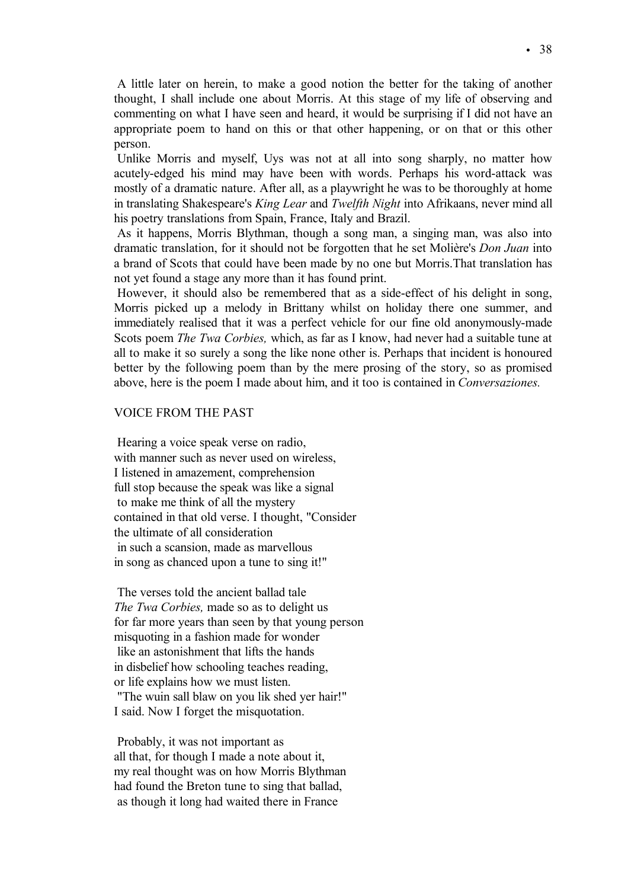A little later on herein, to make a good notion the better for the taking of another thought, I shall include one about Morris. At this stage of my life of observing and commenting on what I have seen and heard, it would be surprising if I did not have an appropriate poem to hand on this or that other happening, or on that or this other person.

Unlike Morris and myself, Uys was not at all into song sharply, no matter how acutely-edged his mind may have been with words. Perhaps his word-attack was mostly of a dramatic nature. After all, as a playwright he was to be thoroughly at home in translating Shakespeare's *King Lear* and *Twelfth Night* into Afrikaans, never mind all his poetry translations from Spain, France, Italy and Brazil.

As it happens, Morris Blythman, though a song man, a singing man, was also into dramatic translation, for it should not be forgotten that he set Molière's *Don Juan* into a brand of Scots that could have been made by no one but Morris.That translation has not yet found a stage any more than it has found print.

However, it should also be remembered that as a side-effect of his delight in song, Morris picked up a melody in Brittany whilst on holiday there one summer, and immediately realised that it was a perfect vehicle for our fine old anonymously-made Scots poem *The Twa Corbies,* which, as far as I know, had never had a suitable tune at all to make it so surely a song the like none other is. Perhaps that incident is honoured better by the following poem than by the mere prosing of the story, so as promised above, here is the poem I made about him, and it too is contained in *Conversaziones.*

VOICE FROM THE PAST

Hearing a voice speak verse on radio,
with manner such as never used on wireless,
I listened in amazement, comprehension
full stop because the speak was like a signal
to make me think of all the mystery
contained in that old verse. I thought, "Consider
the ultimate of all consideration
in such a scansion, made as marvellous
in song as chanced upon a tune to sing it!"

The verses told the ancient ballad tale
*The Twa Corbies,* made so as to delight us
for far more years than seen by that young person
misquoting in a fashion made for wonder
like an astonishment that lifts the hands
in disbelief how schooling teaches reading,
or life explains how we must listen.
"The wuin sall blaw on you lik shed yer hair!"
I said. Now I forget the misquotation.

Probably, it was not important as
all that, for though I made a note about it,
my real thought was on how Morris Blythman
had found the Breton tune to sing that ballad,
as though it long had waited there in France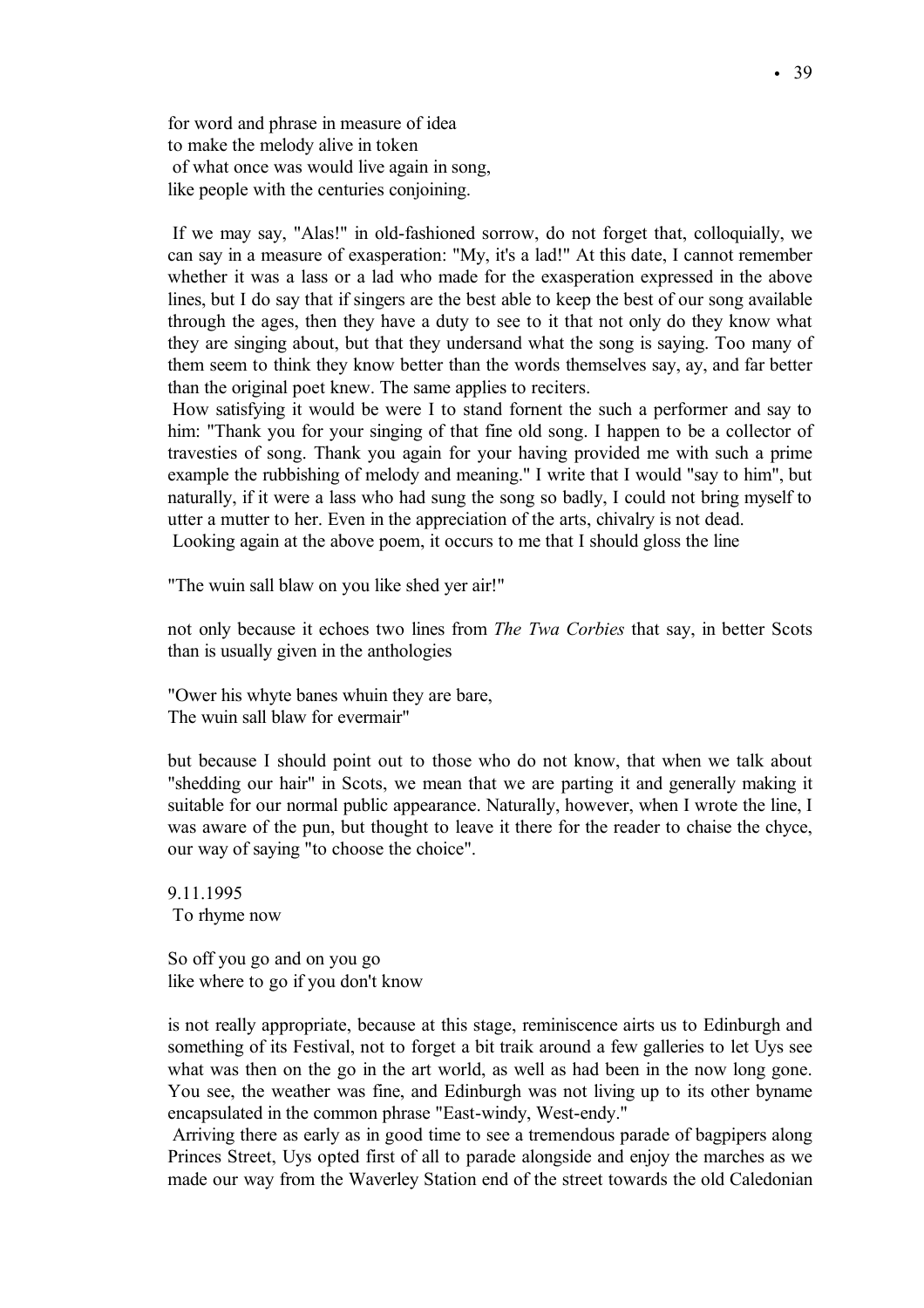for word and phrase in measure of idea
to make the melody alive in token
of what once was would live again in song,
like people with the centuries conjoining.

If we may say, "Alas!" in old-fashioned sorrow, do not forget that, colloquially, we can say in a measure of exasperation: "My, it's a lad!" At this date, I cannot remember whether it was a lass or a lad who made for the exasperation expressed in the above lines, but I do say that if singers are the best able to keep the best of our song available through the ages, then they have a duty to see to it that not only do they know what they are singing about, but that they undersand what the song is saying. Too many of them seem to think they know better than the words themselves say, ay, and far better than the original poet knew. The same applies to reciters.

How satisfying it would be were I to stand fornent the such a performer and say to him: "Thank you for your singing of that fine old song. I happen to be a collector of travesties of song. Thank you again for your having provided me with such a prime example the rubbishing of melody and meaning." I write that I would "say to him", but naturally, if it were a lass who had sung the song so badly, I could not bring myself to utter a mutter to her. Even in the appreciation of the arts, chivalry is not dead.

Looking again at the above poem, it occurs to me that I should gloss the line

"The wuin sall blaw on you like shed yer air!"

not only because it echoes two lines from *The Twa Corbies* that say, in better Scots than is usually given in the anthologies

"Ower his whyte banes whuin they are bare,
The wuin sall blaw for evermair"

but because I should point out to those who do not know, that when we talk about "shedding our hair" in Scots, we mean that we are parting it and generally making it suitable for our normal public appearance. Naturally, however, when I wrote the line, I was aware of the pun, but thought to leave it there for the reader to chaise the chyce, our way of saying "to choose the choice".

9.11.1995
To rhyme now

So off you go and on you go
like where to go if you don't know

is not really appropriate, because at this stage, reminiscence airts us to Edinburgh and something of its Festival, not to forget a bit traik around a few galleries to let Uys see what was then on the go in the art world, as well as had been in the now long gone. You see, the weather was fine, and Edinburgh was not living up to its other byname encapsulated in the common phrase "East-windy, West-endy."

Arriving there as early as in good time to see a tremendous parade of bagpipers along Princes Street, Uys opted first of all to parade alongside and enjoy the marches as we made our way from the Waverley Station end of the street towards the old Caledonian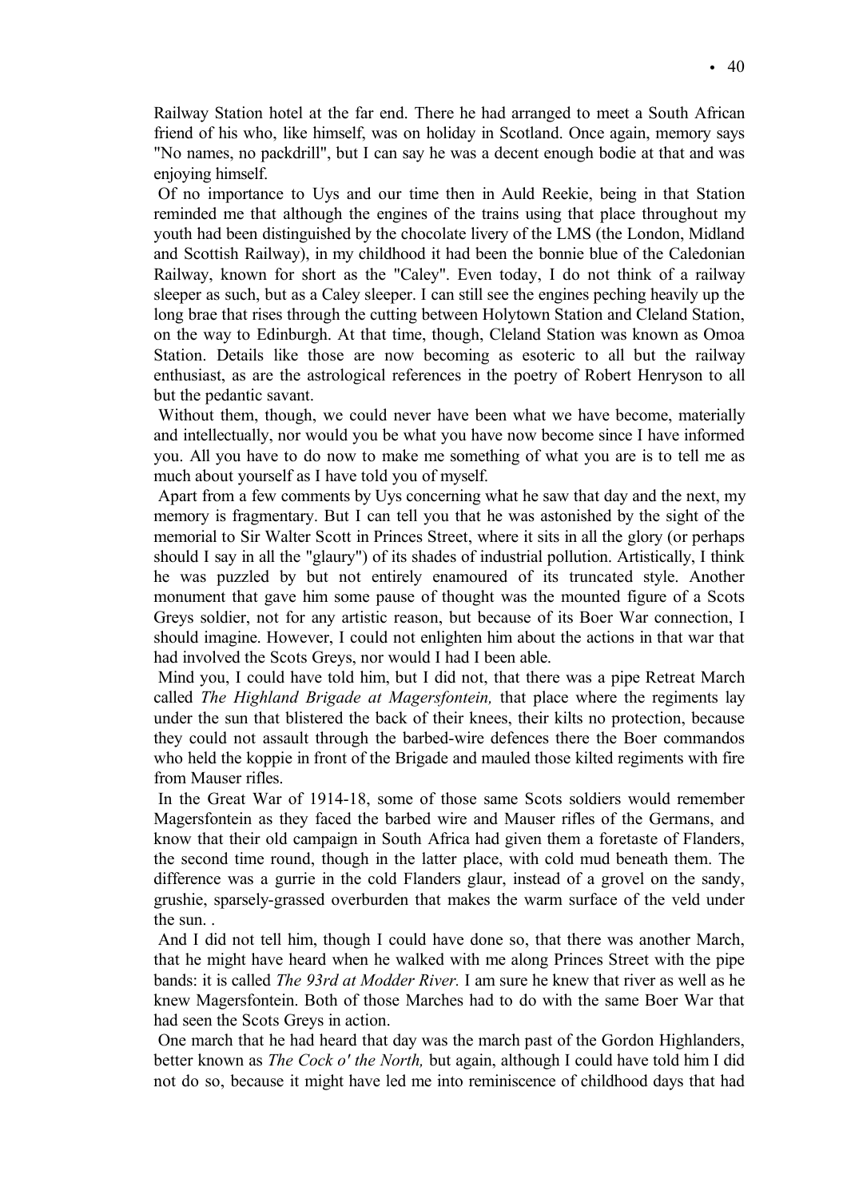Railway Station hotel at the far end. There he had arranged to meet a South African friend of his who, like himself, was on holiday in Scotland. Once again, memory says "No names, no packdrill", but I can say he was a decent enough bodie at that and was enjoying himself.

Of no importance to Uys and our time then in Auld Reekie, being in that Station reminded me that although the engines of the trains using that place throughout my youth had been distinguished by the chocolate livery of the LMS (the London, Midland and Scottish Railway), in my childhood it had been the bonnie blue of the Caledonian Railway, known for short as the "Caley". Even today, I do not think of a railway sleeper as such, but as a Caley sleeper. I can still see the engines peching heavily up the long brae that rises through the cutting between Holytown Station and Cleland Station, on the way to Edinburgh. At that time, though, Cleland Station was known as Omoa Station. Details like those are now becoming as esoteric to all but the railway enthusiast, as are the astrological references in the poetry of Robert Henryson to all but the pedantic savant.

Without them, though, we could never have been what we have become, materially and intellectually, nor would you be what you have now become since I have informed you. All you have to do now to make me something of what you are is to tell me as much about yourself as I have told you of myself.

Apart from a few comments by Uys concerning what he saw that day and the next, my memory is fragmentary. But I can tell you that he was astonished by the sight of the memorial to Sir Walter Scott in Princes Street, where it sits in all the glory (or perhaps should I say in all the "glaury") of its shades of industrial pollution. Artistically, I think he was puzzled by but not entirely enamoured of its truncated style. Another monument that gave him some pause of thought was the mounted figure of a Scots Greys soldier, not for any artistic reason, but because of its Boer War connection, I should imagine. However, I could not enlighten him about the actions in that war that had involved the Scots Greys, nor would I had I been able.

Mind you, I could have told him, but I did not, that there was a pipe Retreat March called *The Highland Brigade at Magersfontein,* that place where the regiments lay under the sun that blistered the back of their knees, their kilts no protection, because they could not assault through the barbed-wire defences there the Boer commandos who held the koppie in front of the Brigade and mauled those kilted regiments with fire from Mauser rifles.

In the Great War of 1914-18, some of those same Scots soldiers would remember Magersfontein as they faced the barbed wire and Mauser rifles of the Germans, and know that their old campaign in South Africa had given them a foretaste of Flanders, the second time round, though in the latter place, with cold mud beneath them. The difference was a gurrie in the cold Flanders glaur, instead of a grovel on the sandy, grushie, sparsely-grassed overburden that makes the warm surface of the veld under the sun. .

And I did not tell him, though I could have done so, that there was another March, that he might have heard when he walked with me along Princes Street with the pipe bands: it is called *The 93rd at Modder River.* I am sure he knew that river as well as he knew Magersfontein. Both of those Marches had to do with the same Boer War that had seen the Scots Greys in action.

One march that he had heard that day was the march past of the Gordon Highlanders, better known as *The Cock o' the North,* but again, although I could have told him I did not do so, because it might have led me into reminiscence of childhood days that had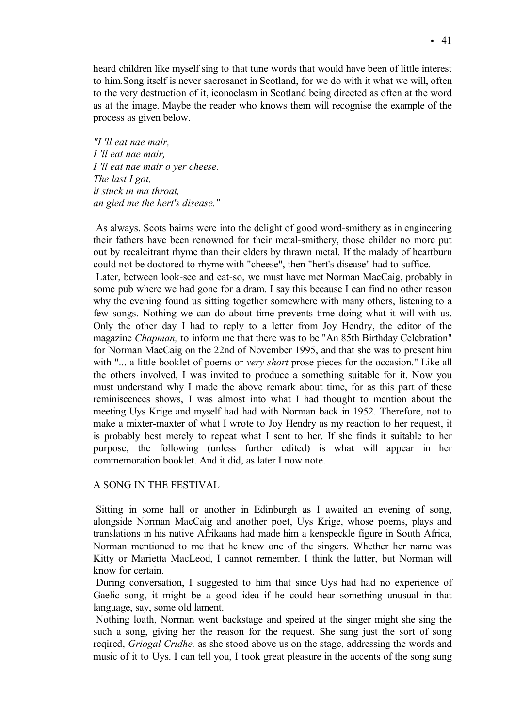heard children like myself sing to that tune words that would have been of little interest to him.Song itself is never sacrosanct in Scotland, for we do with it what we will, often to the very destruction of it, iconoclasm in Scotland being directed as often at the word as at the image. Maybe the reader who knows them will recognise the example of the process as given below.

*"I 'll eat nae mair,*
*I 'll eat nae mair,*
*I 'll eat nae mair o yer cheese.*
*The last I got,*
*it stuck in ma throat,*
*an gied me the hert's disease."*

As always, Scots bairns were into the delight of good word-smithery as in engineering their fathers have been renowned for their metal-smithery, those childer no more put out by recalcitrant rhyme than their elders by thrawn metal. If the malady of heartburn could not be doctored to rhyme with "cheese", then "hert's disease" had to suffice.

Later, between look-see and eat-so, we must have met Norman MacCaig, probably in some pub where we had gone for a dram. I say this because I can find no other reason why the evening found us sitting together somewhere with many others, listening to a few songs. Nothing we can do about time prevents time doing what it will with us. Only the other day I had to reply to a letter from Joy Hendry, the editor of the magazine *Chapman,* to inform me that there was to be "An 85th Birthday Celebration" for Norman MacCaig on the 22nd of November 1995, and that she was to present him with "... a little booklet of poems or *very short* prose pieces for the occasion." Like all the others involved, I was invited to produce a something suitable for it. Now you must understand why I made the above remark about time, for as this part of these reminiscences shows, I was almost into what I had thought to mention about the meeting Uys Krige and myself had had with Norman back in 1952. Therefore, not to make a mixter-maxter of what I wrote to Joy Hendry as my reaction to her request, it is probably best merely to repeat what I sent to her. If she finds it suitable to her purpose, the following (unless further edited) is what will appear in her commemoration booklet. And it did, as later I now note.

A SONG IN THE FESTIVAL

Sitting in some hall or another in Edinburgh as I awaited an evening of song, alongside Norman MacCaig and another poet, Uys Krige, whose poems, plays and translations in his native Afrikaans had made him a kenspeckle figure in South Africa, Norman mentioned to me that he knew one of the singers. Whether her name was Kitty or Marietta MacLeod, I cannot remember. I think the latter, but Norman will know for certain.

During conversation, I suggested to him that since Uys had had no experience of Gaelic song, it might be a good idea if he could hear something unusual in that language, say, some old lament.

Nothing loath, Norman went backstage and speired at the singer might she sing the such a song, giving her the reason for the request. She sang just the sort of song reqired, *Griogal Cridhe,* as she stood above us on the stage, addressing the words and music of it to Uys. I can tell you, I took great pleasure in the accents of the song sung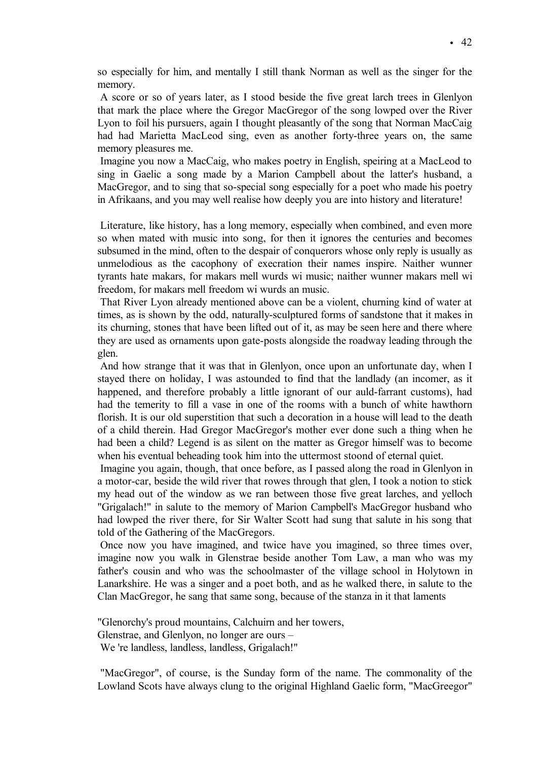so especially for him, and mentally I still thank Norman as well as the singer for the memory.

A score or so of years later, as I stood beside the five great larch trees in Glenlyon that mark the place where the Gregor MacGregor of the song lowped over the River Lyon to foil his pursuers, again I thought pleasantly of the song that Norman MacCaig had had Marietta MacLeod sing, even as another forty-three years on, the same memory pleasures me.

Imagine you now a MacCaig, who makes poetry in English, speiring at a MacLeod to sing in Gaelic a song made by a Marion Campbell about the latter's husband, a MacGregor, and to sing that so-special song especially for a poet who made his poetry in Afrikaans, and you may well realise how deeply you are into history and literature!

Literature, like history, has a long memory, especially when combined, and even more so when mated with music into song, for then it ignores the centuries and becomes subsumed in the mind, often to the despair of conquerors whose only reply is usually as unmelodious as the cacophony of execration their names inspire. Naither wunner tyrants hate makars, for makars mell wurds wi music; naither wunner makars mell wi freedom, for makars mell freedom wi wurds an music.

That River Lyon already mentioned above can be a violent, churning kind of water at times, as is shown by the odd, naturally-sculptured forms of sandstone that it makes in its churning, stones that have been lifted out of it, as may be seen here and there where they are used as ornaments upon gate-posts alongside the roadway leading through the glen.

And how strange that it was that in Glenlyon, once upon an unfortunate day, when I stayed there on holiday, I was astounded to find that the landlady (an incomer, as it happened, and therefore probably a little ignorant of our auld-farrant customs), had had the temerity to fill a vase in one of the rooms with a bunch of white hawthorn florish. It is our old superstition that such a decoration in a house will lead to the death of a child therein. Had Gregor MacGregor's mother ever done such a thing when he had been a child? Legend is as silent on the matter as Gregor himself was to become when his eventual beheading took him into the uttermost stoond of eternal quiet.

Imagine you again, though, that once before, as I passed along the road in Glenlyon in a motor-car, beside the wild river that rowes through that glen, I took a notion to stick my head out of the window as we ran between those five great larches, and yelloch "Grigalach!" in salute to the memory of Marion Campbell's MacGregor husband who had lowped the river there, for Sir Walter Scott had sung that salute in his song that told of the Gathering of the MacGregors.

Once now you have imagined, and twice have you imagined, so three times over, imagine now you walk in Glenstrae beside another Tom Law, a man who was my father's cousin and who was the schoolmaster of the village school in Holytown in Lanarkshire. He was a singer and a poet both, and as he walked there, in salute to the Clan MacGregor, he sang that same song, because of the stanza in it that laments

"Glenorchy's proud mountains, Calchuirn and her towers,
Glenstrae, and Glenlyon, no longer are ours –
We 're landless, landless, landless, Grigalach!"

"MacGregor", of course, is the Sunday form of the name. The commonality of the Lowland Scots have always clung to the original Highland Gaelic form, "MacGreegor"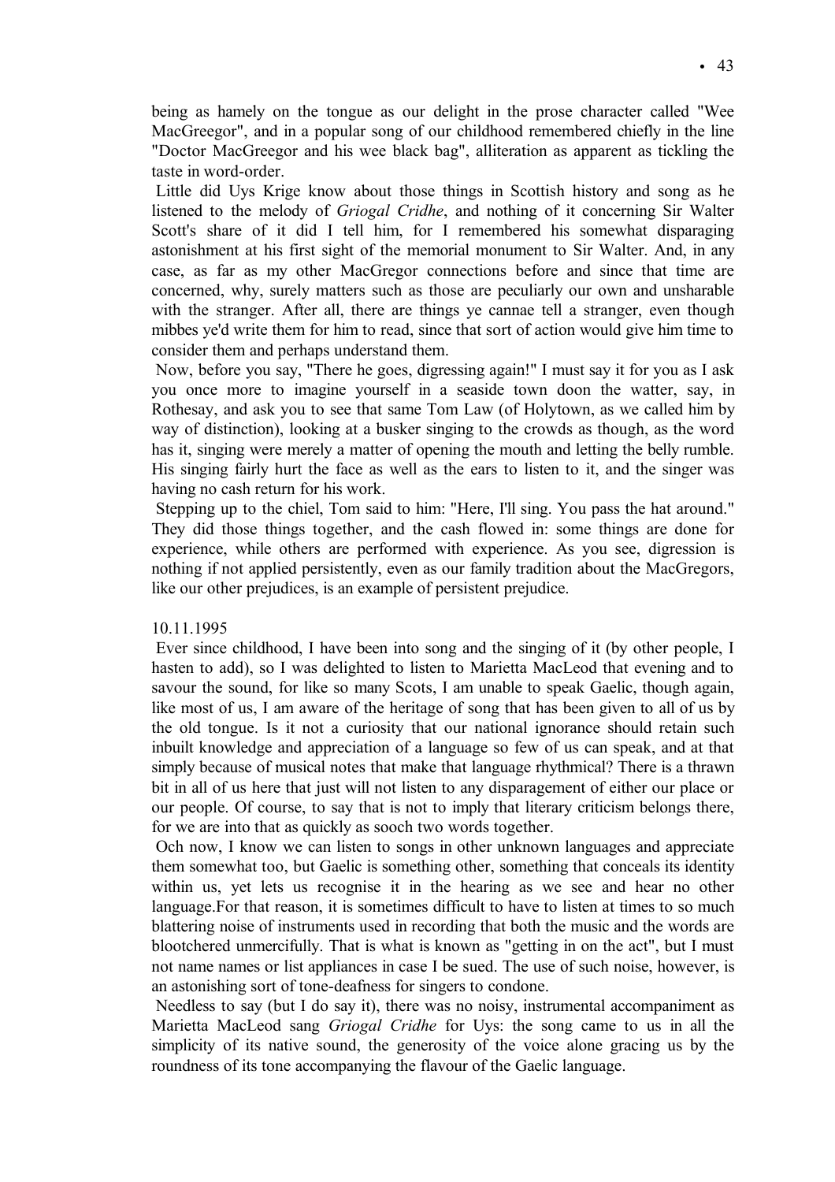being as hamely on the tongue as our delight in the prose character called "Wee MacGreegor", and in a popular song of our childhood remembered chiefly in the line "Doctor MacGreegor and his wee black bag", alliteration as apparent as tickling the taste in word-order.

Little did Uys Krige know about those things in Scottish history and song as he listened to the melody of *Griogal Cridhe*, and nothing of it concerning Sir Walter Scott's share of it did I tell him, for I remembered his somewhat disparaging astonishment at his first sight of the memorial monument to Sir Walter. And, in any case, as far as my other MacGregor connections before and since that time are concerned, why, surely matters such as those are peculiarly our own and unsharable with the stranger. After all, there are things ye cannae tell a stranger, even though mibbes ye'd write them for him to read, since that sort of action would give him time to consider them and perhaps understand them.

Now, before you say, "There he goes, digressing again!" I must say it for you as I ask you once more to imagine yourself in a seaside town doon the watter, say, in Rothesay, and ask you to see that same Tom Law (of Holytown, as we called him by way of distinction), looking at a busker singing to the crowds as though, as the word has it, singing were merely a matter of opening the mouth and letting the belly rumble. His singing fairly hurt the face as well as the ears to listen to it, and the singer was having no cash return for his work.

Stepping up to the chiel, Tom said to him: "Here, I'll sing. You pass the hat around." They did those things together, and the cash flowed in: some things are done for experience, while others are performed with experience. As you see, digression is nothing if not applied persistently, even as our family tradition about the MacGregors, like our other prejudices, is an example of persistent prejudice.

10.11.1995

Ever since childhood, I have been into song and the singing of it (by other people, I hasten to add), so I was delighted to listen to Marietta MacLeod that evening and to savour the sound, for like so many Scots, I am unable to speak Gaelic, though again, like most of us, I am aware of the heritage of song that has been given to all of us by the old tongue. Is it not a curiosity that our national ignorance should retain such inbuilt knowledge and appreciation of a language so few of us can speak, and at that simply because of musical notes that make that language rhythmical? There is a thrawn bit in all of us here that just will not listen to any disparagement of either our place or our people. Of course, to say that is not to imply that literary criticism belongs there, for we are into that as quickly as sooch two words together.

Och now, I know we can listen to songs in other unknown languages and appreciate them somewhat too, but Gaelic is something other, something that conceals its identity within us, yet lets us recognise it in the hearing as we see and hear no other language.For that reason, it is sometimes difficult to have to listen at times to so much blattering noise of instruments used in recording that both the music and the words are blootchered unmercifully. That is what is known as "getting in on the act", but I must not name names or list appliances in case I be sued. The use of such noise, however, is an astonishing sort of tone-deafness for singers to condone.

Needless to say (but I do say it), there was no noisy, instrumental accompaniment as Marietta MacLeod sang *Griogal Cridhe* for Uys: the song came to us in all the simplicity of its native sound, the generosity of the voice alone gracing us by the roundness of its tone accompanying the flavour of the Gaelic language.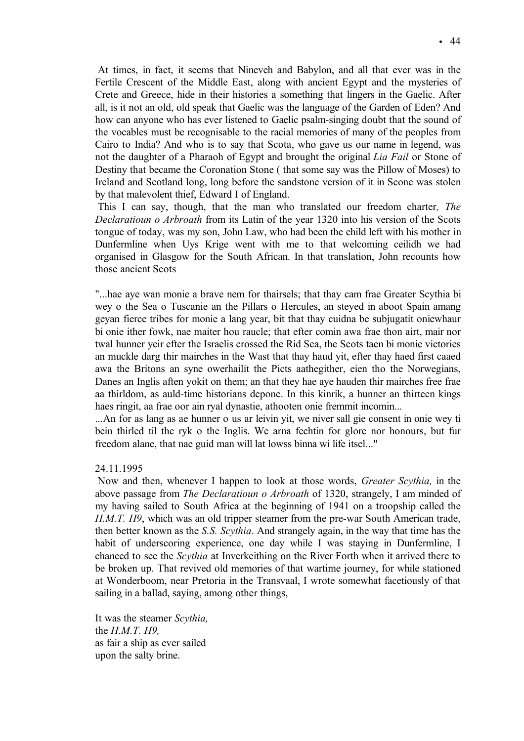At times, in fact, it seems that Nineveh and Babylon, and all that ever was in the Fertile Crescent of the Middle East, along with ancient Egypt and the mysteries of Crete and Greece, hide in their histories a something that lingers in the Gaelic. After all, is it not an old, old speak that Gaelic was the language of the Garden of Eden? And how can anyone who has ever listened to Gaelic psalm-singing doubt that the sound of the vocables must be recognisable to the racial memories of many of the peoples from Cairo to India? And who is to say that Scota, who gave us our name in legend, was not the daughter of a Pharaoh of Egypt and brought the original *Lia Fail* or Stone of Destiny that became the Coronation Stone ( that some say was the Pillow of Moses) to Ireland and Scotland long, long before the sandstone version of it in Scone was stolen by that malevolent thief, Edward I of England.

This I can say, though, that the man who translated our freedom charter*, The Declaratioun o Arbroath* from its Latin of the year 1320 into his version of the Scots tongue of today, was my son, John Law, who had been the child left with his mother in Dunfermline when Uys Krige went with me to that welcoming ceilidh we had organised in Glasgow for the South African. In that translation, John recounts how those ancient Scots

"...hae aye wan monie a brave nem for thairsels; that thay cam frae Greater Scythia bi wey o the Sea o Tuscanie an the Pillars o Hercules, an steyed in aboot Spain amang geyan fierce tribes for monie a lang year, bit that thay cuidna be subjugatit oniewhaur bi onie ither fowk, nae maiter hou raucle; that efter comin awa frae thon airt, mair nor twal hunner yeir efter the Israelis crossed the Rid Sea, the Scots taen bi monie victories an muckle darg thir mairches in the Wast that thay haud yit, efter thay haed first caaed awa the Britons an syne owerhailit the Picts aathegither, eien tho the Norwegians, Danes an Inglis aften yokit on them; an that they hae aye hauden thir mairches free frae aa thirldom, as auld-time historians depone. In this kinrik, a hunner an thirteen kings haes ringit, aa frae oor ain ryal dynastie, athooten onie fremmit incomin...

...An for as lang as ae hunner o us ar leivin yit, we niver sall gie consent in onie wey ti bein thirled til the ryk o the Inglis. We arna fechtin for glore nor honours, but fur freedom alane, that nae guid man will lat lowss binna wi life itsel..."

24.11.1995

Now and then, whenever I happen to look at those words, *Greater Scythia,* in the above passage from *The Declaratioun o Arbroath* of 1320, strangely, I am minded of my having sailed to South Africa at the beginning of 1941 on a troopship called the *H.M.T. H9*, which was an old tripper steamer from the pre-war South American trade, then better known as the *S.S. Scythia*. And strangely again, in the way that time has the habit of underscoring experience, one day while I was staying in Dunfermline, I chanced to see the *Scythia* at Inverkeithing on the River Forth when it arrived there to be broken up. That revived old memories of that wartime journey, for while stationed at Wonderboom, near Pretoria in the Transvaal, I wrote somewhat facetiously of that sailing in a ballad, saying, among other things,

It was the steamer *Scythia,*  
the *H.M.T. H9,*  
as fair a ship as ever sailed  
upon the salty brine.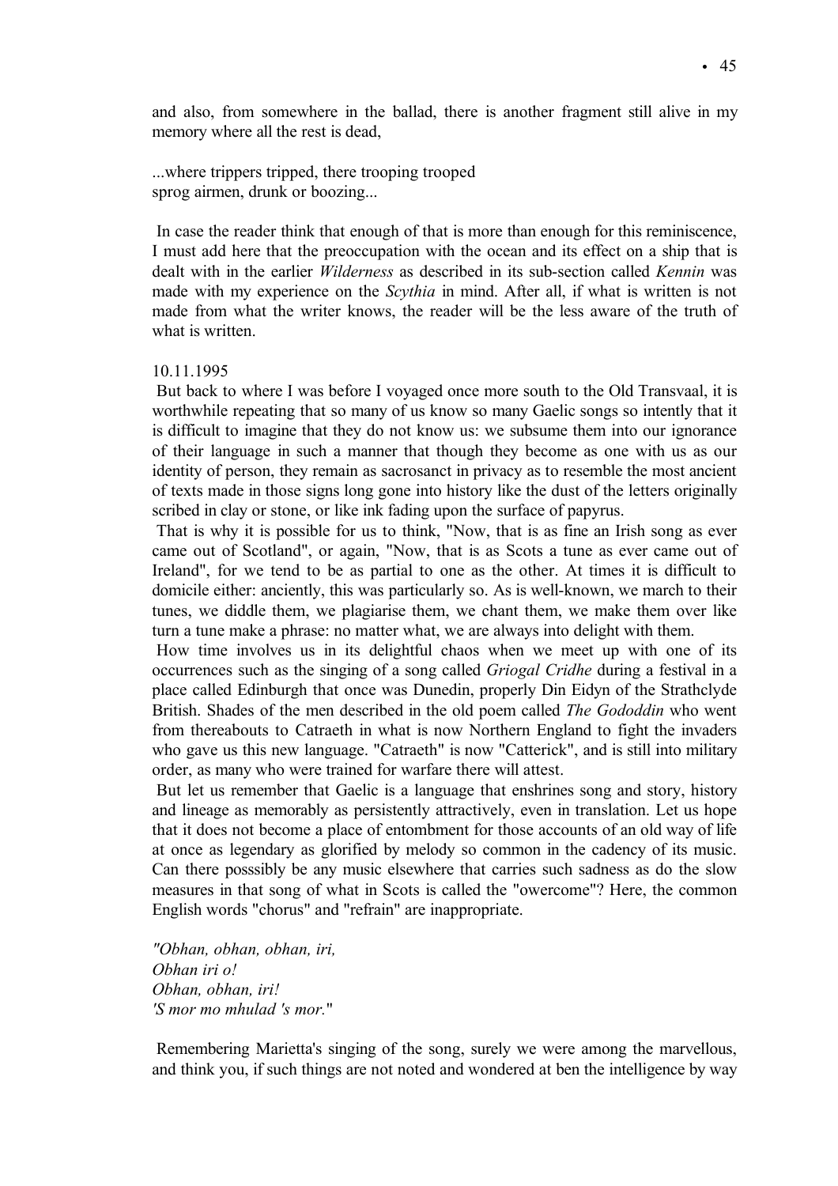and also, from somewhere in the ballad, there is another fragment still alive in my memory where all the rest is dead,

...where trippers tripped, there trooping trooped
sprog airmen, drunk or boozing...

In case the reader think that enough of that is more than enough for this reminiscence, I must add here that the preoccupation with the ocean and its effect on a ship that is dealt with in the earlier *Wilderness* as described in its sub-section called *Kennin* was made with my experience on the *Scythia* in mind. After all, if what is written is not made from what the writer knows, the reader will be the less aware of the truth of what is written.

10.11.1995

But back to where I was before I voyaged once more south to the Old Transvaal, it is worthwhile repeating that so many of us know so many Gaelic songs so intently that it is difficult to imagine that they do not know us: we subsume them into our ignorance of their language in such a manner that though they become as one with us as our identity of person, they remain as sacrosanct in privacy as to resemble the most ancient of texts made in those signs long gone into history like the dust of the letters originally scribed in clay or stone, or like ink fading upon the surface of papyrus.

That is why it is possible for us to think, "Now, that is as fine an Irish song as ever came out of Scotland", or again, "Now, that is as Scots a tune as ever came out of Ireland", for we tend to be as partial to one as the other. At times it is difficult to domicile either: anciently, this was particularly so. As is well-known, we march to their tunes, we diddle them, we plagiarise them, we chant them, we make them over like turn a tune make a phrase: no matter what, we are always into delight with them.

How time involves us in its delightful chaos when we meet up with one of its occurrences such as the singing of a song called *Griogal Cridhe* during a festival in a place called Edinburgh that once was Dunedin, properly Din Eidyn of the Strathclyde British. Shades of the men described in the old poem called *The Gododdin* who went from thereabouts to Catraeth in what is now Northern England to fight the invaders who gave us this new language. "Catraeth" is now "Catterick", and is still into military order, as many who were trained for warfare there will attest.

But let us remember that Gaelic is a language that enshrines song and story, history and lineage as memorably as persistently attractively, even in translation. Let us hope that it does not become a place of entombment for those accounts of an old way of life at once as legendary as glorified by melody so common in the cadency of its music. Can there posssibly be any music elsewhere that carries such sadness as do the slow measures in that song of what in Scots is called the "owercome"? Here, the common English words "chorus" and "refrain" are inappropriate.

*"Obhan, obhan, obhan, iri,*
*Obhan iri o!*
*Obhan, obhan, iri!*
*'S mor mo mhulad 's mor.*"

Remembering Marietta's singing of the song, surely we were among the marvellous, and think you, if such things are not noted and wondered at ben the intelligence by way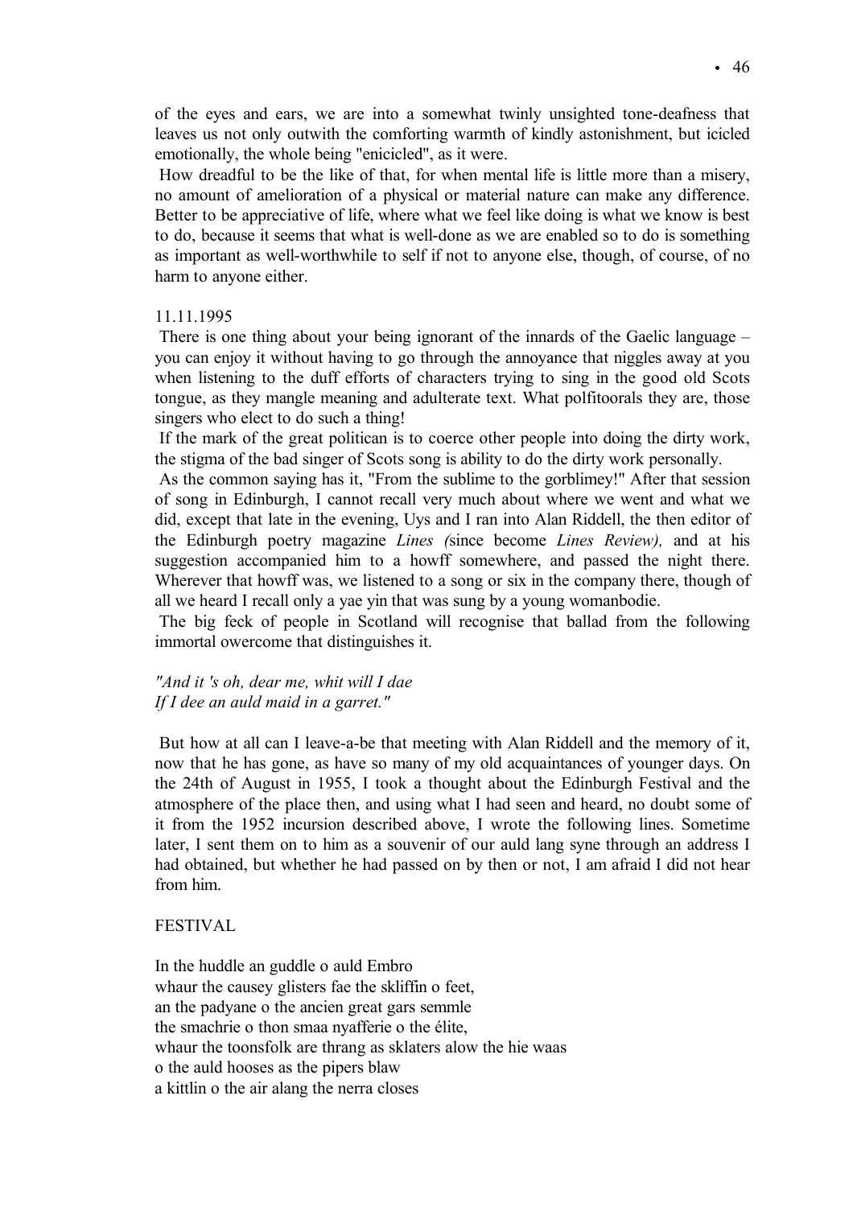of the eyes and ears, we are into a somewhat twinly unsighted tone-deafness that leaves us not only outwith the comforting warmth of kindly astonishment, but icicled emotionally, the whole being "enicicled", as it were.

How dreadful to be the like of that, for when mental life is little more than a misery, no amount of amelioration of a physical or material nature can make any difference. Better to be appreciative of life, where what we feel like doing is what we know is best to do, because it seems that what is well-done as we are enabled so to do is something as important as well-worthwhile to self if not to anyone else, though, of course, of no harm to anyone either.

11.11.1995

There is one thing about your being ignorant of the innards of the Gaelic language – you can enjoy it without having to go through the annoyance that niggles away at you when listening to the duff efforts of characters trying to sing in the good old Scots tongue, as they mangle meaning and adulterate text. What polfitoorals they are, those singers who elect to do such a thing!

If the mark of the great politican is to coerce other people into doing the dirty work, the stigma of the bad singer of Scots song is ability to do the dirty work personally.

As the common saying has it, "From the sublime to the gorblimey!" After that session of song in Edinburgh, I cannot recall very much about where we went and what we did, except that late in the evening, Uys and I ran into Alan Riddell, the then editor of the Edinburgh poetry magazine *Lines (*since become *Lines Review),* and at his suggestion accompanied him to a howff somewhere, and passed the night there. Wherever that howff was, we listened to a song or six in the company there, though of all we heard I recall only a yae yin that was sung by a young womanbodie.

The big feck of people in Scotland will recognise that ballad from the following immortal owercome that distinguishes it.

*"And it 's oh, dear me, whit will I dae*
*If I dee an auld maid in a garret."*

But how at all can I leave-a-be that meeting with Alan Riddell and the memory of it, now that he has gone, as have so many of my old acquaintances of younger days. On the 24th of August in 1955, I took a thought about the Edinburgh Festival and the atmosphere of the place then, and using what I had seen and heard, no doubt some of it from the 1952 incursion described above, I wrote the following lines. Sometime later, I sent them on to him as a souvenir of our auld lang syne through an address I had obtained, but whether he had passed on by then or not, I am afraid I did not hear from him.

FESTIVAL

In the huddle an guddle o auld Embro
whaur the causey glisters fae the skliffin o feet,
an the padyane o the ancien great gars semmle
the smachrie o thon smaa nyafferie o the élite,
whaur the toonsfolk are thrang as sklaters alow the hie waas
o the auld hooses as the pipers blaw
a kittlin o the air alang the nerra closes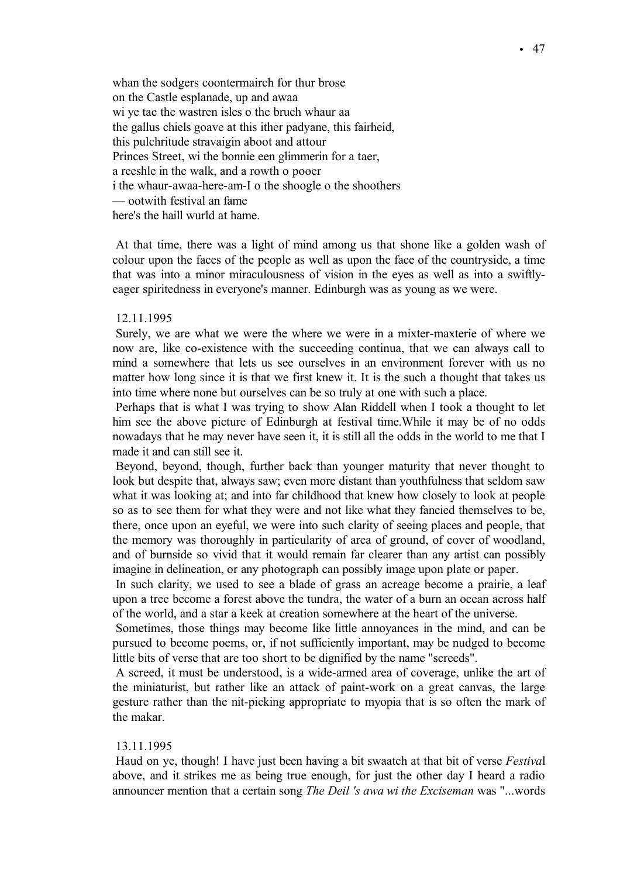whan the sodgers coontermairch for thur brose  
on the Castle esplanade, up and awaa  
wi ye tae the wastren isles o the bruch whaur aa  
the gallus chiels goave at this ither padyane, this fairheid,  
this pulchritude stravaigin aboot and attour  
Princes Street, wi the bonnie een glimmerin for a taer,  
a reeshle in the walk, and a rowth o pooer  
i the whaur-awaa-here-am-I o the shoogle o the shoothers  
— ootwith festival an fame  
here's the haill wurld at hame.

At that time, there was a light of mind among us that shone like a golden wash of colour upon the faces of the people as well as upon the face of the countryside, a time that was into a minor miraculousness of vision in the eyes as well as into a swiftly-eager spiritedness in everyone's manner. Edinburgh was as young as we were.

12.11.1995

Surely, we are what we were the where we were in a mixter-maxterie of where we now are, like co-existence with the succeeding continua, that we can always call to mind a somewhere that lets us see ourselves in an environment forever with us no matter how long since it is that we first knew it. It is the such a thought that takes us into time where none but ourselves can be so truly at one with such a place.

Perhaps that is what I was trying to show Alan Riddell when I took a thought to let him see the above picture of Edinburgh at festival time.While it may be of no odds nowadays that he may never have seen it, it is still all the odds in the world to me that I made it and can still see it.

Beyond, beyond, though, further back than younger maturity that never thought to look but despite that, always saw; even more distant than youthfulness that seldom saw what it was looking at; and into far childhood that knew how closely to look at people so as to see them for what they were and not like what they fancied themselves to be, there, once upon an eyeful, we were into such clarity of seeing places and people, that the memory was thoroughly in particularity of area of ground, of cover of woodland, and of burnside so vivid that it would remain far clearer than any artist can possibly imagine in delineation, or any photograph can possibly image upon plate or paper.

In such clarity, we used to see a blade of grass an acreage become a prairie, a leaf upon a tree become a forest above the tundra, the water of a burn an ocean across half of the world, and a star a keek at creation somewhere at the heart of the universe.

Sometimes, those things may become like little annoyances in the mind, and can be pursued to become poems, or, if not sufficiently important, may be nudged to become little bits of verse that are too short to be dignified by the name "screeds".

A screed, it must be understood, is a wide-armed area of coverage, unlike the art of the miniaturist, but rather like an attack of paint-work on a great canvas, the large gesture rather than the nit-picking appropriate to myopia that is so often the mark of the makar.

13.11.1995

Haud on ye, though! I have just been having a bit swaatch at that bit of verse *Festival* above, and it strikes me as being true enough, for just the other day I heard a radio announcer mention that a certain song *The Deil 's awa wi the Exciseman* was "...words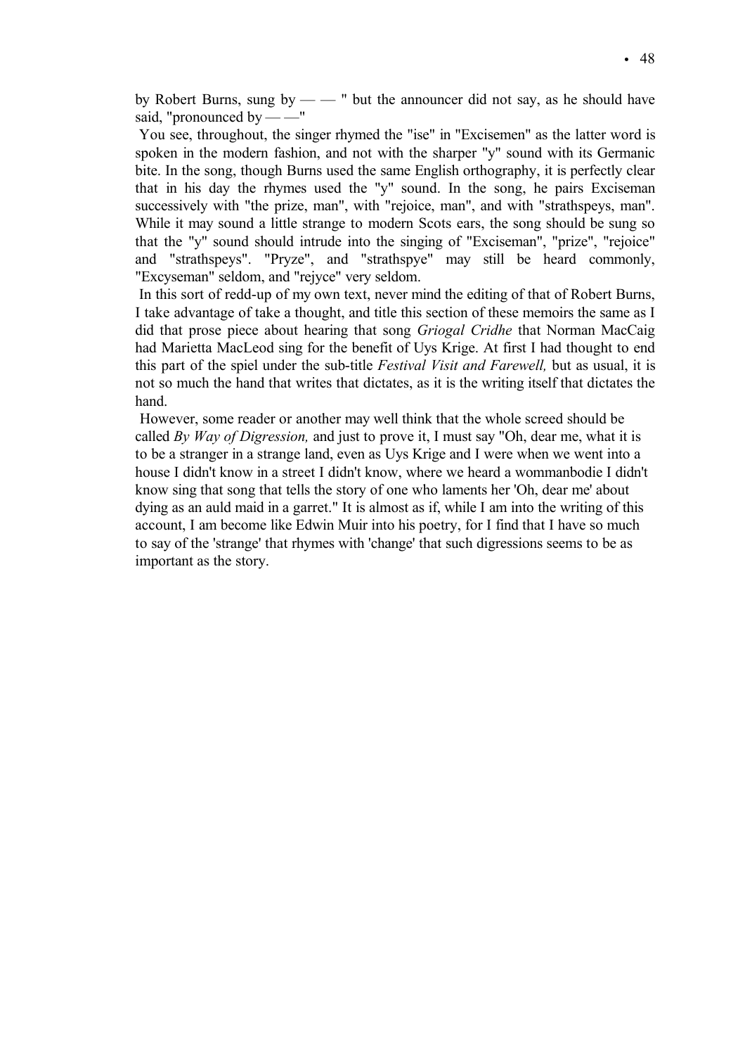by Robert Burns, sung by — — " but the announcer did not say, as he should have said, "pronounced by — —"

You see, throughout, the singer rhymed the "ise" in "Excisemen" as the latter word is spoken in the modern fashion, and not with the sharper "y" sound with its Germanic bite. In the song, though Burns used the same English orthography, it is perfectly clear that in his day the rhymes used the "y" sound. In the song, he pairs Exciseman successively with "the prize, man", with "rejoice, man", and with "strathspeys, man". While it may sound a little strange to modern Scots ears, the song should be sung so that the "y" sound should intrude into the singing of "Exciseman", "prize", "rejoice" and "strathspeys". "Pryze", and "strathspye" may still be heard commonly, "Excyseman" seldom, and "rejyce" very seldom.

In this sort of redd-up of my own text, never mind the editing of that of Robert Burns, I take advantage of take a thought, and title this section of these memoirs the same as I did that prose piece about hearing that song *Griogal Cridhe* that Norman MacCaig had Marietta MacLeod sing for the benefit of Uys Krige. At first I had thought to end this part of the spiel under the sub-title *Festival Visit and Farewell,* but as usual, it is not so much the hand that writes that dictates, as it is the writing itself that dictates the hand.

However, some reader or another may well think that the whole screed should be called *By Way of Digression,* and just to prove it, I must say "Oh, dear me, what it is to be a stranger in a strange land, even as Uys Krige and I were when we went into a house I didn't know in a street I didn't know, where we heard a wommanbodie I didn't know sing that song that tells the story of one who laments her 'Oh, dear me' about dying as an auld maid in a garret." It is almost as if, while I am into the writing of this account, I am become like Edwin Muir into his poetry, for I find that I have so much to say of the 'strange' that rhymes with 'change' that such digressions seems to be as important as the story.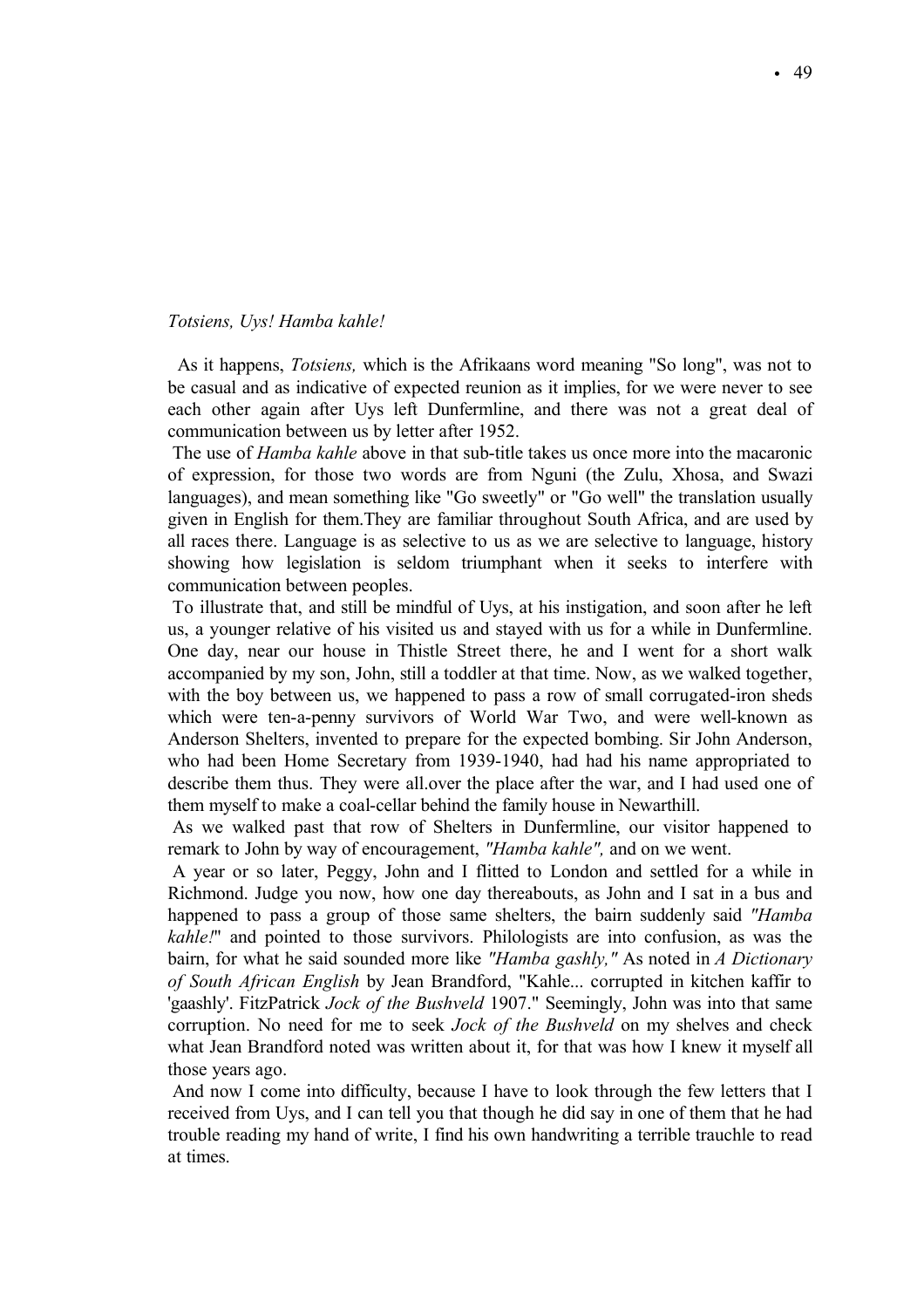*Totsiens, Uys! Hamba kahle!*

As it happens, *Totsiens,* which is the Afrikaans word meaning "So long", was not to be casual and as indicative of expected reunion as it implies, for we were never to see each other again after Uys left Dunfermline, and there was not a great deal of communication between us by letter after 1952.

The use of *Hamba kahle* above in that sub-title takes us once more into the macaronic of expression, for those two words are from Nguni (the Zulu, Xhosa, and Swazi languages), and mean something like "Go sweetly" or "Go well" the translation usually given in English for them.They are familiar throughout South Africa, and are used by all races there. Language is as selective to us as we are selective to language, history showing how legislation is seldom triumphant when it seeks to interfere with communication between peoples.

To illustrate that, and still be mindful of Uys, at his instigation, and soon after he left us, a younger relative of his visited us and stayed with us for a while in Dunfermline. One day, near our house in Thistle Street there, he and I went for a short walk accompanied by my son, John, still a toddler at that time. Now, as we walked together, with the boy between us, we happened to pass a row of small corrugated-iron sheds which were ten-a-penny survivors of World War Two, and were well-known as Anderson Shelters, invented to prepare for the expected bombing. Sir John Anderson, who had been Home Secretary from 1939-1940, had had his name appropriated to describe them thus. They were all.over the place after the war, and I had used one of them myself to make a coal-cellar behind the family house in Newarthill.

As we walked past that row of Shelters in Dunfermline, our visitor happened to remark to John by way of encouragement, *"Hamba kahle",* and on we went.

A year or so later, Peggy, John and I flitted to London and settled for a while in Richmond. Judge you now, how one day thereabouts, as John and I sat in a bus and happened to pass a group of those same shelters, the bairn suddenly said *"Hamba kahle!*" and pointed to those survivors. Philologists are into confusion, as was the bairn, for what he said sounded more like *"Hamba gashly,"* As noted in *A Dictionary of South African English* by Jean Brandford, "Kahle... corrupted in kitchen kaffir to 'gaashly'. FitzPatrick *Jock of the Bushveld* 1907." Seemingly, John was into that same corruption. No need for me to seek *Jock of the Bushveld* on my shelves and check what Jean Brandford noted was written about it, for that was how I knew it myself all those years ago.

And now I come into difficulty, because I have to look through the few letters that I received from Uys, and I can tell you that though he did say in one of them that he had trouble reading my hand of write, I find his own handwriting a terrible trauchle to read at times.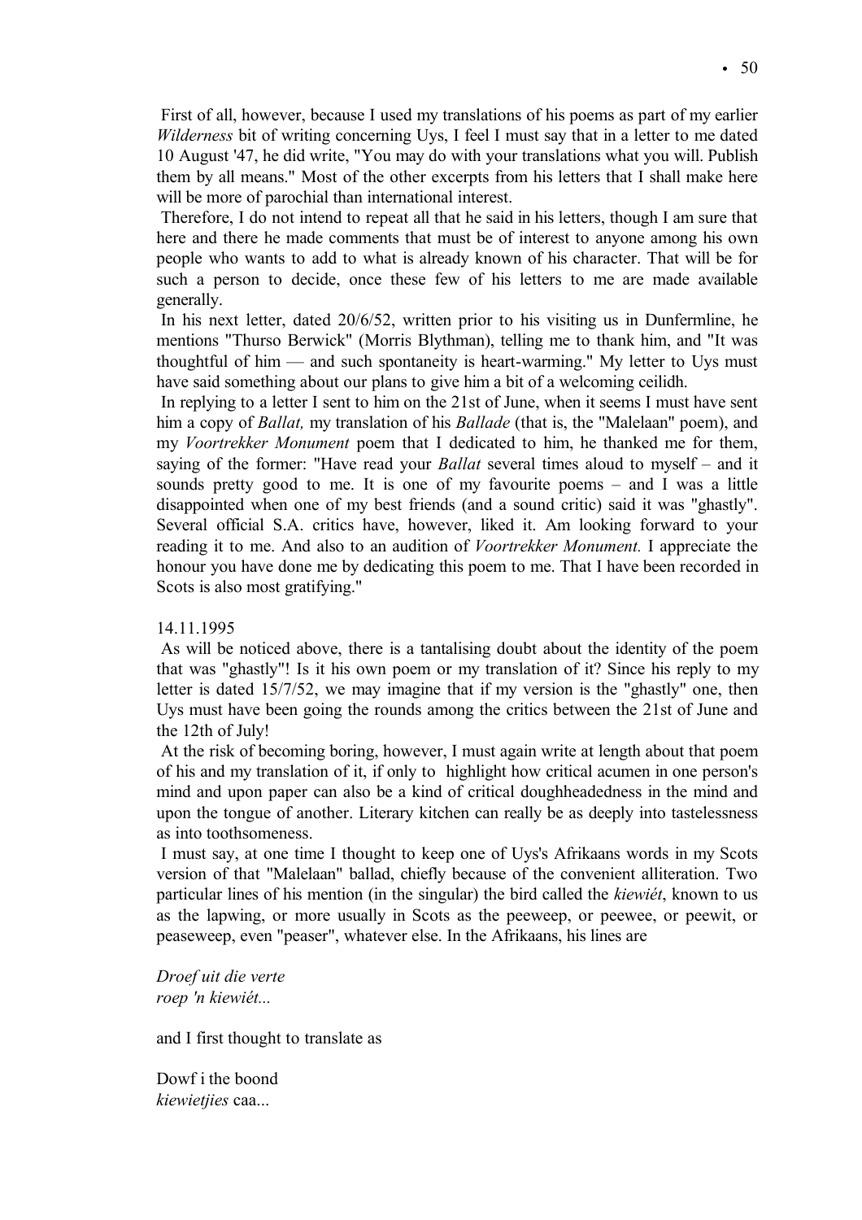First of all, however, because I used my translations of his poems as part of my earlier *Wilderness* bit of writing concerning Uys, I feel I must say that in a letter to me dated 10 August '47, he did write, "You may do with your translations what you will. Publish them by all means." Most of the other excerpts from his letters that I shall make here will be more of parochial than international interest.

Therefore, I do not intend to repeat all that he said in his letters, though I am sure that here and there he made comments that must be of interest to anyone among his own people who wants to add to what is already known of his character. That will be for such a person to decide, once these few of his letters to me are made available generally.

In his next letter, dated 20/6/52, written prior to his visiting us in Dunfermline, he mentions "Thurso Berwick" (Morris Blythman), telling me to thank him, and "It was thoughtful of him — and such spontaneity is heart-warming." My letter to Uys must have said something about our plans to give him a bit of a welcoming ceilidh.

In replying to a letter I sent to him on the 21st of June, when it seems I must have sent him a copy of *Ballat,* my translation of his *Ballade* (that is, the "Malelaan" poem), and my *Voortrekker Monument* poem that I dedicated to him, he thanked me for them, saying of the former: "Have read your *Ballat* several times aloud to myself – and it sounds pretty good to me. It is one of my favourite poems – and I was a little disappointed when one of my best friends (and a sound critic) said it was "ghastly". Several official S.A. critics have, however, liked it. Am looking forward to your reading it to me. And also to an audition of *Voortrekker Monument.* I appreciate the honour you have done me by dedicating this poem to me. That I have been recorded in Scots is also most gratifying."

14.11.1995

As will be noticed above, there is a tantalising doubt about the identity of the poem that was "ghastly"! Is it his own poem or my translation of it? Since his reply to my letter is dated 15/7/52, we may imagine that if my version is the "ghastly" one, then Uys must have been going the rounds among the critics between the 21st of June and the 12th of July!

At the risk of becoming boring, however, I must again write at length about that poem of his and my translation of it, if only to highlight how critical acumen in one person's mind and upon paper can also be a kind of critical doughheadedness in the mind and upon the tongue of another. Literary kitchen can really be as deeply into tastelessness as into toothsomeness.

I must say, at one time I thought to keep one of Uys's Afrikaans words in my Scots version of that "Malelaan" ballad, chiefly because of the convenient alliteration. Two particular lines of his mention (in the singular) the bird called the *kiewiét*, known to us as the lapwing, or more usually in Scots as the peeweep, or peewee, or peewit, or peaseweep, even "peaser", whatever else. In the Afrikaans, his lines are

*Droef uit die verte*
*roep 'n kiewiét...*

and I first thought to translate as

Dowf i the boond
*kiewietjies* caa...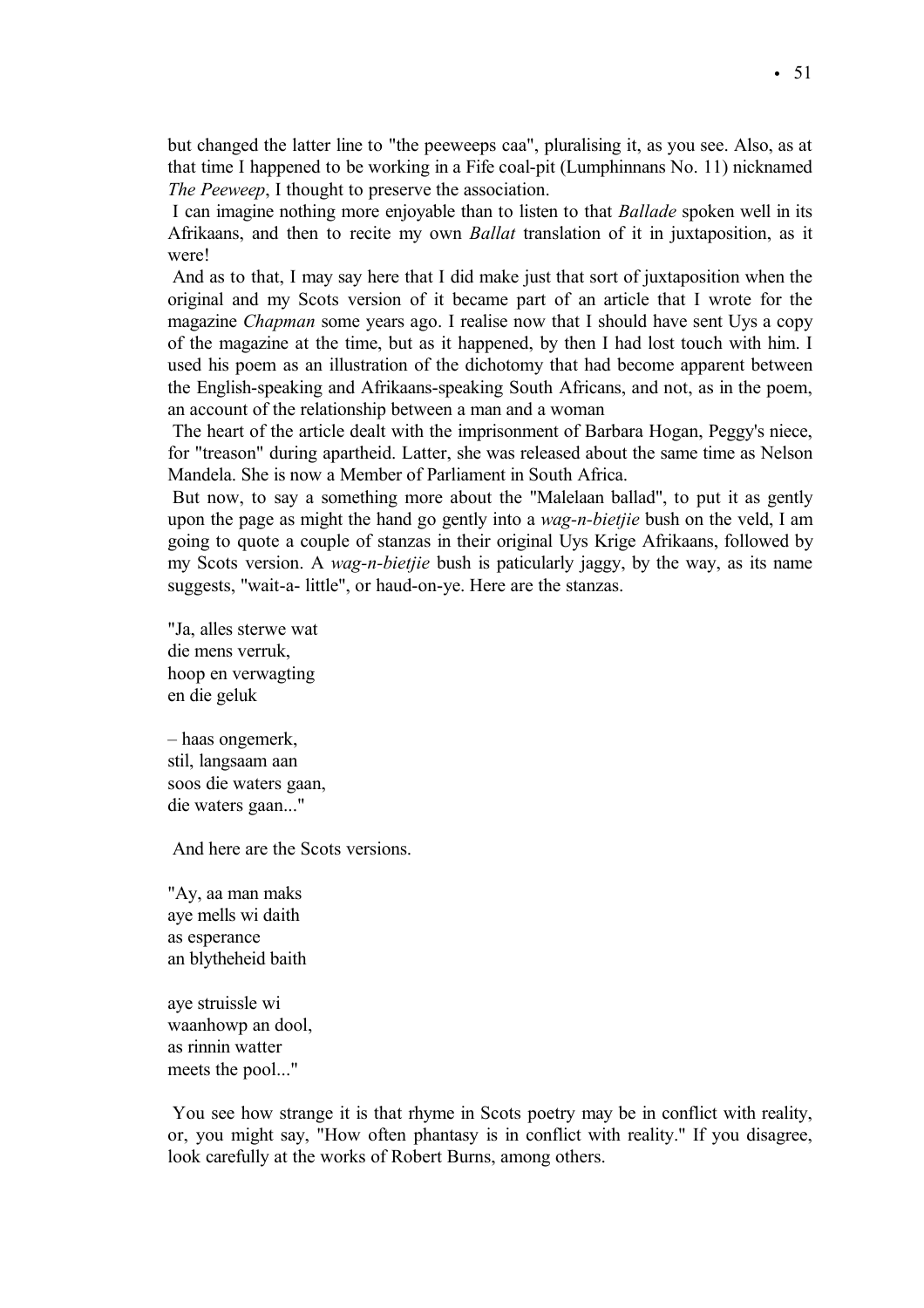but changed the latter line to "the peeweeps caa", pluralising it, as you see. Also, as at that time I happened to be working in a Fife coal-pit (Lumphinnans No. 11) nicknamed *The Peeweep*, I thought to preserve the association.

I can imagine nothing more enjoyable than to listen to that *Ballade* spoken well in its Afrikaans, and then to recite my own *Ballat* translation of it in juxtaposition, as it were!

And as to that, I may say here that I did make just that sort of juxtaposition when the original and my Scots version of it became part of an article that I wrote for the magazine *Chapman* some years ago. I realise now that I should have sent Uys a copy of the magazine at the time, but as it happened, by then I had lost touch with him. I used his poem as an illustration of the dichotomy that had become apparent between the English-speaking and Afrikaans-speaking South Africans, and not, as in the poem, an account of the relationship between a man and a woman

The heart of the article dealt with the imprisonment of Barbara Hogan, Peggy's niece, for "treason" during apartheid. Latter, she was released about the same time as Nelson Mandela. She is now a Member of Parliament in South Africa.

But now, to say a something more about the "Malelaan ballad", to put it as gently upon the page as might the hand go gently into a *wag-n-bietjie* bush on the veld, I am going to quote a couple of stanzas in their original Uys Krige Afrikaans, followed by my Scots version. A *wag-n-bietjie* bush is paticularly jaggy, by the way, as its name suggests, "wait-a- little", or haud-on-ye. Here are the stanzas.

"Ja, alles sterwe wat
die mens verruk,
hoop en verwagting
en die geluk

– haas ongemerk,
stil, langsaam aan
soos die waters gaan,
die waters gaan..."

And here are the Scots versions.

"Ay, aa man maks
aye mells wi daith
as esperance
an blytheheid baith

aye struissle wi
waanhowp an dool,
as rinnin watter
meets the pool..."

You see how strange it is that rhyme in Scots poetry may be in conflict with reality, or, you might say, "How often phantasy is in conflict with reality." If you disagree, look carefully at the works of Robert Burns, among others.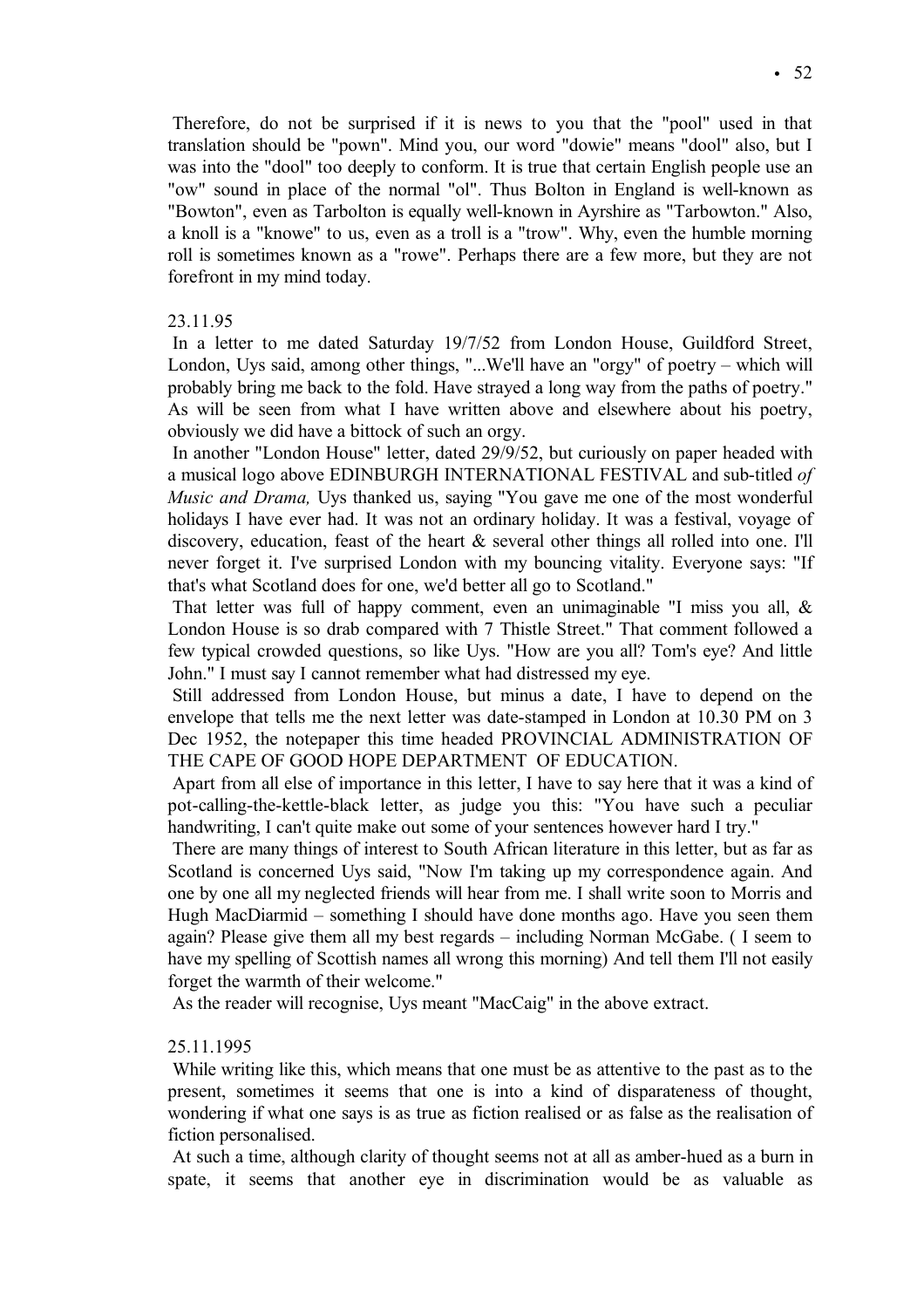Therefore, do not be surprised if it is news to you that the "pool" used in that translation should be "pown". Mind you, our word "dowie" means "dool" also, but I was into the "dool" too deeply to conform. It is true that certain English people use an "ow" sound in place of the normal "ol". Thus Bolton in England is well-known as "Bowton", even as Tarbolton is equally well-known in Ayrshire as "Tarbowton." Also, a knoll is a "knowe" to us, even as a troll is a "trow". Why, even the humble morning roll is sometimes known as a "rowe". Perhaps there are a few more, but they are not forefront in my mind today.

23.11.95

In a letter to me dated Saturday 19/7/52 from London House, Guildford Street, London, Uys said, among other things, "...We'll have an "orgy" of poetry – which will probably bring me back to the fold. Have strayed a long way from the paths of poetry." As will be seen from what I have written above and elsewhere about his poetry, obviously we did have a bittock of such an orgy.

In another "London House" letter, dated 29/9/52, but curiously on paper headed with a musical logo above EDINBURGH INTERNATIONAL FESTIVAL and sub-titled *of Music and Drama,* Uys thanked us, saying "You gave me one of the most wonderful holidays I have ever had. It was not an ordinary holiday. It was a festival, voyage of discovery, education, feast of the heart & several other things all rolled into one. I'll never forget it. I've surprised London with my bouncing vitality. Everyone says: "If that's what Scotland does for one, we'd better all go to Scotland."

That letter was full of happy comment, even an unimaginable "I miss you all, & London House is so drab compared with 7 Thistle Street." That comment followed a few typical crowded questions, so like Uys. "How are you all? Tom's eye? And little John." I must say I cannot remember what had distressed my eye.

Still addressed from London House, but minus a date, I have to depend on the envelope that tells me the next letter was date-stamped in London at 10.30 PM on 3 Dec 1952, the notepaper this time headed PROVINCIAL ADMINISTRATION OF THE CAPE OF GOOD HOPE DEPARTMENT OF EDUCATION.

Apart from all else of importance in this letter, I have to say here that it was a kind of pot-calling-the-kettle-black letter, as judge you this: "You have such a peculiar handwriting, I can't quite make out some of your sentences however hard I try."

There are many things of interest to South African literature in this letter, but as far as Scotland is concerned Uys said, "Now I'm taking up my correspondence again. And one by one all my neglected friends will hear from me. I shall write soon to Morris and Hugh MacDiarmid – something I should have done months ago. Have you seen them again? Please give them all my best regards – including Norman McGabe. ( I seem to have my spelling of Scottish names all wrong this morning) And tell them I'll not easily forget the warmth of their welcome."

As the reader will recognise, Uys meant "MacCaig" in the above extract.

25.11.1995

While writing like this, which means that one must be as attentive to the past as to the present, sometimes it seems that one is into a kind of disparateness of thought, wondering if what one says is as true as fiction realised or as false as the realisation of fiction personalised.

At such a time, although clarity of thought seems not at all as amber-hued as a burn in spate, it seems that another eye in discrimination would be as valuable as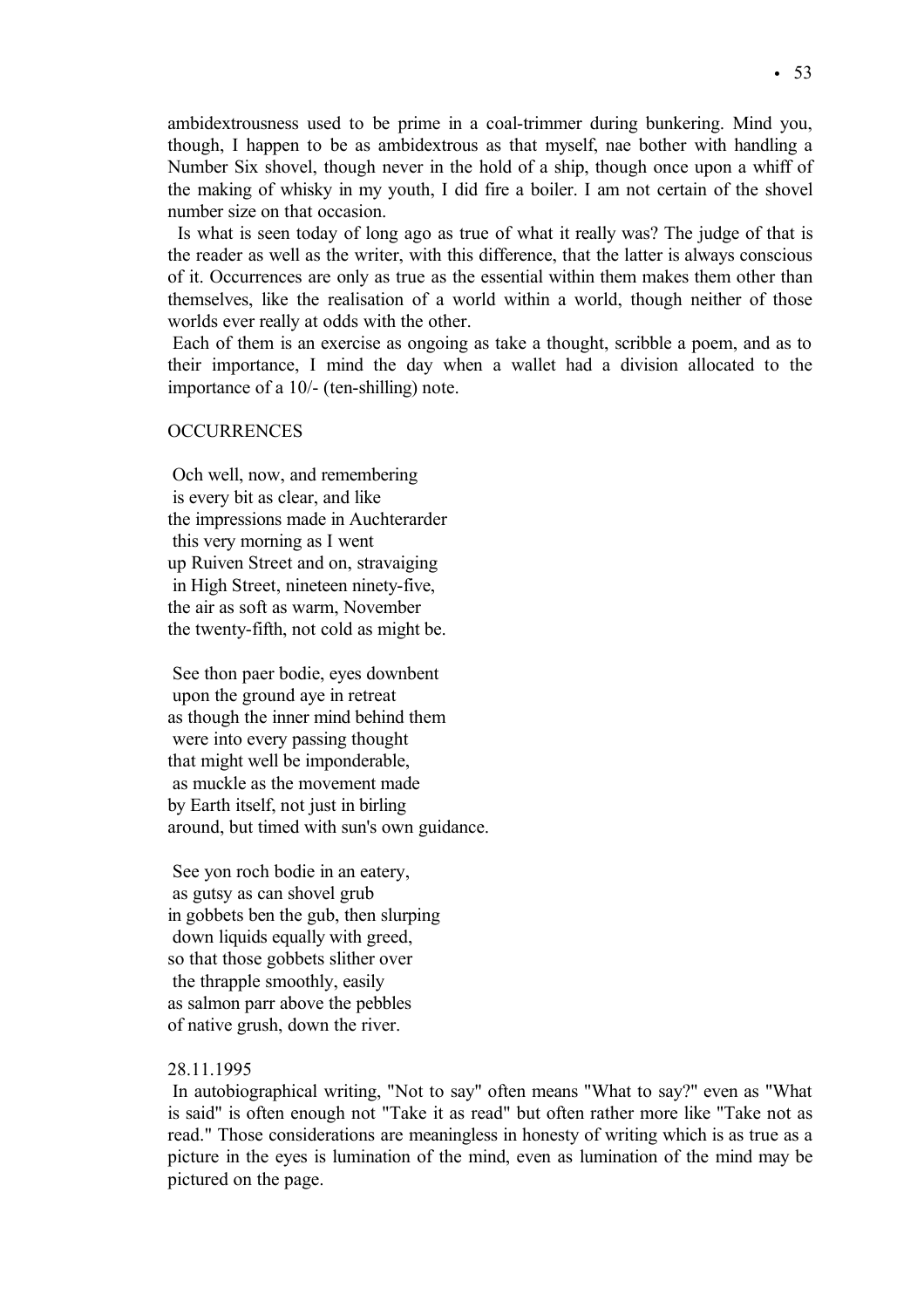ambidextrousness used to be prime in a coal-trimmer during bunkering. Mind you, though, I happen to be as ambidextrous as that myself, nae bother with handling a Number Six shovel, though never in the hold of a ship, though once upon a whiff of the making of whisky in my youth, I did fire a boiler. I am not certain of the shovel number size on that occasion.

Is what is seen today of long ago as true of what it really was? The judge of that is the reader as well as the writer, with this difference, that the latter is always conscious of it. Occurrences are only as true as the essential within them makes them other than themselves, like the realisation of a world within a world, though neither of those worlds ever really at odds with the other.

Each of them is an exercise as ongoing as take a thought, scribble a poem, and as to their importance, I mind the day when a wallet had a division allocated to the importance of a 10/- (ten-shilling) note.

OCCURRENCES

Och well, now, and remembering  
is every bit as clear, and like  
the impressions made in Auchterarder  
this very morning as I went  
up Ruiven Street and on, stravaiging  
in High Street, nineteen ninety-five,  
the air as soft as warm, November  
the twenty-fifth, not cold as might be.

See thon paer bodie, eyes downbent  
upon the ground aye in retreat  
as though the inner mind behind them  
were into every passing thought  
that might well be imponderable,  
as muckle as the movement made  
by Earth itself, not just in birling  
around, but timed with sun's own guidance.

See yon roch bodie in an eatery,  
as gutsy as can shovel grub  
in gobbets ben the gub, then slurping  
down liquids equally with greed,  
so that those gobbets slither over  
the thrapple smoothly, easily  
as salmon parr above the pebbles  
of native grush, down the river.

28.11.1995

In autobiographical writing, "Not to say" often means "What to say?" even as "What is said" is often enough not "Take it as read" but often rather more like "Take not as read." Those considerations are meaningless in honesty of writing which is as true as a picture in the eyes is lumination of the mind, even as lumination of the mind may be pictured on the page.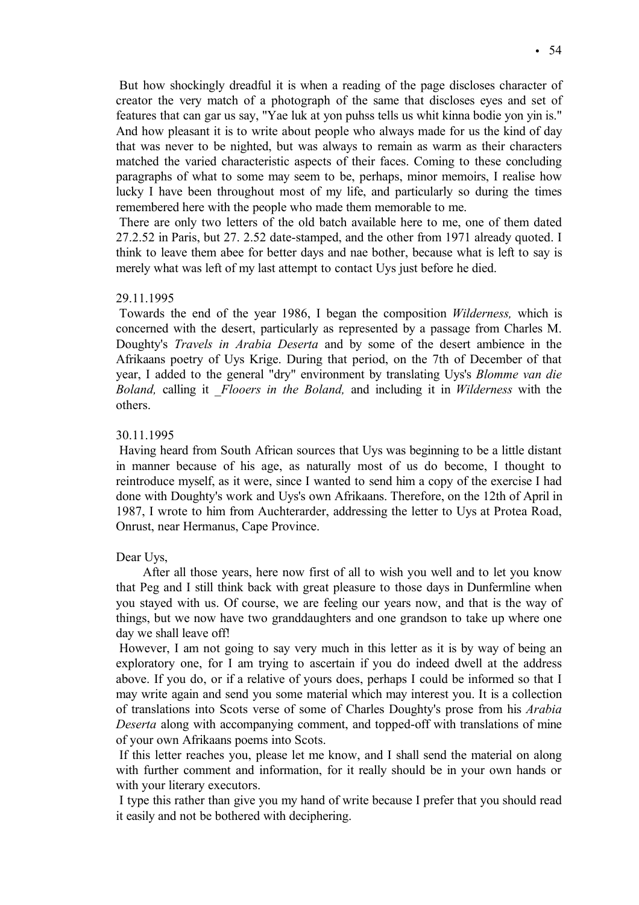But how shockingly dreadful it is when a reading of the page discloses character of creator the very match of a photograph of the same that discloses eyes and set of features that can gar us say, "Yae luk at yon puhss tells us whit kinna bodie yon yin is." And how pleasant it is to write about people who always made for us the kind of day that was never to be nighted, but was always to remain as warm as their characters matched the varied characteristic aspects of their faces. Coming to these concluding paragraphs of what to some may seem to be, perhaps, minor memoirs, I realise how lucky I have been throughout most of my life, and particularly so during the times remembered here with the people who made them memorable to me.

There are only two letters of the old batch available here to me, one of them dated 27.2.52 in Paris, but 27. 2.52 date-stamped, and the other from 1971 already quoted. I think to leave them abee for better days and nae bother, because what is left to say is merely what was left of my last attempt to contact Uys just before he died.

29.11.1995

Towards the end of the year 1986, I began the composition *Wilderness,* which is concerned with the desert, particularly as represented by a passage from Charles M. Doughty's *Travels in Arabia Deserta* and by some of the desert ambience in the Afrikaans poetry of Uys Krige. During that period, on the 7th of December of that year, I added to the general "dry" environment by translating Uys's *Blomme van die Boland,* calling it _*Flooers in the Boland,* and including it in *Wilderness* with the others.

30.11.1995

Having heard from South African sources that Uys was beginning to be a little distant in manner because of his age, as naturally most of us do become, I thought to reintroduce myself, as it were, since I wanted to send him a copy of the exercise I had done with Doughty's work and Uys's own Afrikaans. Therefore, on the 12th of April in 1987, I wrote to him from Auchterarder, addressing the letter to Uys at Protea Road, Onrust, near Hermanus, Cape Province.

Dear Uys,

After all those years, here now first of all to wish you well and to let you know that Peg and I still think back with great pleasure to those days in Dunfermline when you stayed with us. Of course, we are feeling our years now, and that is the way of things, but we now have two granddaughters and one grandson to take up where one day we shall leave off!

However, I am not going to say very much in this letter as it is by way of being an exploratory one, for I am trying to ascertain if you do indeed dwell at the address above. If you do, or if a relative of yours does, perhaps I could be informed so that I may write again and send you some material which may interest you. It is a collection of translations into Scots verse of some of Charles Doughty's prose from his *Arabia Deserta* along with accompanying comment, and topped-off with translations of mine of your own Afrikaans poems into Scots.

If this letter reaches you, please let me know, and I shall send the material on along with further comment and information, for it really should be in your own hands or with your literary executors.

I type this rather than give you my hand of write because I prefer that you should read it easily and not be bothered with deciphering.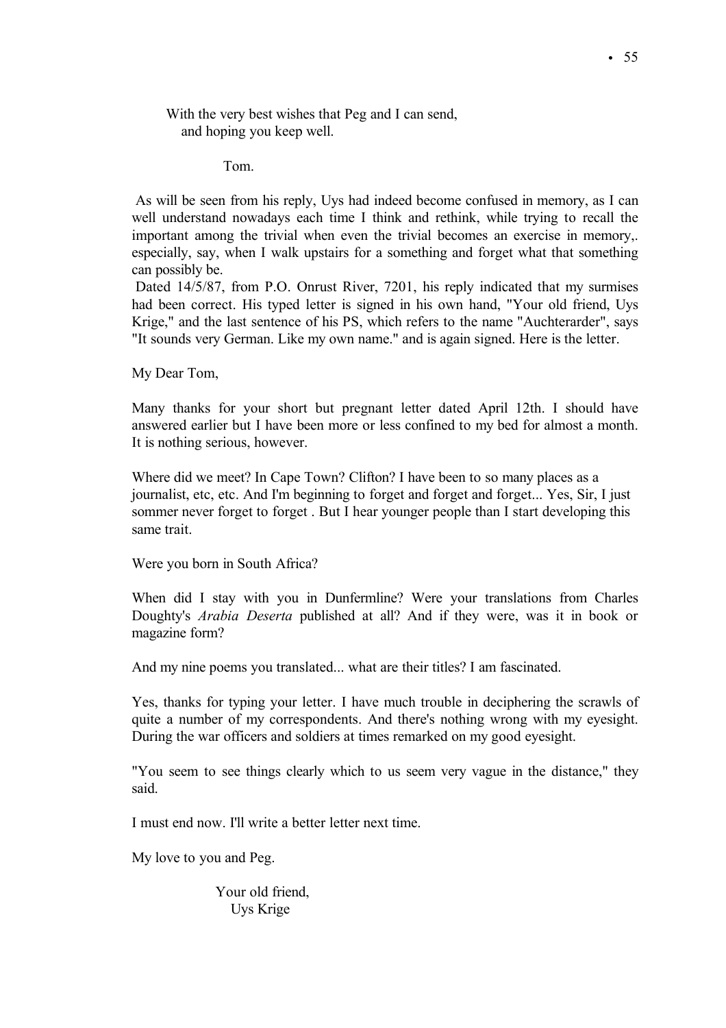With the very best wishes that Peg and I can send,
and hoping you keep well.

Tom.

As will be seen from his reply, Uys had indeed become confused in memory, as I can well understand nowadays each time I think and rethink, while trying to recall the important among the trivial when even the trivial becomes an exercise in memory,. especially, say, when I walk upstairs for a something and forget what that something can possibly be.

Dated 14/5/87, from P.O. Onrust River, 7201, his reply indicated that my surmises had been correct. His typed letter is signed in his own hand, "Your old friend, Uys Krige," and the last sentence of his PS, which refers to the name "Auchterarder", says "It sounds very German. Like my own name." and is again signed. Here is the letter.

My Dear Tom,

Many thanks for your short but pregnant letter dated April 12th. I should have answered earlier but I have been more or less confined to my bed for almost a month. It is nothing serious, however.

Where did we meet? In Cape Town? Clifton? I have been to so many places as a journalist, etc, etc. And I'm beginning to forget and forget and forget... Yes, Sir, I just sommer never forget to forget . But I hear younger people than I start developing this same trait.

Were you born in South Africa?

When did I stay with you in Dunfermline? Were your translations from Charles Doughty's *Arabia Deserta* published at all? And if they were, was it in book or magazine form?

And my nine poems you translated... what are their titles? I am fascinated.

Yes, thanks for typing your letter. I have much trouble in deciphering the scrawls of quite a number of my correspondents. And there's nothing wrong with my eyesight. During the war officers and soldiers at times remarked on my good eyesight.

"You seem to see things clearly which to us seem very vague in the distance," they said.

I must end now. I'll write a better letter next time.

My love to you and Peg.

Your old friend,
Uys Krige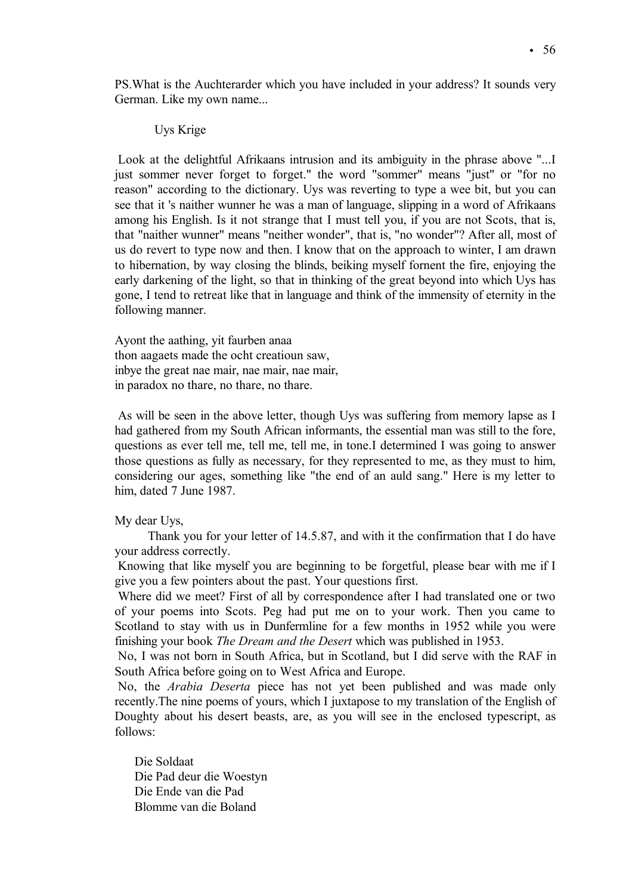PS.What is the Auchterarder which you have included in your address? It sounds very German. Like my own name...

Uys Krige

Look at the delightful Afrikaans intrusion and its ambiguity in the phrase above "...I just sommer never forget to forget." the word "sommer" means "just" or "for no reason" according to the dictionary. Uys was reverting to type a wee bit, but you can see that it 's naither wunner he was a man of language, slipping in a word of Afrikaans among his English. Is it not strange that I must tell you, if you are not Scots, that is, that "naither wunner" means "neither wonder", that is, "no wonder"? After all, most of us do revert to type now and then. I know that on the approach to winter, I am drawn to hibernation, by way closing the blinds, beiking myself fornent the fire, enjoying the early darkening of the light, so that in thinking of the great beyond into which Uys has gone, I tend to retreat like that in language and think of the immensity of eternity in the following manner.

Ayont the aathing, yit faurben anaa  
thon aagaets made the ocht creatioun saw,  
inbye the great nae mair, nae mair, nae mair,  
in paradox no thare, no thare, no thare.

As will be seen in the above letter, though Uys was suffering from memory lapse as I had gathered from my South African informants, the essential man was still to the fore, questions as ever tell me, tell me, tell me, in tone.I determined I was going to answer those questions as fully as necessary, for they represented to me, as they must to him, considering our ages, something like "the end of an auld sang." Here is my letter to him, dated 7 June 1987.

My dear Uys,

Thank you for your letter of 14.5.87, and with it the confirmation that I do have your address correctly.

Knowing that like myself you are beginning to be forgetful, please bear with me if I give you a few pointers about the past. Your questions first.

Where did we meet? First of all by correspondence after I had translated one or two of your poems into Scots. Peg had put me on to your work. Then you came to Scotland to stay with us in Dunfermline for a few months in 1952 while you were finishing your book *The Dream and the Desert* which was published in 1953.

No, I was not born in South Africa, but in Scotland, but I did serve with the RAF in South Africa before going on to West Africa and Europe.

No, the *Arabia Deserta* piece has not yet been published and was made only recently.The nine poems of yours, which I juxtapose to my translation of the English of Doughty about his desert beasts, are, as you will see in the enclosed typescript, as follows:

Die Soldaat  
Die Pad deur die Woestyn  
Die Ende van die Pad  
Blomme van die Boland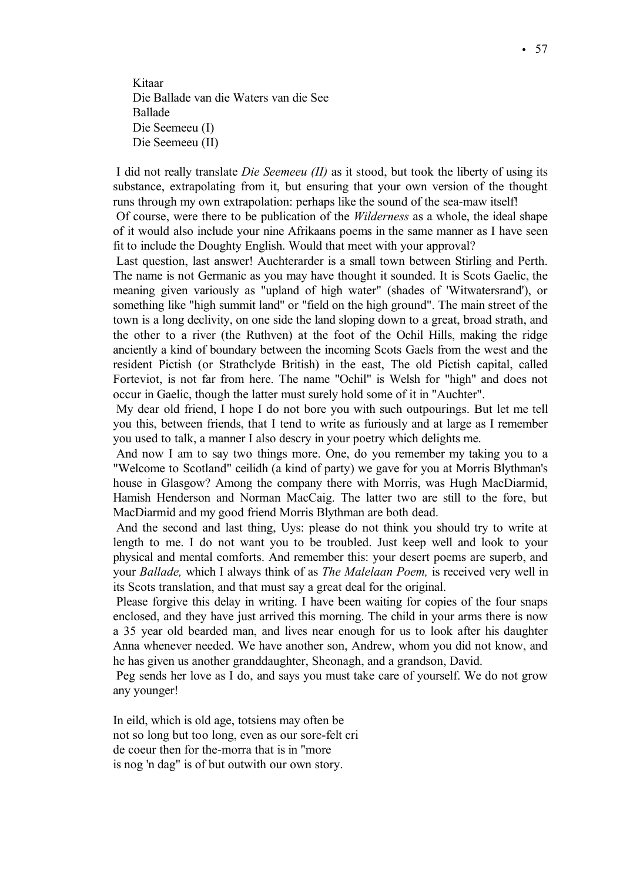Kitaar  
Die Ballade van die Waters van die See  
Ballade  
Die Seemeeu (I)  
Die Seemeeu (II)

I did not really translate *Die Seemeeu (II)* as it stood, but took the liberty of using its substance, extrapolating from it, but ensuring that your own version of the thought runs through my own extrapolation: perhaps like the sound of the sea-maw itself!

Of course, were there to be publication of the *Wilderness* as a whole, the ideal shape of it would also include your nine Afrikaans poems in the same manner as I have seen fit to include the Doughty English. Would that meet with your approval?

Last question, last answer! Auchterarder is a small town between Stirling and Perth. The name is not Germanic as you may have thought it sounded. It is Scots Gaelic, the meaning given variously as "upland of high water" (shades of 'Witwatersrand'), or something like "high summit land" or "field on the high ground". The main street of the town is a long declivity, on one side the land sloping down to a great, broad strath, and the other to a river (the Ruthven) at the foot of the Ochil Hills, making the ridge anciently a kind of boundary between the incoming Scots Gaels from the west and the resident Pictish (or Strathclyde British) in the east, The old Pictish capital, called Forteviot, is not far from here. The name "Ochil" is Welsh for "high" and does not occur in Gaelic, though the latter must surely hold some of it in "Auchter".

My dear old friend, I hope I do not bore you with such outpourings. But let me tell you this, between friends, that I tend to write as furiously and at large as I remember you used to talk, a manner I also descry in your poetry which delights me.

And now I am to say two things more. One, do you remember my taking you to a "Welcome to Scotland" ceilidh (a kind of party) we gave for you at Morris Blythman's house in Glasgow? Among the company there with Morris, was Hugh MacDiarmid, Hamish Henderson and Norman MacCaig. The latter two are still to the fore, but MacDiarmid and my good friend Morris Blythman are both dead.

And the second and last thing, Uys: please do not think you should try to write at length to me. I do not want you to be troubled. Just keep well and look to your physical and mental comforts. And remember this: your desert poems are superb, and your *Ballade,* which I always think of as *The Malelaan Poem,* is received very well in its Scots translation, and that must say a great deal for the original.

Please forgive this delay in writing. I have been waiting for copies of the four snaps enclosed, and they have just arrived this morning. The child in your arms there is now a 35 year old bearded man, and lives near enough for us to look after his daughter Anna whenever needed. We have another son, Andrew, whom you did not know, and he has given us another granddaughter, Sheonagh, and a grandson, David.

Peg sends her love as I do, and says you must take care of yourself. We do not grow any younger!

In eild, which is old age, totsiens may often be  
not so long but too long, even as our sore-felt cri  
de coeur then for the-morra that is in "more  
is nog 'n dag" is of but outwith our own story.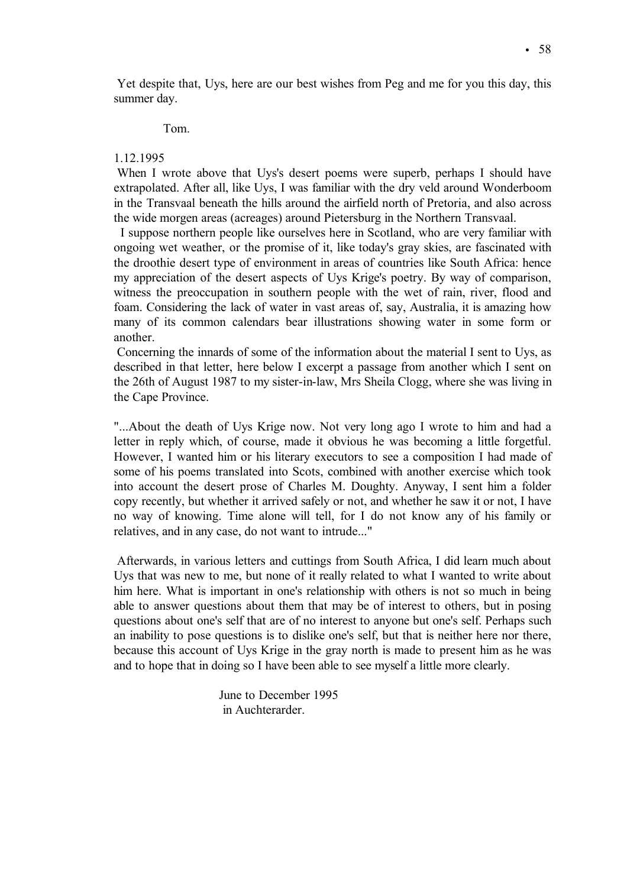Yet despite that, Uys, here are our best wishes from Peg and me for you this day, this summer day.

Tom.

1.12.1995

When I wrote above that Uys's desert poems were superb, perhaps I should have extrapolated. After all, like Uys, I was familiar with the dry veld around Wonderboom in the Transvaal beneath the hills around the airfield north of Pretoria, and also across the wide morgen areas (acreages) around Pietersburg in the Northern Transvaal.

I suppose northern people like ourselves here in Scotland, who are very familiar with ongoing wet weather, or the promise of it, like today's gray skies, are fascinated with the droothie desert type of environment in areas of countries like South Africa: hence my appreciation of the desert aspects of Uys Krige's poetry. By way of comparison, witness the preoccupation in southern people with the wet of rain, river, flood and foam. Considering the lack of water in vast areas of, say, Australia, it is amazing how many of its common calendars bear illustrations showing water in some form or another.

Concerning the innards of some of the information about the material I sent to Uys, as described in that letter, here below I excerpt a passage from another which I sent on the 26th of August 1987 to my sister-in-law, Mrs Sheila Clogg, where she was living in the Cape Province.

"...About the death of Uys Krige now. Not very long ago I wrote to him and had a letter in reply which, of course, made it obvious he was becoming a little forgetful. However, I wanted him or his literary executors to see a composition I had made of some of his poems translated into Scots, combined with another exercise which took into account the desert prose of Charles M. Doughty. Anyway, I sent him a folder copy recently, but whether it arrived safely or not, and whether he saw it or not, I have no way of knowing. Time alone will tell, for I do not know any of his family or relatives, and in any case, do not want to intrude..."

Afterwards, in various letters and cuttings from South Africa, I did learn much about Uys that was new to me, but none of it really related to what I wanted to write about him here. What is important in one's relationship with others is not so much in being able to answer questions about them that may be of interest to others, but in posing questions about one's self that are of no interest to anyone but one's self. Perhaps such an inability to pose questions is to dislike one's self, but that is neither here nor there, because this account of Uys Krige in the gray north is made to present him as he was and to hope that in doing so I have been able to see myself a little more clearly.

June to December 1995
in Auchterarder.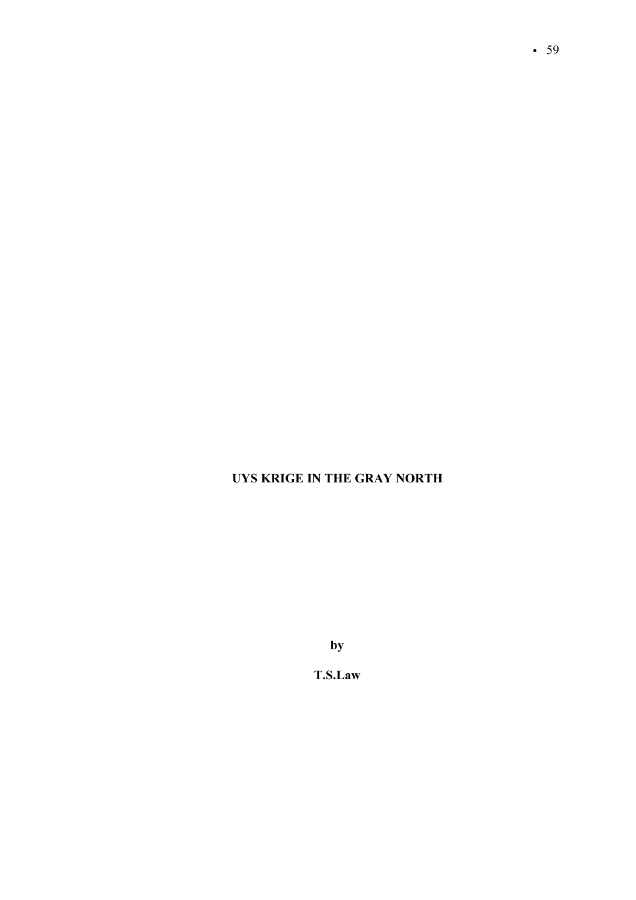# UYS KRIGE IN THE GRAY NORTH

**by**

**T.S.Law**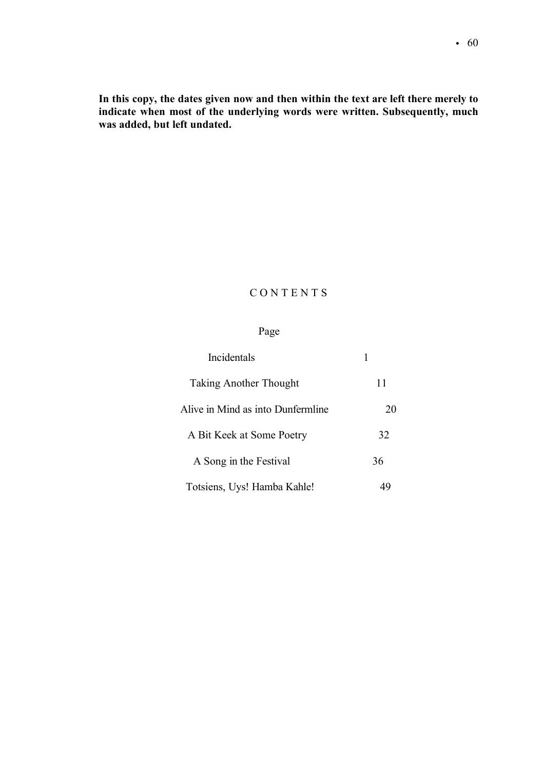**In this copy, the dates given now and then within the text are left there merely to indicate when most of the underlying words were written. Subsequently, much was added, but left undated.**

## C O N T E N T S

| | Page |
| --- | --- |
| Incidentals | 1 |
| Taking Another Thought | 11 |
| Alive in Mind as into Dunfermline | 20 |
| A Bit Keek at Some Poetry | 32 |
| A Song in the Festival | 36 |
| Totsiens, Uys! Hamba Kahle! | 49 |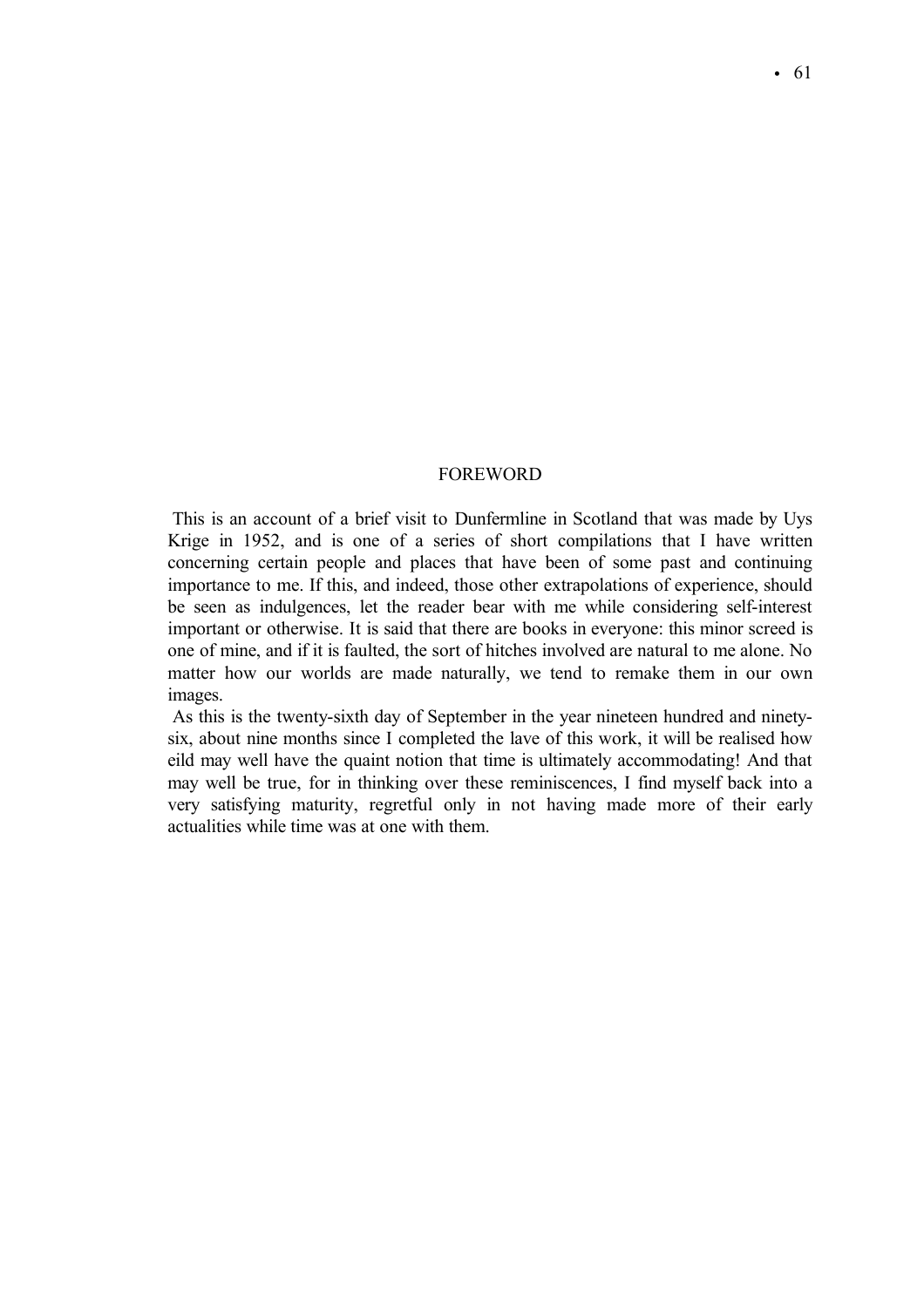## FOREWORD

This is an account of a brief visit to Dunfermline in Scotland that was made by Uys Krige in 1952, and is one of a series of short compilations that I have written concerning certain people and places that have been of some past and continuing importance to me. If this, and indeed, those other extrapolations of experience, should be seen as indulgences, let the reader bear with me while considering self-interest important or otherwise. It is said that there are books in everyone: this minor screed is one of mine, and if it is faulted, the sort of hitches involved are natural to me alone. No matter how our worlds are made naturally, we tend to remake them in our own images.

As this is the twenty-sixth day of September in the year nineteen hundred and ninety-six, about nine months since I completed the lave of this work, it will be realised how eild may well have the quaint notion that time is ultimately accommodating! And that may well be true, for in thinking over these reminiscences, I find myself back into a very satisfying maturity, regretful only in not having made more of their early actualities while time was at one with them.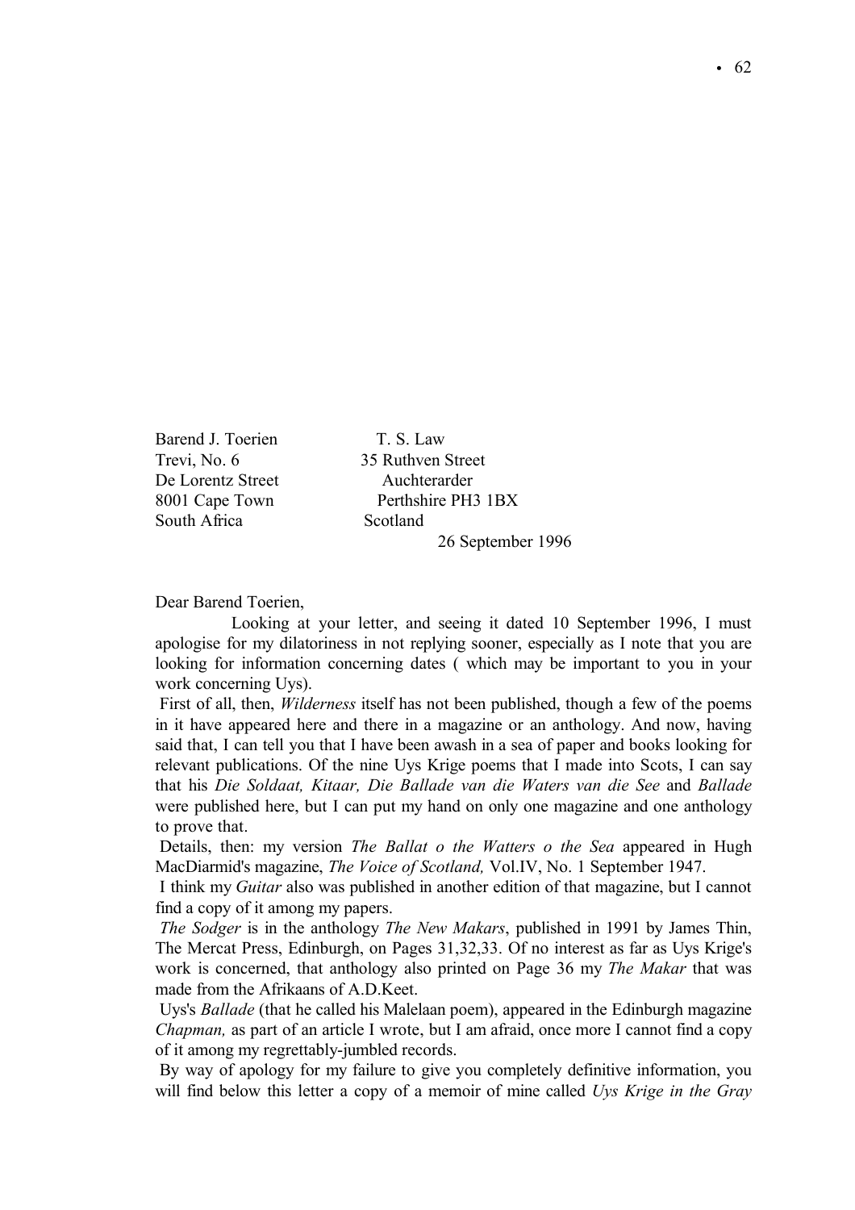Barend J. Toerien  
Trevi, No. 6  
De Lorentz Street  
8001 Cape Town  
South Africa

T. S. Law  
35 Ruthven Street  
Auchterarder  
Perthshire PH3 1BX  
Scotland

26 September 1996

Dear Barend Toerien,

Looking at your letter, and seeing it dated 10 September 1996, I must apologise for my dilatoriness in not replying sooner, especially as I note that you are looking for information concerning dates ( which may be important to you in your work concerning Uys).

First of all, then, *Wilderness* itself has not been published, though a few of the poems in it have appeared here and there in a magazine or an anthology. And now, having said that, I can tell you that I have been awash in a sea of paper and books looking for relevant publications. Of the nine Uys Krige poems that I made into Scots, I can say that his *Die Soldaat, Kitaar, Die Ballade van die Waters van die See* and *Ballade* were published here, but I can put my hand on only one magazine and one anthology to prove that.

Details, then: my version *The Ballat o the Watters o the Sea* appeared in Hugh MacDiarmid's magazine, *The Voice of Scotland,* Vol.IV, No. 1 September 1947.

I think my *Guitar* also was published in another edition of that magazine, but I cannot find a copy of it among my papers.

*The Sodger* is in the anthology *The New Makars*, published in 1991 by James Thin, The Mercat Press, Edinburgh, on Pages 31,32,33. Of no interest as far as Uys Krige's work is concerned, that anthology also printed on Page 36 my *The Makar* that was made from the Afrikaans of A.D.Keet.

Uys's *Ballade* (that he called his Malelaan poem), appeared in the Edinburgh magazine *Chapman,* as part of an article I wrote, but I am afraid, once more I cannot find a copy of it among my regrettably-jumbled records.

By way of apology for my failure to give you completely definitive information, you will find below this letter a copy of a memoir of mine called *Uys Krige in the Gray*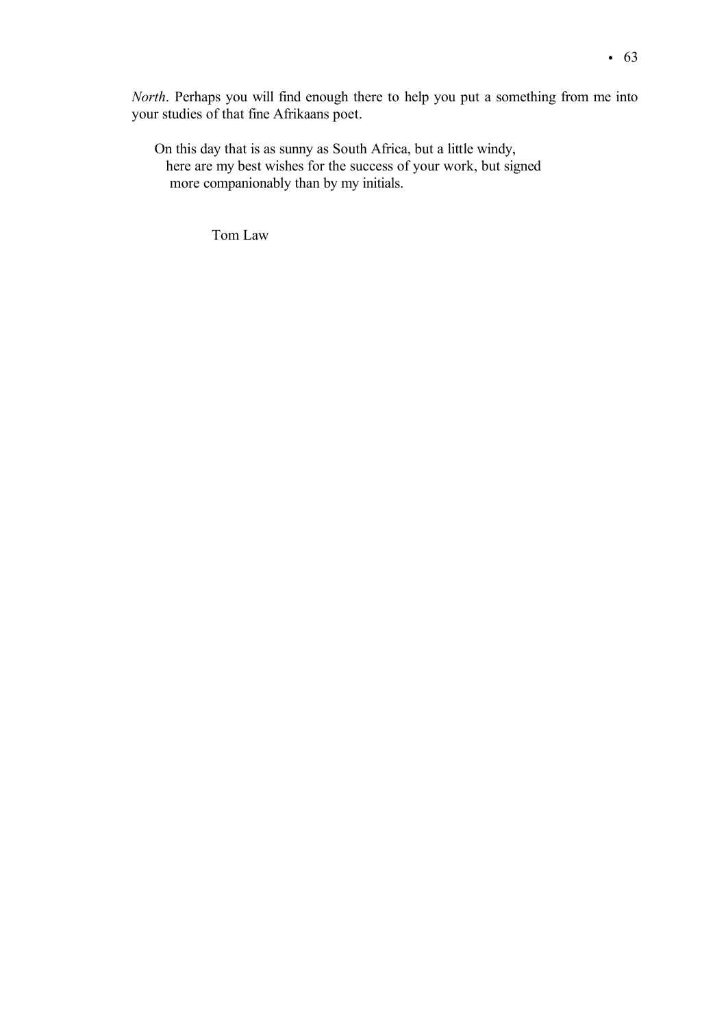*North*. Perhaps you will find enough there to help you put a something from me into your studies of that fine Afrikaans poet.

On this day that is as sunny as South Africa, but a little windy,  
here are my best wishes for the success of your work, but signed  
more companionably than by my initials.

Tom Law